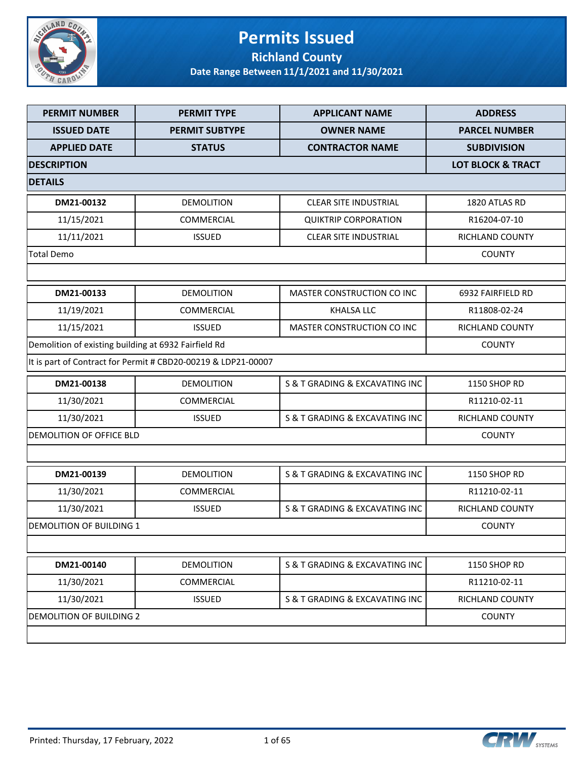# Permits Issued

## Richland County

### Date Range Between 11/1/2021 and 11/30/2021

| PERMIT NUMBER | PERMIT TYPE | APPLICANT NAME | ADDRESS |
|---|---|---|---|
| ISSUED DATE | PERMIT SUBTYPE | OWNER NAME | PARCEL NUMBER |
| APPLIED DATE | STATUS | CONTRACTOR NAME | SUBDIVISION |
| DESCRIPTION | | | LOT BLOCK & TRACT |
| DETAILS | | | |
| DM21-00132 | DEMOLITION | CLEAR SITE INDUSTRIAL | 1820 ATLAS RD |
| 11/15/2021 | COMMERCIAL | QUIKTRIP CORPORATION | R16204-07-10 |
| 11/11/2021 | ISSUED | CLEAR SITE INDUSTRIAL | RICHLAND COUNTY |
| Total Demo | | | COUNTY |
| | | | |
| DM21-00133 | DEMOLITION | MASTER CONSTRUCTION CO INC | 6932 FAIRFIELD RD |
| 11/19/2021 | COMMERCIAL | KHALSA LLC | R11808-02-24 |
| 11/15/2021 | ISSUED | MASTER CONSTRUCTION CO INC | RICHLAND COUNTY |
| Demolition of existing building at 6932 Fairfield Rd | | | COUNTY |
| It is part of Contract for Permit # CBD20-00219 & LDP21-00007 | | | |
| DM21-00138 | DEMOLITION | S & T GRADING & EXCAVATING INC | 1150 SHOP RD |
| 11/30/2021 | COMMERCIAL | | R11210-02-11 |
| 11/30/2021 | ISSUED | S & T GRADING & EXCAVATING INC | RICHLAND COUNTY |
| DEMOLITION OF OFFICE BLD | | | COUNTY |
| | | | |
| DM21-00139 | DEMOLITION | S & T GRADING & EXCAVATING INC | 1150 SHOP RD |
| 11/30/2021 | COMMERCIAL | | R11210-02-11 |
| 11/30/2021 | ISSUED | S & T GRADING & EXCAVATING INC | RICHLAND COUNTY |
| DEMOLITION OF BUILDING 1 | | | COUNTY |
| | | | |
| DM21-00140 | DEMOLITION | S & T GRADING & EXCAVATING INC | 1150 SHOP RD |
| 11/30/2021 | COMMERCIAL | | R11210-02-11 |
| 11/30/2021 | ISSUED | S & T GRADING & EXCAVATING INC | RICHLAND COUNTY |
| DEMOLITION OF BUILDING 2 | | | COUNTY |
| | | | |

Printed: Thursday, 17 February, 2022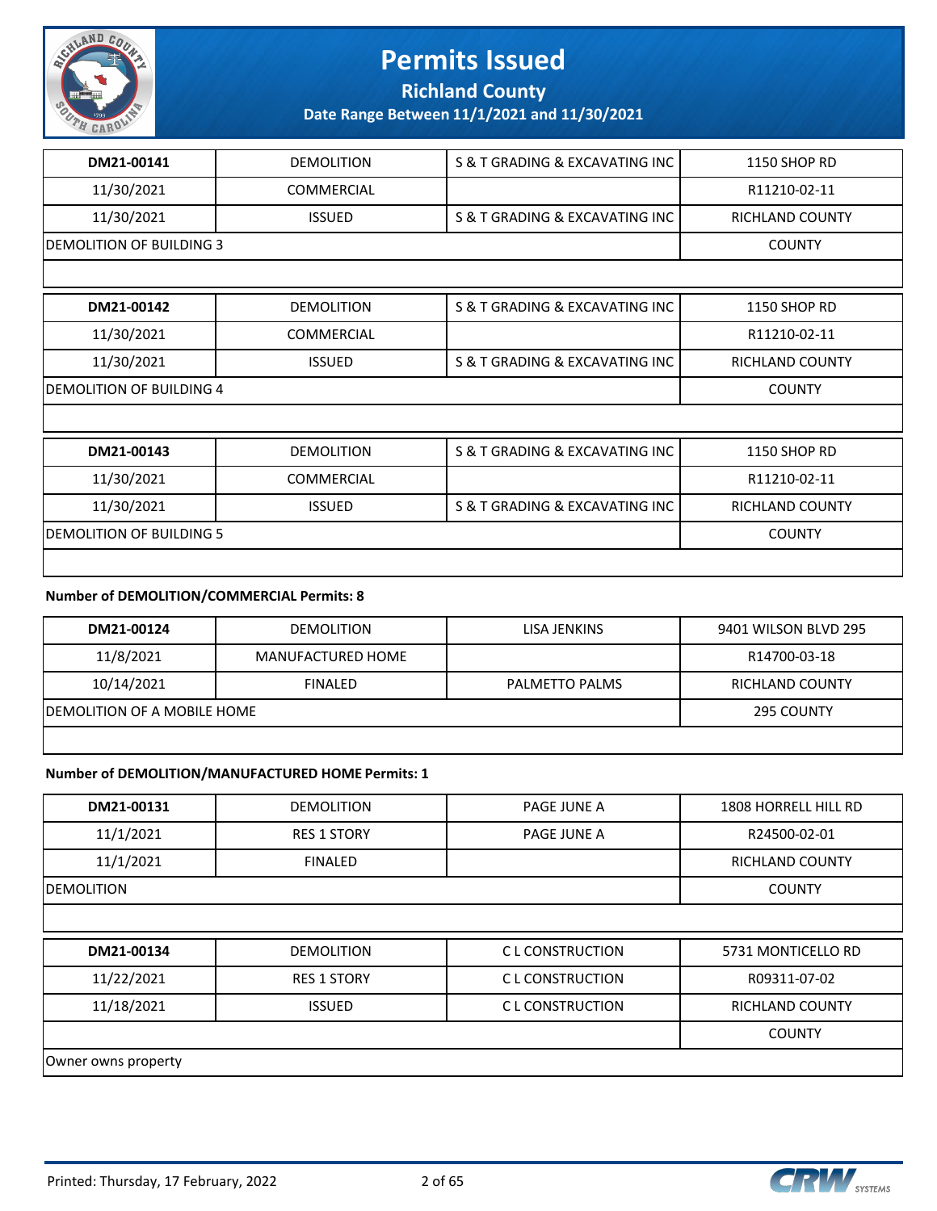# Permits Issued

## Richland County

### Date Range Between 11/1/2021 and 11/30/2021

| DM21-00141 | DEMOLITION | S & T GRADING & EXCAVATING INC | 1150 SHOP RD |
|---|---|---|---|
| 11/30/2021 | COMMERCIAL | | R11210-02-11 |
| 11/30/2021 | ISSUED | S & T GRADING & EXCAVATING INC | RICHLAND COUNTY |
| DEMOLITION OF BUILDING 3 | | | COUNTY |

| DM21-00142 | DEMOLITION | S & T GRADING & EXCAVATING INC | 1150 SHOP RD |
|---|---|---|---|
| 11/30/2021 | COMMERCIAL | | R11210-02-11 |
| 11/30/2021 | ISSUED | S & T GRADING & EXCAVATING INC | RICHLAND COUNTY |
| DEMOLITION OF BUILDING 4 | | | COUNTY |

| DM21-00143 | DEMOLITION | S & T GRADING & EXCAVATING INC | 1150 SHOP RD |
|---|---|---|---|
| 11/30/2021 | COMMERCIAL | | R11210-02-11 |
| 11/30/2021 | ISSUED | S & T GRADING & EXCAVATING INC | RICHLAND COUNTY |
| DEMOLITION OF BUILDING 5 | | | COUNTY |

**Number of DEMOLITION/COMMERCIAL Permits: 8**

| DM21-00124 | DEMOLITION | LISA JENKINS | 9401 WILSON BLVD 295 |
|---|---|---|---|
| 11/8/2021 | MANUFACTURED HOME | | R14700-03-18 |
| 10/14/2021 | FINALED | PALMETTO PALMS | RICHLAND COUNTY |
| DEMOLITION OF A MOBILE HOME | | | 295 COUNTY |

**Number of DEMOLITION/MANUFACTURED HOME Permits: 1**

| DM21-00131 | DEMOLITION | PAGE JUNE A | 1808 HORRELL HILL RD |
|---|---|---|---|
| 11/1/2021 | RES 1 STORY | PAGE JUNE A | R24500-02-01 |
| 11/1/2021 | FINALED | | RICHLAND COUNTY |
| DEMOLITION | | | COUNTY |

| DM21-00134 | DEMOLITION | C L CONSTRUCTION | 5731 MONTICELLO RD |
|---|---|---|---|
| 11/22/2021 | RES 1 STORY | C L CONSTRUCTION | R09311-07-02 |
| 11/18/2021 | ISSUED | C L CONSTRUCTION | RICHLAND COUNTY |
| | | | COUNTY |
| Owner owns property | | | |

Printed: Thursday, 17 February, 2022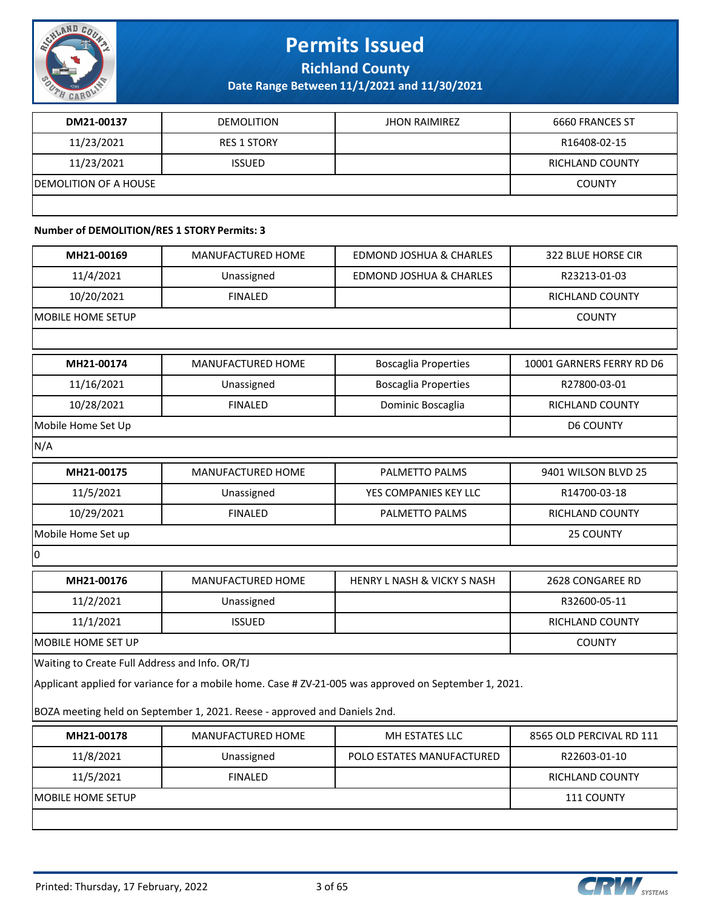# Permits Issued

## Richland County

### Date Range Between 11/1/2021 and 11/30/2021

| DM21-00137 | DEMOLITION | JHON RAIMIREZ | 6660 FRANCES ST |
|---|---|---|---|
| 11/23/2021 | RES 1 STORY | | R16408-02-15 |
| 11/23/2021 | ISSUED | | RICHLAND COUNTY |
| DEMOLITION OF A HOUSE | | | COUNTY |
| | | | |

**Number of DEMOLITION/RES 1 STORY Permits: 3**

| MH21-00169 | MANUFACTURED HOME | EDMOND JOSHUA & CHARLES | 322 BLUE HORSE CIR |
|---|---|---|---|
| 11/4/2021 | Unassigned | EDMOND JOSHUA & CHARLES | R23213-01-03 |
| 10/20/2021 | FINALED | | RICHLAND COUNTY |
| MOBILE HOME SETUP | | | COUNTY |
| | | | |

| MH21-00174 | MANUFACTURED HOME | Boscaglia Properties | 10001 GARNERS FERRY RD D6 |
|---|---|---|---|
| 11/16/2021 | Unassigned | Boscaglia Properties | R27800-03-01 |
| 10/28/2021 | FINALED | Dominic Boscaglia | RICHLAND COUNTY |
| Mobile Home Set Up | | | D6 COUNTY |
| N/A | | | |

| MH21-00175 | MANUFACTURED HOME | PALMETTO PALMS | 9401 WILSON BLVD 25 |
|---|---|---|---|
| 11/5/2021 | Unassigned | YES COMPANIES KEY LLC | R14700-03-18 |
| 10/29/2021 | FINALED | PALMETTO PALMS | RICHLAND COUNTY |
| Mobile Home Set up | | | 25 COUNTY |
| 0 | | | |

| MH21-00176 | MANUFACTURED HOME | HENRY L NASH & VICKY S NASH | 2628 CONGAREE RD |
|---|---|---|---|
| 11/2/2021 | Unassigned | | R32600-05-11 |
| 11/1/2021 | ISSUED | | RICHLAND COUNTY |
| MOBILE HOME SET UP | | | COUNTY |
| Waiting to Create Full Address and Info. OR/TJ<br><br>Applicant applied for variance for a mobile home. Case # ZV-21-005 was approved on September 1, 2021.<br><br>BOZA meeting held on September 1, 2021. Reese - approved and Daniels 2nd. | | | |

| MH21-00178 | MANUFACTURED HOME | MH ESTATES LLC | 8565 OLD PERCIVAL RD 111 |
|---|---|---|---|
| 11/8/2021 | Unassigned | POLO ESTATES MANUFACTURED | R22603-01-10 |
| 11/5/2021 | FINALED | | RICHLAND COUNTY |
| MOBILE HOME SETUP | | | 111 COUNTY |
| | | | |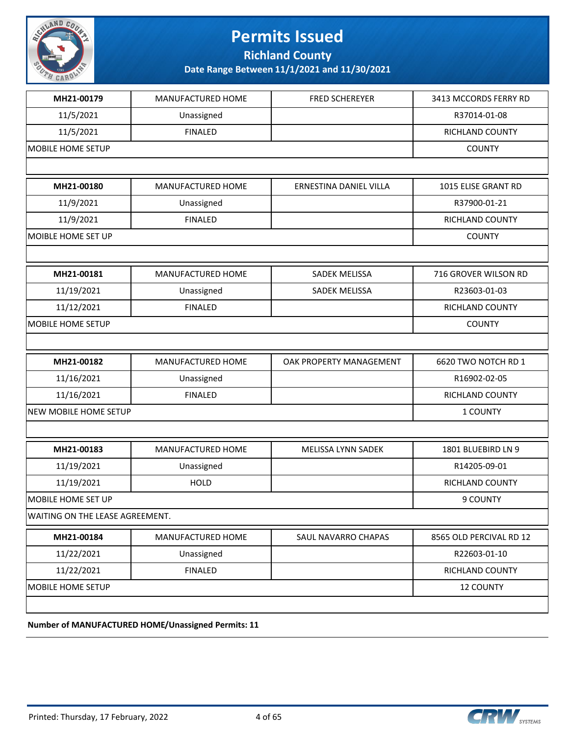# Permits Issued

## Richland County

### Date Range Between 11/1/2021 and 11/30/2021

| | | | |
|---|---|---|---|
| **MH21-00179** | MANUFACTURED HOME | FRED SCHEREYER | 3413 MCCORDS FERRY RD |
| 11/5/2021 | Unassigned | | R37014-01-08 |
| 11/5/2021 | FINALED | | RICHLAND COUNTY |
| MOBILE HOME SETUP | | | COUNTY |
| | | | |
| **MH21-00180** | MANUFACTURED HOME | ERNESTINA DANIEL VILLA | 1015 ELISE GRANT RD |
| 11/9/2021 | Unassigned | | R37900-01-21 |
| 11/9/2021 | FINALED | | RICHLAND COUNTY |
| MOIBLE HOME SET UP | | | COUNTY |
| | | | |
| **MH21-00181** | MANUFACTURED HOME | SADEK MELISSA | 716 GROVER WILSON RD |
| 11/19/2021 | Unassigned | SADEK MELISSA | R23603-01-03 |
| 11/12/2021 | FINALED | | RICHLAND COUNTY |
| MOBILE HOME SETUP | | | COUNTY |
| | | | |
| **MH21-00182** | MANUFACTURED HOME | OAK PROPERTY MANAGEMENT | 6620 TWO NOTCH RD 1 |
| 11/16/2021 | Unassigned | | R16902-02-05 |
| 11/16/2021 | FINALED | | RICHLAND COUNTY |
| NEW MOBILE HOME SETUP | | | 1 COUNTY |
| | | | |
| **MH21-00183** | MANUFACTURED HOME | MELISSA LYNN SADEK | 1801 BLUEBIRD LN 9 |
| 11/19/2021 | Unassigned | | R14205-09-01 |
| 11/19/2021 | HOLD | | RICHLAND COUNTY |
| MOBILE HOME SET UP | | | 9 COUNTY |
| WAITING ON THE LEASE AGREEMENT. | | | |
| **MH21-00184** | MANUFACTURED HOME | SAUL NAVARRO CHAPAS | 8565 OLD PERCIVAL RD 12 |
| 11/22/2021 | Unassigned | | R22603-01-10 |
| 11/22/2021 | FINALED | | RICHLAND COUNTY |
| MOBILE HOME SETUP | | | 12 COUNTY |

**Number of MANUFACTURED HOME/Unassigned Permits: 11**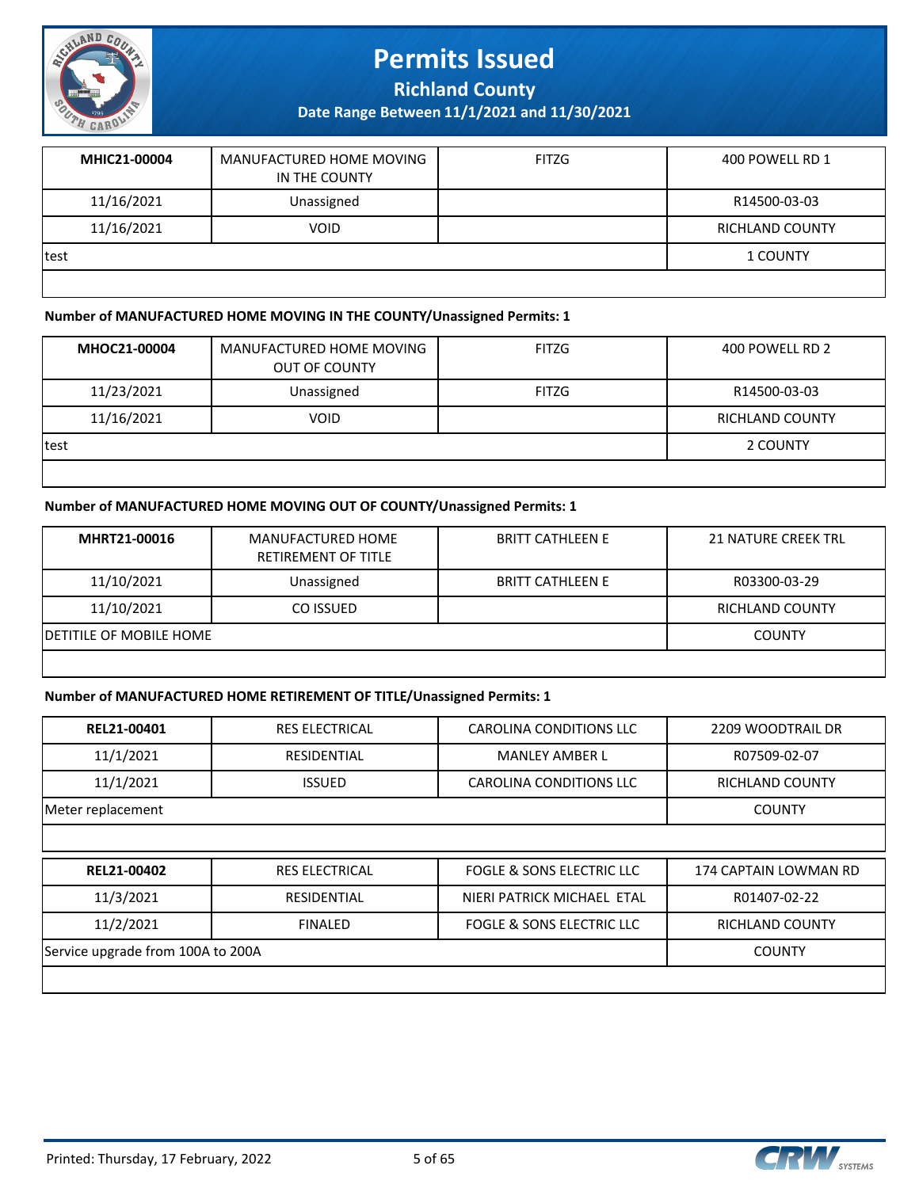| MHIC21-00004 | MANUFACTURED HOME MOVING IN THE COUNTY | FITZG | 400 POWELL RD 1 |
|---|---|---|---|
| 11/16/2021 | Unassigned | | R14500-03-03 |
| 11/16/2021 | VOID | | RICHLAND COUNTY |
| test | | | 1 COUNTY |

**Number of MANUFACTURED HOME MOVING IN THE COUNTY/Unassigned Permits: 1**

| MHOC21-00004 | MANUFACTURED HOME MOVING OUT OF COUNTY | FITZG | 400 POWELL RD 2 |
|---|---|---|---|
| 11/23/2021 | Unassigned | FITZG | R14500-03-03 |
| 11/16/2021 | VOID | | RICHLAND COUNTY |
| test | | | 2 COUNTY |

**Number of MANUFACTURED HOME MOVING OUT OF COUNTY/Unassigned Permits: 1**

| MHRT21-00016 | MANUFACTURED HOME RETIREMENT OF TITLE | BRITT CATHLEEN E | 21 NATURE CREEK TRL |
|---|---|---|---|
| 11/10/2021 | Unassigned | BRITT CATHLEEN E | R03300-03-29 |
| 11/10/2021 | CO ISSUED | | RICHLAND COUNTY |
| DETITILE OF MOBILE HOME | | | COUNTY |

**Number of MANUFACTURED HOME RETIREMENT OF TITLE/Unassigned Permits: 1**

| REL21-00401 | RES ELECTRICAL | CAROLINA CONDITIONS LLC | 2209 WOODTRAIL DR |
|---|---|---|---|
| 11/1/2021 | RESIDENTIAL | MANLEY AMBER L | R07509-02-07 |
| 11/1/2021 | ISSUED | CAROLINA CONDITIONS LLC | RICHLAND COUNTY |
| Meter replacement | | | COUNTY |

| REL21-00402 | RES ELECTRICAL | FOGLE & SONS ELECTRIC LLC | 174 CAPTAIN LOWMAN RD |
|---|---|---|---|
| 11/3/2021 | RESIDENTIAL | NIERI PATRICK MICHAEL ETAL | R01407-02-22 |
| 11/2/2021 | FINALED | FOGLE & SONS ELECTRIC LLC | RICHLAND COUNTY |
| Service upgrade from 100A to 200A | | | COUNTY |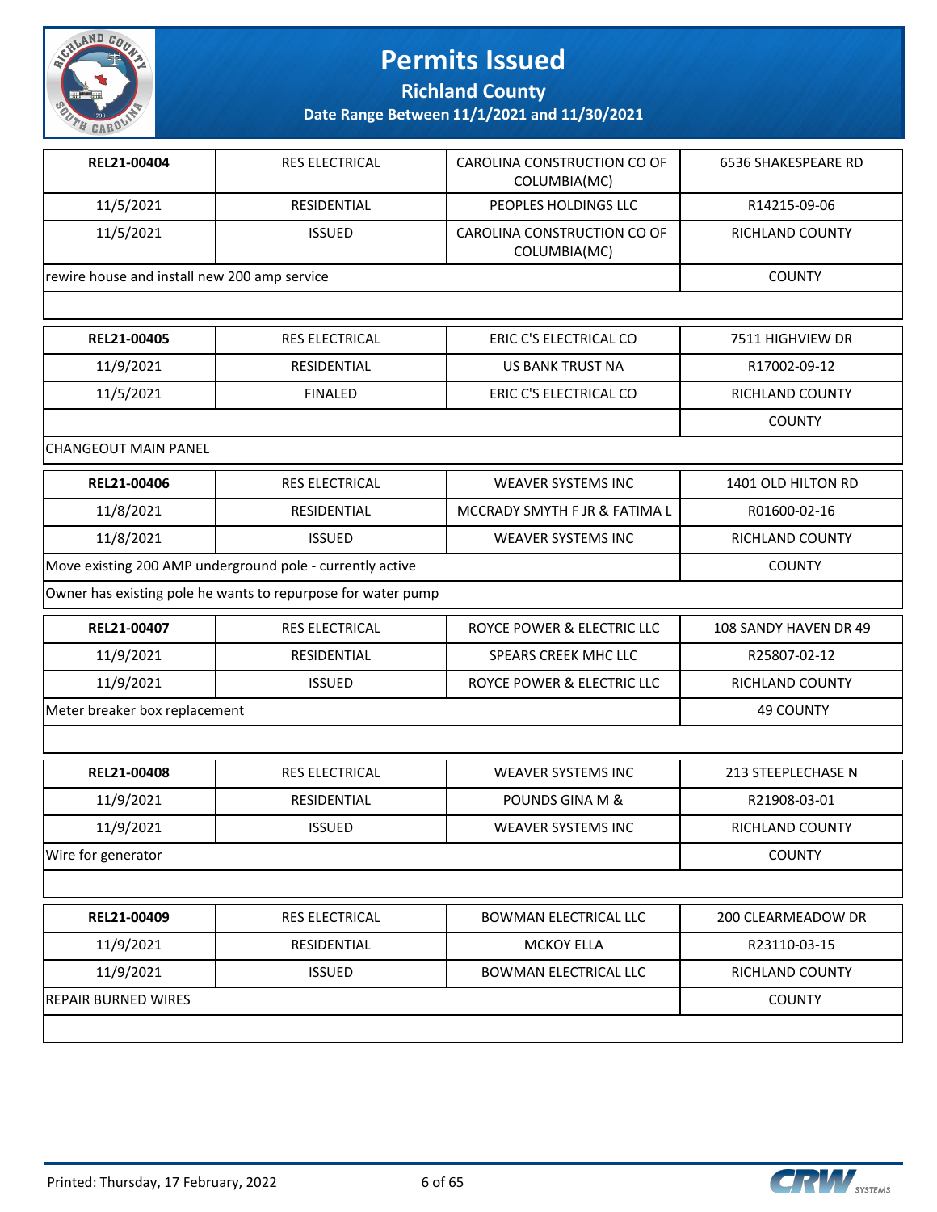# Permits Issued

## Richland County

### Date Range Between 11/1/2021 and 11/30/2021

| | | | |
|---|---|---|---|
| **REL21-00404** | RES ELECTRICAL | CAROLINA CONSTRUCTION CO OF COLUMBIA(MC) | 6536 SHAKESPEARE RD |
| 11/5/2021 | RESIDENTIAL | PEOPLES HOLDINGS LLC | R14215-09-06 |
| 11/5/2021 | ISSUED | CAROLINA CONSTRUCTION CO OF COLUMBIA(MC) | RICHLAND COUNTY |
| rewire house and install new 200 amp service | | | COUNTY |

| | | | |
|---|---|---|---|
| **REL21-00405** | RES ELECTRICAL | ERIC C'S ELECTRICAL CO | 7511 HIGHVIEW DR |
| 11/9/2021 | RESIDENTIAL | US BANK TRUST NA | R17002-09-12 |
| 11/5/2021 | FINALED | ERIC C'S ELECTRICAL CO | RICHLAND COUNTY |
| | | | COUNTY |
| CHANGEOUT MAIN PANEL | | | |

| | | | |
|---|---|---|---|
| **REL21-00406** | RES ELECTRICAL | WEAVER SYSTEMS INC | 1401 OLD HILTON RD |
| 11/8/2021 | RESIDENTIAL | MCCRADY SMYTH F JR & FATIMA L | R01600-02-16 |
| 11/8/2021 | ISSUED | WEAVER SYSTEMS INC | RICHLAND COUNTY |
| Move existing 200 AMP underground pole - currently active | | | COUNTY |
| Owner has existing pole he wants to repurpose for water pump | | | |

| | | | |
|---|---|---|---|
| **REL21-00407** | RES ELECTRICAL | ROYCE POWER & ELECTRIC LLC | 108 SANDY HAVEN DR 49 |
| 11/9/2021 | RESIDENTIAL | SPEARS CREEK MHC LLC | R25807-02-12 |
| 11/9/2021 | ISSUED | ROYCE POWER & ELECTRIC LLC | RICHLAND COUNTY |
| Meter breaker box replacement | | | 49 COUNTY |

| | | | |
|---|---|---|---|
| **REL21-00408** | RES ELECTRICAL | WEAVER SYSTEMS INC | 213 STEEPLECHASE N |
| 11/9/2021 | RESIDENTIAL | POUNDS GINA M & | R21908-03-01 |
| 11/9/2021 | ISSUED | WEAVER SYSTEMS INC | RICHLAND COUNTY |
| Wire for generator | | | COUNTY |

| | | | |
|---|---|---|---|
| **REL21-00409** | RES ELECTRICAL | BOWMAN ELECTRICAL LLC | 200 CLEARMEADOW DR |
| 11/9/2021 | RESIDENTIAL | MCKOY ELLA | R23110-03-15 |
| 11/9/2021 | ISSUED | BOWMAN ELECTRICAL LLC | RICHLAND COUNTY |
| REPAIR BURNED WIRES | | | COUNTY |

Printed: Thursday, 17 February, 2022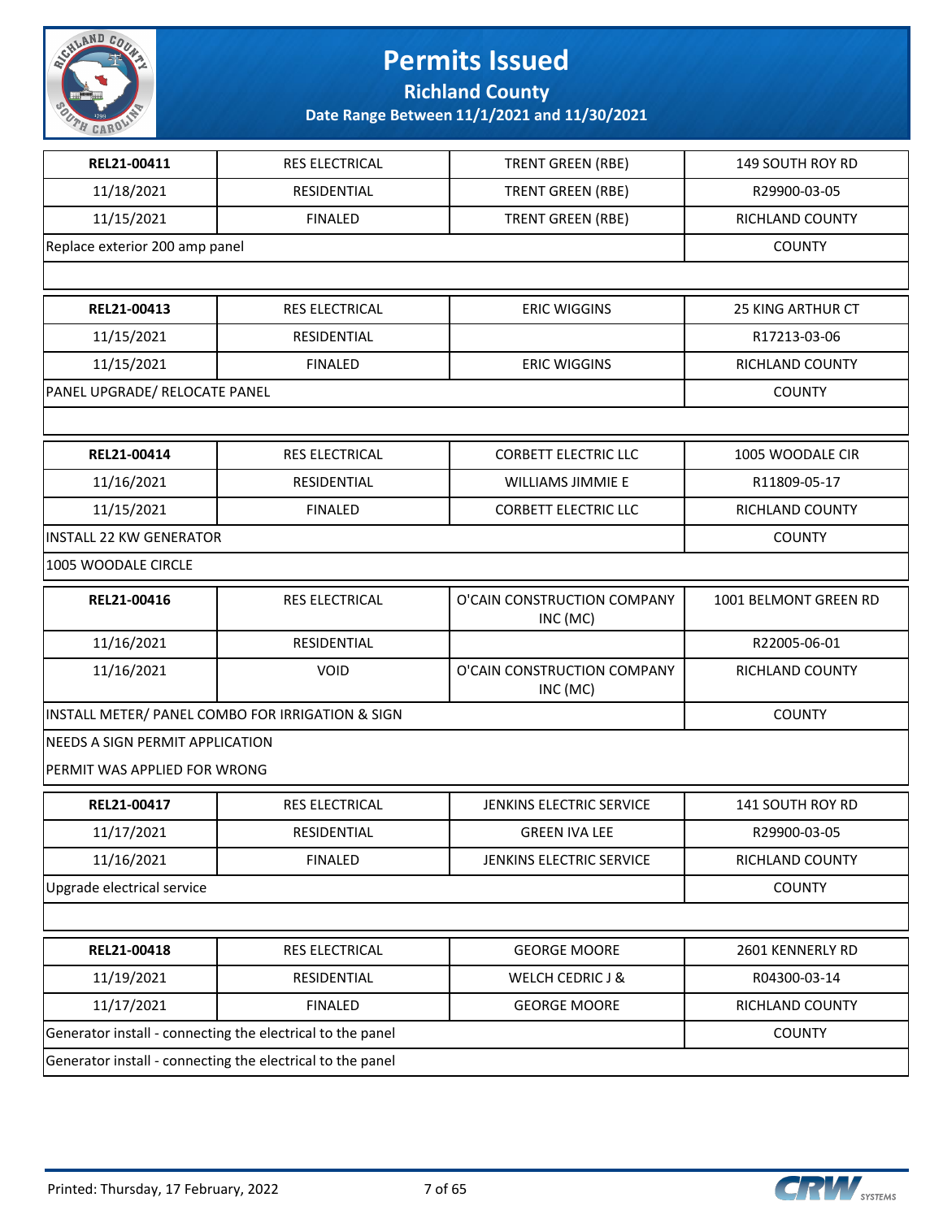# Permits Issued

## Richland County

### Date Range Between 11/1/2021 and 11/30/2021

| REL21-00411 | RES ELECTRICAL | TRENT GREEN (RBE) | 149 SOUTH ROY RD |
|---|---|---|---|
| 11/18/2021 | RESIDENTIAL | TRENT GREEN (RBE) | R29900-03-05 |
| 11/15/2021 | FINALED | TRENT GREEN (RBE) | RICHLAND COUNTY |
| Replace exterior 200 amp panel | | | COUNTY |

| REL21-00413 | RES ELECTRICAL | ERIC WIGGINS | 25 KING ARTHUR CT |
|---|---|---|---|
| 11/15/2021 | RESIDENTIAL | | R17213-03-06 |
| 11/15/2021 | FINALED | ERIC WIGGINS | RICHLAND COUNTY |
| PANEL UPGRADE/ RELOCATE PANEL | | | COUNTY |

| REL21-00414 | RES ELECTRICAL | CORBETT ELECTRIC LLC | 1005 WOODALE CIR |
|---|---|---|---|
| 11/16/2021 | RESIDENTIAL | WILLIAMS JIMMIE E | R11809-05-17 |
| 11/15/2021 | FINALED | CORBETT ELECTRIC LLC | RICHLAND COUNTY |
| INSTALL 22 KW GENERATOR | | | COUNTY |

1005 WOODALE CIRCLE

| REL21-00416 | RES ELECTRICAL | O'CAIN CONSTRUCTION COMPANY INC (MC) | 1001 BELMONT GREEN RD |
|---|---|---|---|
| 11/16/2021 | RESIDENTIAL | | R22005-06-01 |
| 11/16/2021 | VOID | O'CAIN CONSTRUCTION COMPANY INC (MC) | RICHLAND COUNTY |
| INSTALL METER/ PANEL COMBO FOR IRRIGATION & SIGN | | | COUNTY |

NEEDS A SIGN PERMIT APPLICATION

PERMIT WAS APPLIED FOR WRONG

| REL21-00417 | RES ELECTRICAL | JENKINS ELECTRIC SERVICE | 141 SOUTH ROY RD |
|---|---|---|---|
| 11/17/2021 | RESIDENTIAL | GREEN IVA LEE | R29900-03-05 |
| 11/16/2021 | FINALED | JENKINS ELECTRIC SERVICE | RICHLAND COUNTY |
| Upgrade electrical service | | | COUNTY |

| REL21-00418 | RES ELECTRICAL | GEORGE MOORE | 2601 KENNERLY RD |
|---|---|---|---|
| 11/19/2021 | RESIDENTIAL | WELCH CEDRIC J & | R04300-03-14 |
| 11/17/2021 | FINALED | GEORGE MOORE | RICHLAND COUNTY |
| Generator install - connecting the electrical to the panel | | | COUNTY |

Generator install - connecting the electrical to the panel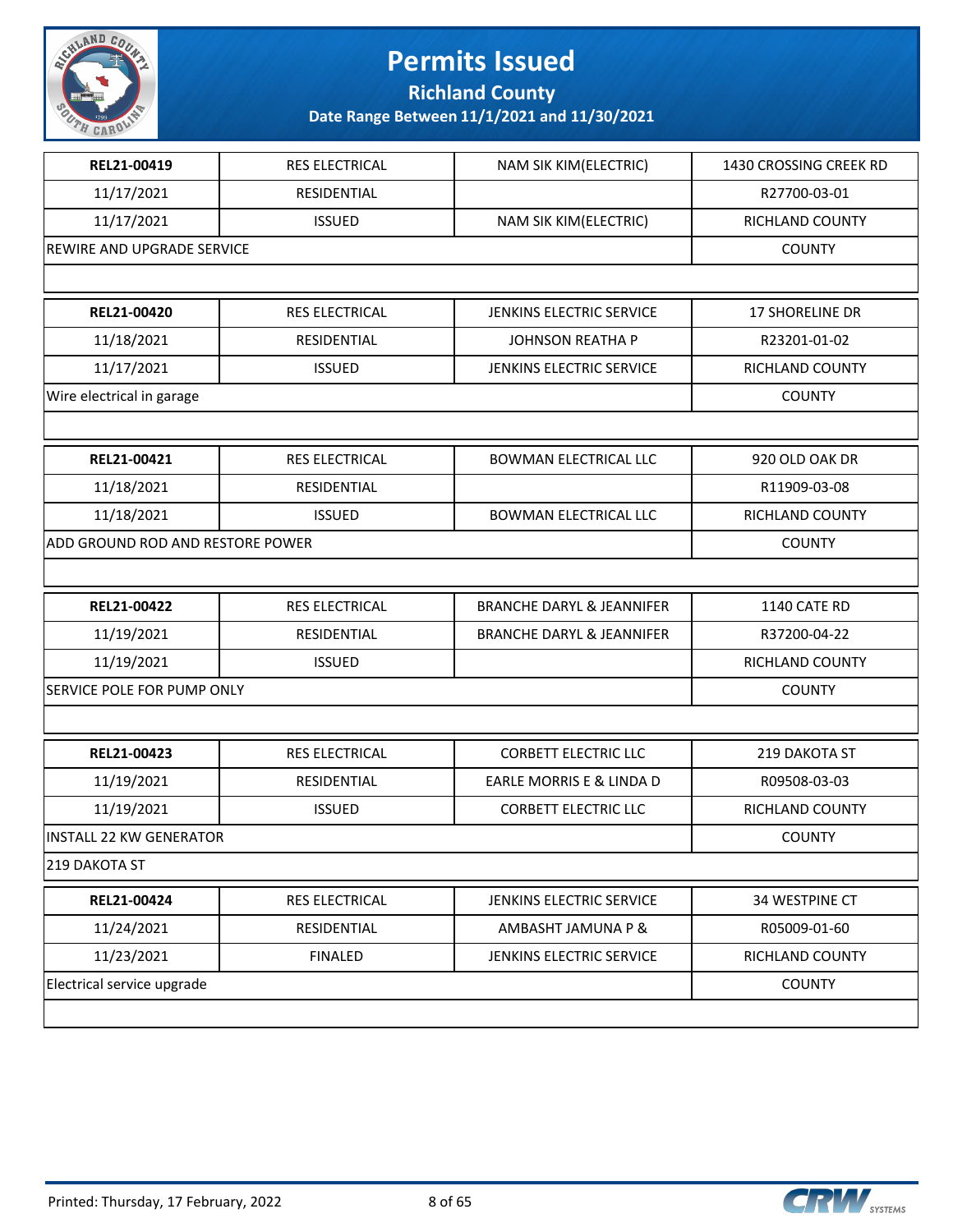# Permits Issued

## Richland County

### Date Range Between 11/1/2021 and 11/30/2021

| REL21-00419 | RES ELECTRICAL | NAM SIK KIM(ELECTRIC) | 1430 CROSSING CREEK RD |
|---|---|---|---|
| 11/17/2021 | RESIDENTIAL | | R27700-03-01 |
| 11/17/2021 | ISSUED | NAM SIK KIM(ELECTRIC) | RICHLAND COUNTY |
| REWIRE AND UPGRADE SERVICE | | | COUNTY |
| | | | |

| REL21-00420 | RES ELECTRICAL | JENKINS ELECTRIC SERVICE | 17 SHORELINE DR |
|---|---|---|---|
| 11/18/2021 | RESIDENTIAL | JOHNSON REATHA P | R23201-01-02 |
| 11/17/2021 | ISSUED | JENKINS ELECTRIC SERVICE | RICHLAND COUNTY |
| Wire electrical in garage | | | COUNTY |
| | | | |

| REL21-00421 | RES ELECTRICAL | BOWMAN ELECTRICAL LLC | 920 OLD OAK DR |
|---|---|---|---|
| 11/18/2021 | RESIDENTIAL | | R11909-03-08 |
| 11/18/2021 | ISSUED | BOWMAN ELECTRICAL LLC | RICHLAND COUNTY |
| ADD GROUND ROD AND RESTORE POWER | | | COUNTY |
| | | | |

| REL21-00422 | RES ELECTRICAL | BRANCHE DARYL & JEANNIFER | 1140 CATE RD |
|---|---|---|---|
| 11/19/2021 | RESIDENTIAL | BRANCHE DARYL & JEANNIFER | R37200-04-22 |
| 11/19/2021 | ISSUED | | RICHLAND COUNTY |
| SERVICE POLE FOR PUMP ONLY | | | COUNTY |
| | | | |

| REL21-00423 | RES ELECTRICAL | CORBETT ELECTRIC LLC | 219 DAKOTA ST |
|---|---|---|---|
| 11/19/2021 | RESIDENTIAL | EARLE MORRIS E & LINDA D | R09508-03-03 |
| 11/19/2021 | ISSUED | CORBETT ELECTRIC LLC | RICHLAND COUNTY |
| INSTALL 22 KW GENERATOR | | | COUNTY |
| 219 DAKOTA ST | | | |

| REL21-00424 | RES ELECTRICAL | JENKINS ELECTRIC SERVICE | 34 WESTPINE CT |
|---|---|---|---|
| 11/24/2021 | RESIDENTIAL | AMBASHT JAMUNA P & | R05009-01-60 |
| 11/23/2021 | FINALED | JENKINS ELECTRIC SERVICE | RICHLAND COUNTY |
| Electrical service upgrade | | | COUNTY |
| | | | |

Printed: Thursday, 17 February, 2022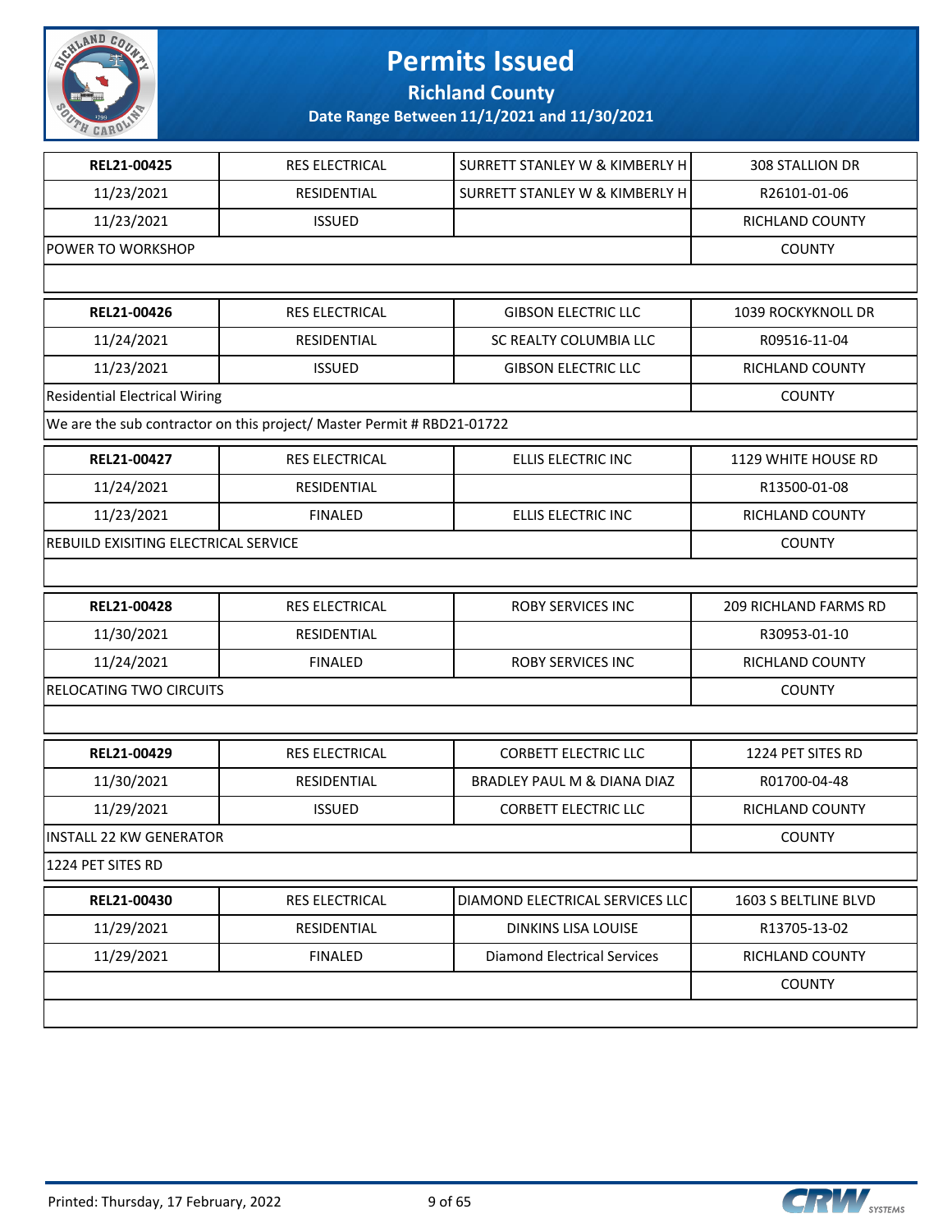# Permits Issued

## Richland County

### Date Range Between 11/1/2021 and 11/30/2021

| | | | |
|---|---|---|---|
| **REL21-00425** | RES ELECTRICAL | SURRETT STANLEY W & KIMBERLY H | 308 STALLION DR |
| 11/23/2021 | RESIDENTIAL | SURRETT STANLEY W & KIMBERLY H | R26101-01-06 |
| 11/23/2021 | ISSUED | | RICHLAND COUNTY |
| POWER TO WORKSHOP | | | COUNTY |
| | | | |
| **REL21-00426** | RES ELECTRICAL | GIBSON ELECTRIC LLC | 1039 ROCKYKNOLL DR |
| 11/24/2021 | RESIDENTIAL | SC REALTY COLUMBIA LLC | R09516-11-04 |
| 11/23/2021 | ISSUED | GIBSON ELECTRIC LLC | RICHLAND COUNTY |
| Residential Electrical Wiring | | | COUNTY |
| We are the sub contractor on this project/ Master Permit # RBD21-01722 | | | |
| **REL21-00427** | RES ELECTRICAL | ELLIS ELECTRIC INC | 1129 WHITE HOUSE RD |
| 11/24/2021 | RESIDENTIAL | | R13500-01-08 |
| 11/23/2021 | FINALED | ELLIS ELECTRIC INC | RICHLAND COUNTY |
| REBUILD EXISITING ELECTRICAL SERVICE | | | COUNTY |
| | | | |
| **REL21-00428** | RES ELECTRICAL | ROBY SERVICES INC | 209 RICHLAND FARMS RD |
| 11/30/2021 | RESIDENTIAL | | R30953-01-10 |
| 11/24/2021 | FINALED | ROBY SERVICES INC | RICHLAND COUNTY |
| RELOCATING TWO CIRCUITS | | | COUNTY |
| | | | |
| **REL21-00429** | RES ELECTRICAL | CORBETT ELECTRIC LLC | 1224 PET SITES RD |
| 11/30/2021 | RESIDENTIAL | BRADLEY PAUL M & DIANA DIAZ | R01700-04-48 |
| 11/29/2021 | ISSUED | CORBETT ELECTRIC LLC | RICHLAND COUNTY |
| INSTALL 22 KW GENERATOR | | | COUNTY |
| 1224 PET SITES RD | | | |
| **REL21-00430** | RES ELECTRICAL | DIAMOND ELECTRICAL SERVICES LLC | 1603 S BELTLINE BLVD |
| 11/29/2021 | RESIDENTIAL | DINKINS LISA LOUISE | R13705-13-02 |
| 11/29/2021 | FINALED | Diamond Electrical Services | RICHLAND COUNTY |
| | | | COUNTY |
| | | | |

Printed: Thursday, 17 February, 2022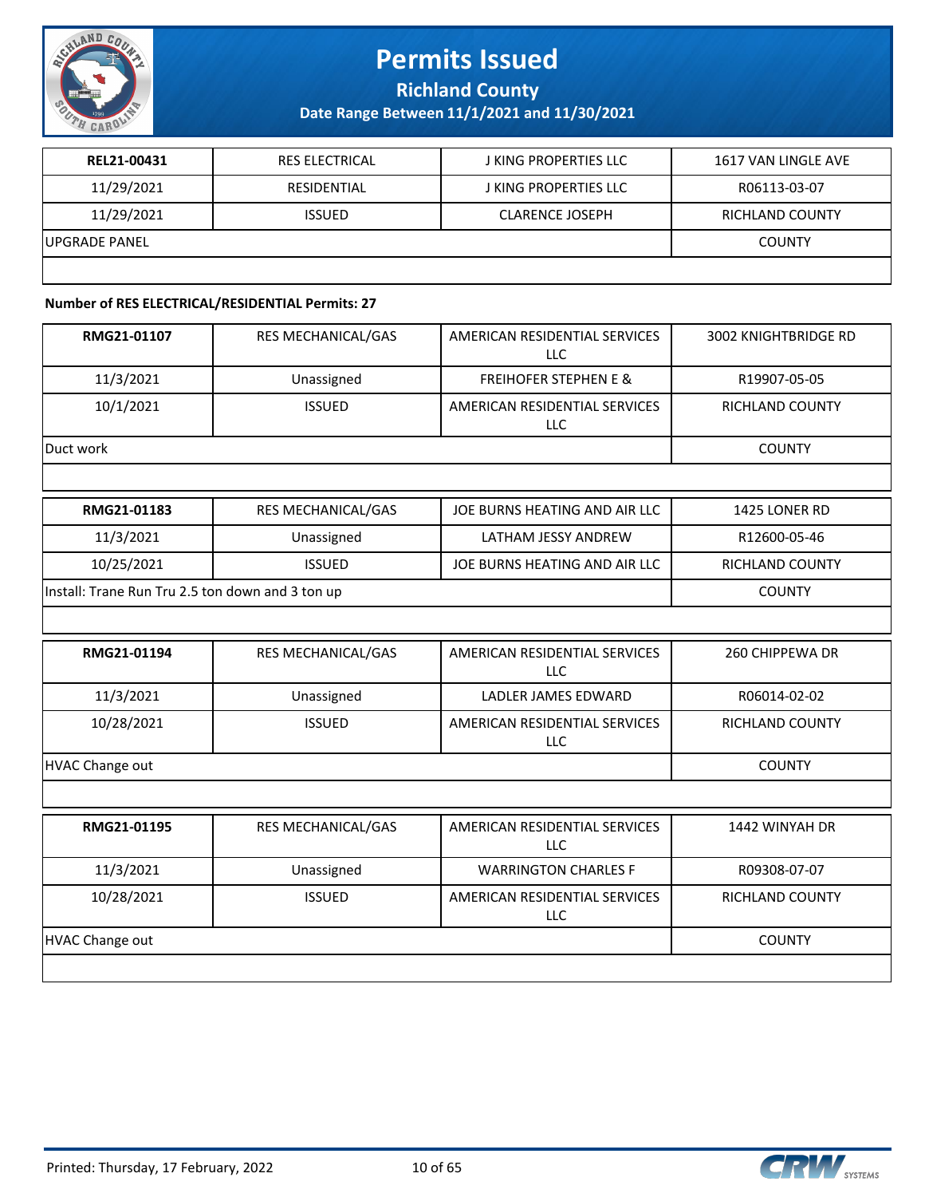| REL21-00431 | RES ELECTRICAL | J KING PROPERTIES LLC | 1617 VAN LINGLE AVE |
|---|---|---|---|
| 11/29/2021 | RESIDENTIAL | J KING PROPERTIES LLC | R06113-03-07 |
| 11/29/2021 | ISSUED | CLARENCE JOSEPH | RICHLAND COUNTY |
| UPGRADE PANEL | | | COUNTY |

**Number of RES ELECTRICAL/RESIDENTIAL Permits: 27**

| RMG21-01107 | RES MECHANICAL/GAS | AMERICAN RESIDENTIAL SERVICES LLC | 3002 KNIGHTBRIDGE RD |
|---|---|---|---|
| 11/3/2021 | Unassigned | FREIHOFER STEPHEN E & | R19907-05-05 |
| 10/1/2021 | ISSUED | AMERICAN RESIDENTIAL SERVICES LLC | RICHLAND COUNTY |
| Duct work | | | COUNTY |

| RMG21-01183 | RES MECHANICAL/GAS | JOE BURNS HEATING AND AIR LLC | 1425 LONER RD |
|---|---|---|---|
| 11/3/2021 | Unassigned | LATHAM JESSY ANDREW | R12600-05-46 |
| 10/25/2021 | ISSUED | JOE BURNS HEATING AND AIR LLC | RICHLAND COUNTY |
| Install: Trane Run Tru 2.5 ton down and 3 ton up | | | COUNTY |

| RMG21-01194 | RES MECHANICAL/GAS | AMERICAN RESIDENTIAL SERVICES LLC | 260 CHIPPEWA DR |
|---|---|---|---|
| 11/3/2021 | Unassigned | LADLER JAMES EDWARD | R06014-02-02 |
| 10/28/2021 | ISSUED | AMERICAN RESIDENTIAL SERVICES LLC | RICHLAND COUNTY |
| HVAC Change out | | | COUNTY |

| RMG21-01195 | RES MECHANICAL/GAS | AMERICAN RESIDENTIAL SERVICES LLC | 1442 WINYAH DR |
|---|---|---|---|
| 11/3/2021 | Unassigned | WARRINGTON CHARLES F | R09308-07-07 |
| 10/28/2021 | ISSUED | AMERICAN RESIDENTIAL SERVICES LLC | RICHLAND COUNTY |
| HVAC Change out | | | COUNTY |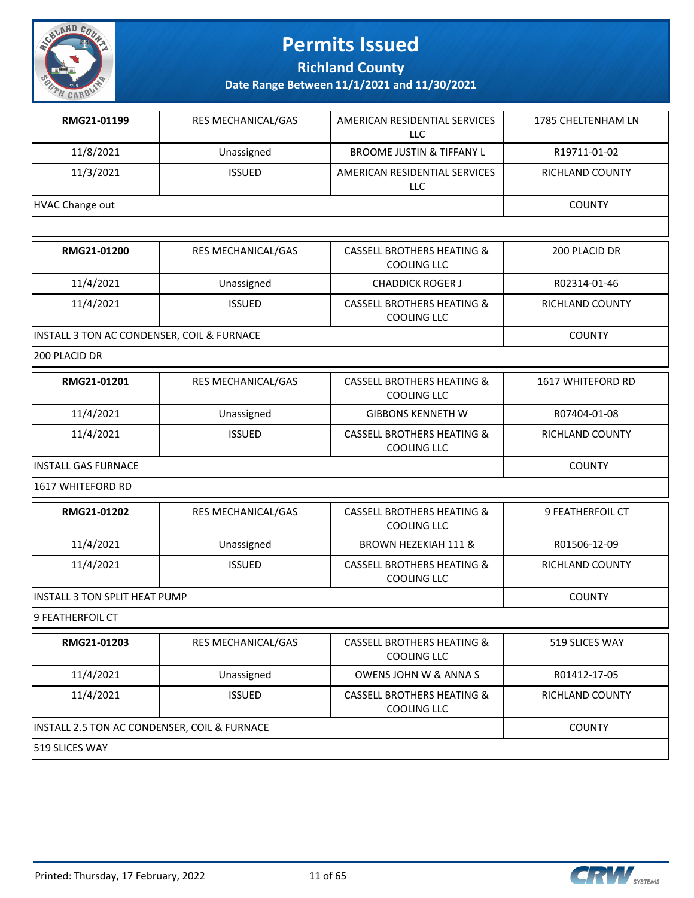# Permits Issued

## Richland County

### Date Range Between 11/1/2021 and 11/30/2021

| RMG21-01199 | RES MECHANICAL/GAS | AMERICAN RESIDENTIAL SERVICES LLC | 1785 CHELTENHAM LN |
|---|---|---|---|
| 11/8/2021 | Unassigned | BROOME JUSTIN & TIFFANY L | R19711-01-02 |
| 11/3/2021 | ISSUED | AMERICAN RESIDENTIAL SERVICES LLC | RICHLAND COUNTY |
| HVAC Change out | | | COUNTY |

| RMG21-01200 | RES MECHANICAL/GAS | CASSELL BROTHERS HEATING & COOLING LLC | 200 PLACID DR |
|---|---|---|---|
| 11/4/2021 | Unassigned | CHADDICK ROGER J | R02314-01-46 |
| 11/4/2021 | ISSUED | CASSELL BROTHERS HEATING & COOLING LLC | RICHLAND COUNTY |
| INSTALL 3 TON AC CONDENSER, COIL & FURNACE | | | COUNTY |
| 200 PLACID DR | | | |

| RMG21-01201 | RES MECHANICAL/GAS | CASSELL BROTHERS HEATING & COOLING LLC | 1617 WHITEFORD RD |
|---|---|---|---|
| 11/4/2021 | Unassigned | GIBBONS KENNETH W | R07404-01-08 |
| 11/4/2021 | ISSUED | CASSELL BROTHERS HEATING & COOLING LLC | RICHLAND COUNTY |
| INSTALL GAS FURNACE | | | COUNTY |
| 1617 WHITEFORD RD | | | |

| RMG21-01202 | RES MECHANICAL/GAS | CASSELL BROTHERS HEATING & COOLING LLC | 9 FEATHERFOIL CT |
|---|---|---|---|
| 11/4/2021 | Unassigned | BROWN HEZEKIAH 111 & | R01506-12-09 |
| 11/4/2021 | ISSUED | CASSELL BROTHERS HEATING & COOLING LLC | RICHLAND COUNTY |
| INSTALL 3 TON SPLIT HEAT PUMP | | | COUNTY |
| 9 FEATHERFOIL CT | | | |

| RMG21-01203 | RES MECHANICAL/GAS | CASSELL BROTHERS HEATING & COOLING LLC | 519 SLICES WAY |
|---|---|---|---|
| 11/4/2021 | Unassigned | OWENS JOHN W & ANNA S | R01412-17-05 |
| 11/4/2021 | ISSUED | CASSELL BROTHERS HEATING & COOLING LLC | RICHLAND COUNTY |
| INSTALL 2.5 TON AC CONDENSER, COIL & FURNACE | | | COUNTY |
| 519 SLICES WAY | | | |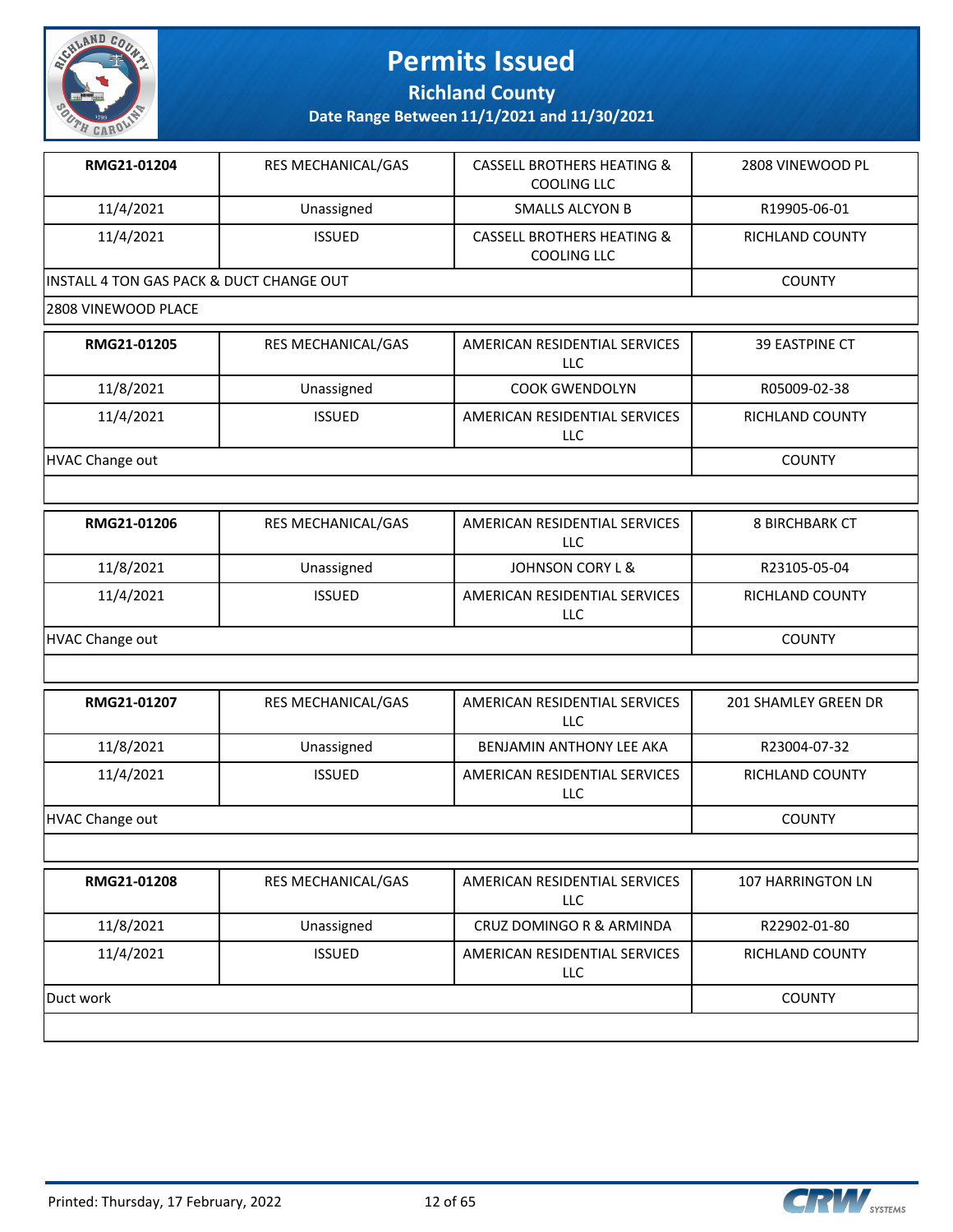# Permits Issued

## Richland County

### Date Range Between 11/1/2021 and 11/30/2021

| RMG21-01204 | RES MECHANICAL/GAS | CASSELL BROTHERS HEATING & COOLING LLC | 2808 VINEWOOD PL |
|---|---|---|---|
| 11/4/2021 | Unassigned | SMALLS ALCYON B | R19905-06-01 |
| 11/4/2021 | ISSUED | CASSELL BROTHERS HEATING & COOLING LLC | RICHLAND COUNTY |
| INSTALL 4 TON GAS PACK & DUCT CHANGE OUT | | | COUNTY |
| 2808 VINEWOOD PLACE | | | |

| RMG21-01205 | RES MECHANICAL/GAS | AMERICAN RESIDENTIAL SERVICES LLC | 39 EASTPINE CT |
|---|---|---|---|
| 11/8/2021 | Unassigned | COOK GWENDOLYN | R05009-02-38 |
| 11/4/2021 | ISSUED | AMERICAN RESIDENTIAL SERVICES LLC | RICHLAND COUNTY |
| HVAC Change out | | | COUNTY |
| | | | |

| RMG21-01206 | RES MECHANICAL/GAS | AMERICAN RESIDENTIAL SERVICES LLC | 8 BIRCHBARK CT |
|---|---|---|---|
| 11/8/2021 | Unassigned | JOHNSON CORY L & | R23105-05-04 |
| 11/4/2021 | ISSUED | AMERICAN RESIDENTIAL SERVICES LLC | RICHLAND COUNTY |
| HVAC Change out | | | COUNTY |
| | | | |

| RMG21-01207 | RES MECHANICAL/GAS | AMERICAN RESIDENTIAL SERVICES LLC | 201 SHAMLEY GREEN DR |
|---|---|---|---|
| 11/8/2021 | Unassigned | BENJAMIN ANTHONY LEE AKA | R23004-07-32 |
| 11/4/2021 | ISSUED | AMERICAN RESIDENTIAL SERVICES LLC | RICHLAND COUNTY |
| HVAC Change out | | | COUNTY |
| | | | |

| RMG21-01208 | RES MECHANICAL/GAS | AMERICAN RESIDENTIAL SERVICES LLC | 107 HARRINGTON LN |
|---|---|---|---|
| 11/8/2021 | Unassigned | CRUZ DOMINGO R & ARMINDA | R22902-01-80 |
| 11/4/2021 | ISSUED | AMERICAN RESIDENTIAL SERVICES LLC | RICHLAND COUNTY |
| Duct work | | | COUNTY |
| | | | |

Printed: Thursday, 17 February, 2022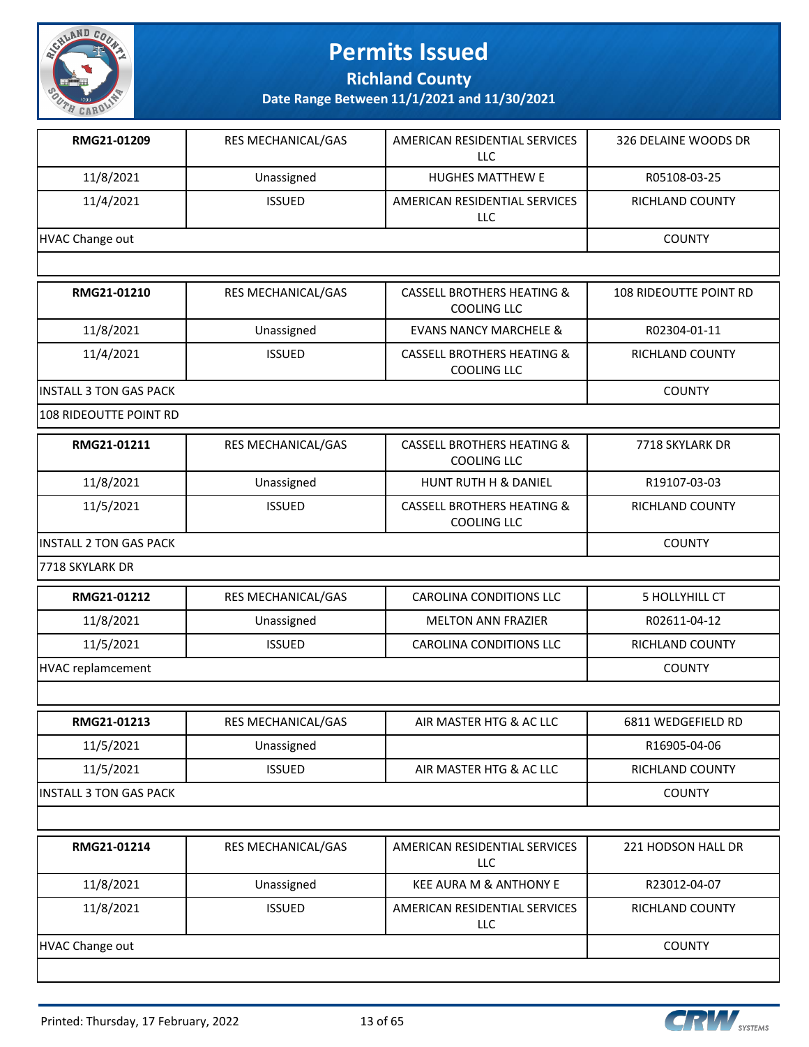# Permits Issued

## Richland County

### Date Range Between 11/1/2021 and 11/30/2021

| RMG21-01209 | RES MECHANICAL/GAS | AMERICAN RESIDENTIAL SERVICES LLC | 326 DELAINE WOODS DR |
|---|---|---|---|
| 11/8/2021 | Unassigned | HUGHES MATTHEW E | R05108-03-25 |
| 11/4/2021 | ISSUED | AMERICAN RESIDENTIAL SERVICES LLC | RICHLAND COUNTY |
| HVAC Change out | | | COUNTY |
| | | | |

| RMG21-01210 | RES MECHANICAL/GAS | CASSELL BROTHERS HEATING & COOLING LLC | 108 RIDEOUTTE POINT RD |
|---|---|---|---|
| 11/8/2021 | Unassigned | EVANS NANCY MARCHELE & | R02304-01-11 |
| 11/4/2021 | ISSUED | CASSELL BROTHERS HEATING & COOLING LLC | RICHLAND COUNTY |
| INSTALL 3 TON GAS PACK | | | COUNTY |
| 108 RIDEOUTTE POINT RD | | | |

| RMG21-01211 | RES MECHANICAL/GAS | CASSELL BROTHERS HEATING & COOLING LLC | 7718 SKYLARK DR |
|---|---|---|---|
| 11/8/2021 | Unassigned | HUNT RUTH H & DANIEL | R19107-03-03 |
| 11/5/2021 | ISSUED | CASSELL BROTHERS HEATING & COOLING LLC | RICHLAND COUNTY |
| INSTALL 2 TON GAS PACK | | | COUNTY |
| 7718 SKYLARK DR | | | |

| RMG21-01212 | RES MECHANICAL/GAS | CAROLINA CONDITIONS LLC | 5 HOLLYHILL CT |
|---|---|---|---|
| 11/8/2021 | Unassigned | MELTON ANN FRAZIER | R02611-04-12 |
| 11/5/2021 | ISSUED | CAROLINA CONDITIONS LLC | RICHLAND COUNTY |
| HVAC replamcement | | | COUNTY |
| | | | |

| RMG21-01213 | RES MECHANICAL/GAS | AIR MASTER HTG & AC LLC | 6811 WEDGEFIELD RD |
|---|---|---|---|
| 11/5/2021 | Unassigned | | R16905-04-06 |
| 11/5/2021 | ISSUED | AIR MASTER HTG & AC LLC | RICHLAND COUNTY |
| INSTALL 3 TON GAS PACK | | | COUNTY |
| | | | |

| RMG21-01214 | RES MECHANICAL/GAS | AMERICAN RESIDENTIAL SERVICES LLC | 221 HODSON HALL DR |
|---|---|---|---|
| 11/8/2021 | Unassigned | KEE AURA M & ANTHONY E | R23012-04-07 |
| 11/8/2021 | ISSUED | AMERICAN RESIDENTIAL SERVICES LLC | RICHLAND COUNTY |
| HVAC Change out | | | COUNTY |
| | | | |

Printed: Thursday, 17 February, 2022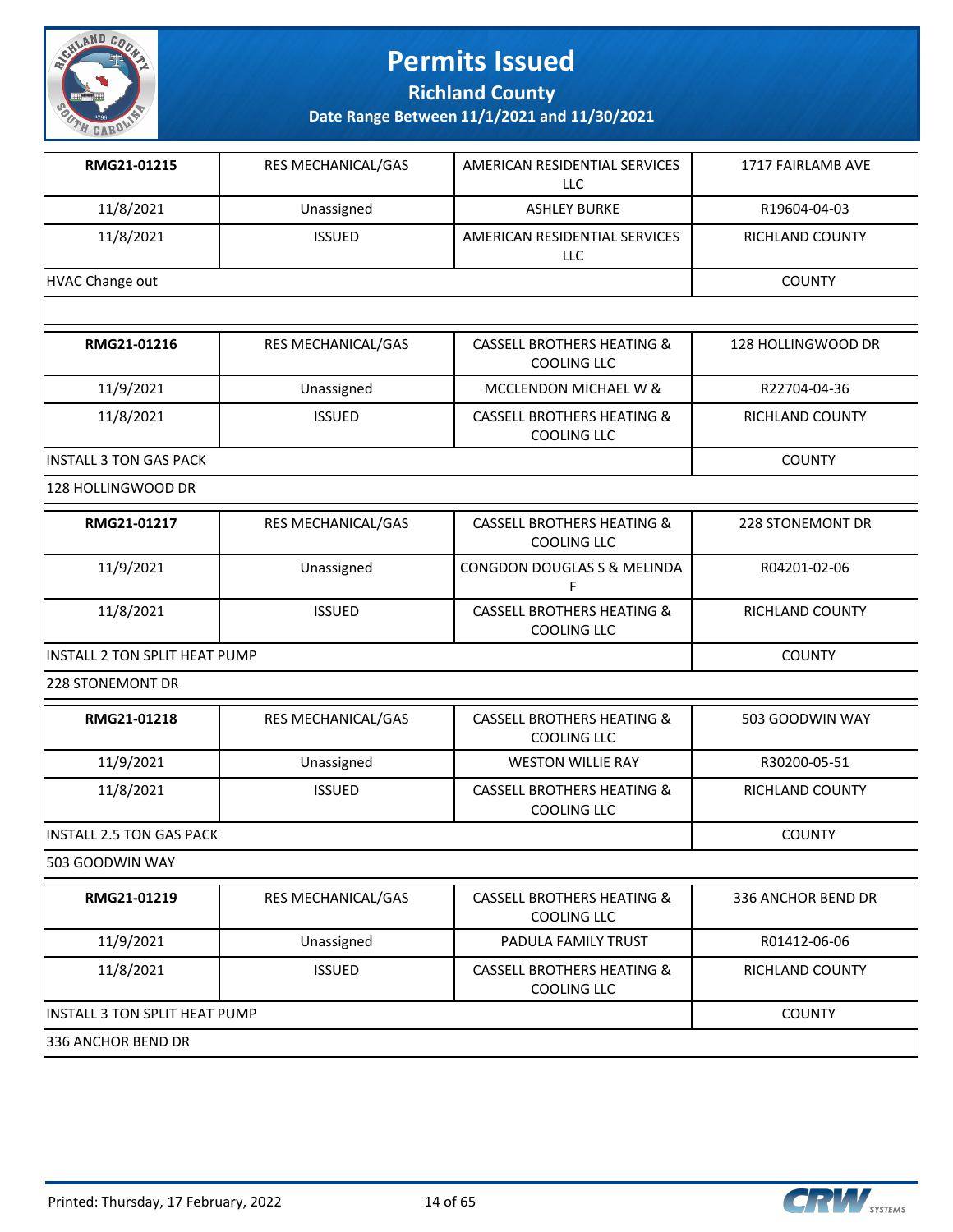# Permits Issued

## Richland County

### Date Range Between 11/1/2021 and 11/30/2021

| RMG21-01215 | RES MECHANICAL/GAS | AMERICAN RESIDENTIAL SERVICES LLC | 1717 FAIRLAMB AVE |
|---|---|---|---|
| 11/8/2021 | Unassigned | ASHLEY BURKE | R19604-04-03 |
| 11/8/2021 | ISSUED | AMERICAN RESIDENTIAL SERVICES LLC | RICHLAND COUNTY |
| HVAC Change out | | | COUNTY |

| RMG21-01216 | RES MECHANICAL/GAS | CASSELL BROTHERS HEATING & COOLING LLC | 128 HOLLINGWOOD DR |
|---|---|---|---|
| 11/9/2021 | Unassigned | MCCLENDON MICHAEL W & | R22704-04-36 |
| 11/8/2021 | ISSUED | CASSELL BROTHERS HEATING & COOLING LLC | RICHLAND COUNTY |
| INSTALL 3 TON GAS PACK | | | COUNTY |
| 128 HOLLINGWOOD DR | | | |

| RMG21-01217 | RES MECHANICAL/GAS | CASSELL BROTHERS HEATING & COOLING LLC | 228 STONEMONT DR |
|---|---|---|---|
| 11/9/2021 | Unassigned | CONGDON DOUGLAS S & MELINDA F | R04201-02-06 |
| 11/8/2021 | ISSUED | CASSELL BROTHERS HEATING & COOLING LLC | RICHLAND COUNTY |
| INSTALL 2 TON SPLIT HEAT PUMP | | | COUNTY |
| 228 STONEMONT DR | | | |

| RMG21-01218 | RES MECHANICAL/GAS | CASSELL BROTHERS HEATING & COOLING LLC | 503 GOODWIN WAY |
|---|---|---|---|
| 11/9/2021 | Unassigned | WESTON WILLIE RAY | R30200-05-51 |
| 11/8/2021 | ISSUED | CASSELL BROTHERS HEATING & COOLING LLC | RICHLAND COUNTY |
| INSTALL 2.5 TON GAS PACK | | | COUNTY |
| 503 GOODWIN WAY | | | |

| RMG21-01219 | RES MECHANICAL/GAS | CASSELL BROTHERS HEATING & COOLING LLC | 336 ANCHOR BEND DR |
|---|---|---|---|
| 11/9/2021 | Unassigned | PADULA FAMILY TRUST | R01412-06-06 |
| 11/8/2021 | ISSUED | CASSELL BROTHERS HEATING & COOLING LLC | RICHLAND COUNTY |
| INSTALL 3 TON SPLIT HEAT PUMP | | | COUNTY |
| 336 ANCHOR BEND DR | | | |

Printed: Thursday, 17 February, 2022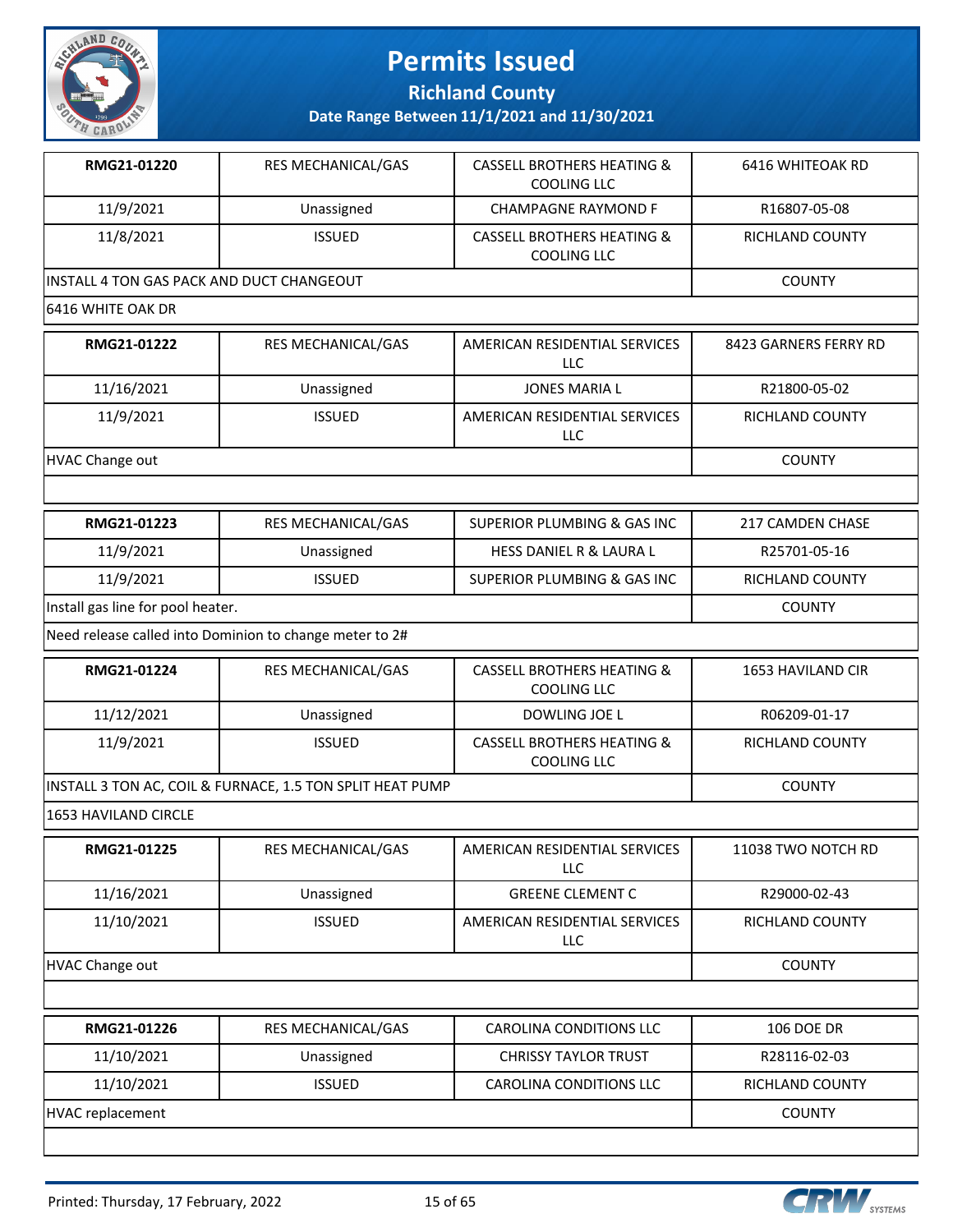# Permits Issued

## Richland County

### Date Range Between 11/1/2021 and 11/30/2021

| | | | |
|---|---|---|---|
| **RMG21-01220** | RES MECHANICAL/GAS | CASSELL BROTHERS HEATING & COOLING LLC | 6416 WHITEOAK RD |
| 11/9/2021 | Unassigned | CHAMPAGNE RAYMOND F | R16807-05-08 |
| 11/8/2021 | ISSUED | CASSELL BROTHERS HEATING & COOLING LLC | RICHLAND COUNTY |
| INSTALL 4 TON GAS PACK AND DUCT CHANGEOUT | | | COUNTY |
| 6416 WHITE OAK DR | | | |

| | | | |
|---|---|---|---|
| **RMG21-01222** | RES MECHANICAL/GAS | AMERICAN RESIDENTIAL SERVICES LLC | 8423 GARNERS FERRY RD |
| 11/16/2021 | Unassigned | JONES MARIA L | R21800-05-02 |
| 11/9/2021 | ISSUED | AMERICAN RESIDENTIAL SERVICES LLC | RICHLAND COUNTY |
| HVAC Change out | | | COUNTY |

| | | | |
|---|---|---|---|
| **RMG21-01223** | RES MECHANICAL/GAS | SUPERIOR PLUMBING & GAS INC | 217 CAMDEN CHASE |
| 11/9/2021 | Unassigned | HESS DANIEL R & LAURA L | R25701-05-16 |
| 11/9/2021 | ISSUED | SUPERIOR PLUMBING & GAS INC | RICHLAND COUNTY |
| Install gas line for pool heater. | | | COUNTY |
| Need release called into Dominion to change meter to 2# | | | |

| | | | |
|---|---|---|---|
| **RMG21-01224** | RES MECHANICAL/GAS | CASSELL BROTHERS HEATING & COOLING LLC | 1653 HAVILAND CIR |
| 11/12/2021 | Unassigned | DOWLING JOE L | R06209-01-17 |
| 11/9/2021 | ISSUED | CASSELL BROTHERS HEATING & COOLING LLC | RICHLAND COUNTY |
| INSTALL 3 TON AC, COIL & FURNACE, 1.5 TON SPLIT HEAT PUMP | | | COUNTY |
| 1653 HAVILAND CIRCLE | | | |

| | | | |
|---|---|---|---|
| **RMG21-01225** | RES MECHANICAL/GAS | AMERICAN RESIDENTIAL SERVICES LLC | 11038 TWO NOTCH RD |
| 11/16/2021 | Unassigned | GREENE CLEMENT C | R29000-02-43 |
| 11/10/2021 | ISSUED | AMERICAN RESIDENTIAL SERVICES LLC | RICHLAND COUNTY |
| HVAC Change out | | | COUNTY |

| | | | |
|---|---|---|---|
| **RMG21-01226** | RES MECHANICAL/GAS | CAROLINA CONDITIONS LLC | 106 DOE DR |
| 11/10/2021 | Unassigned | CHRISSY TAYLOR TRUST | R28116-02-03 |
| 11/10/2021 | ISSUED | CAROLINA CONDITIONS LLC | RICHLAND COUNTY |
| HVAC replacement | | | COUNTY |

Printed: Thursday, 17 February, 2022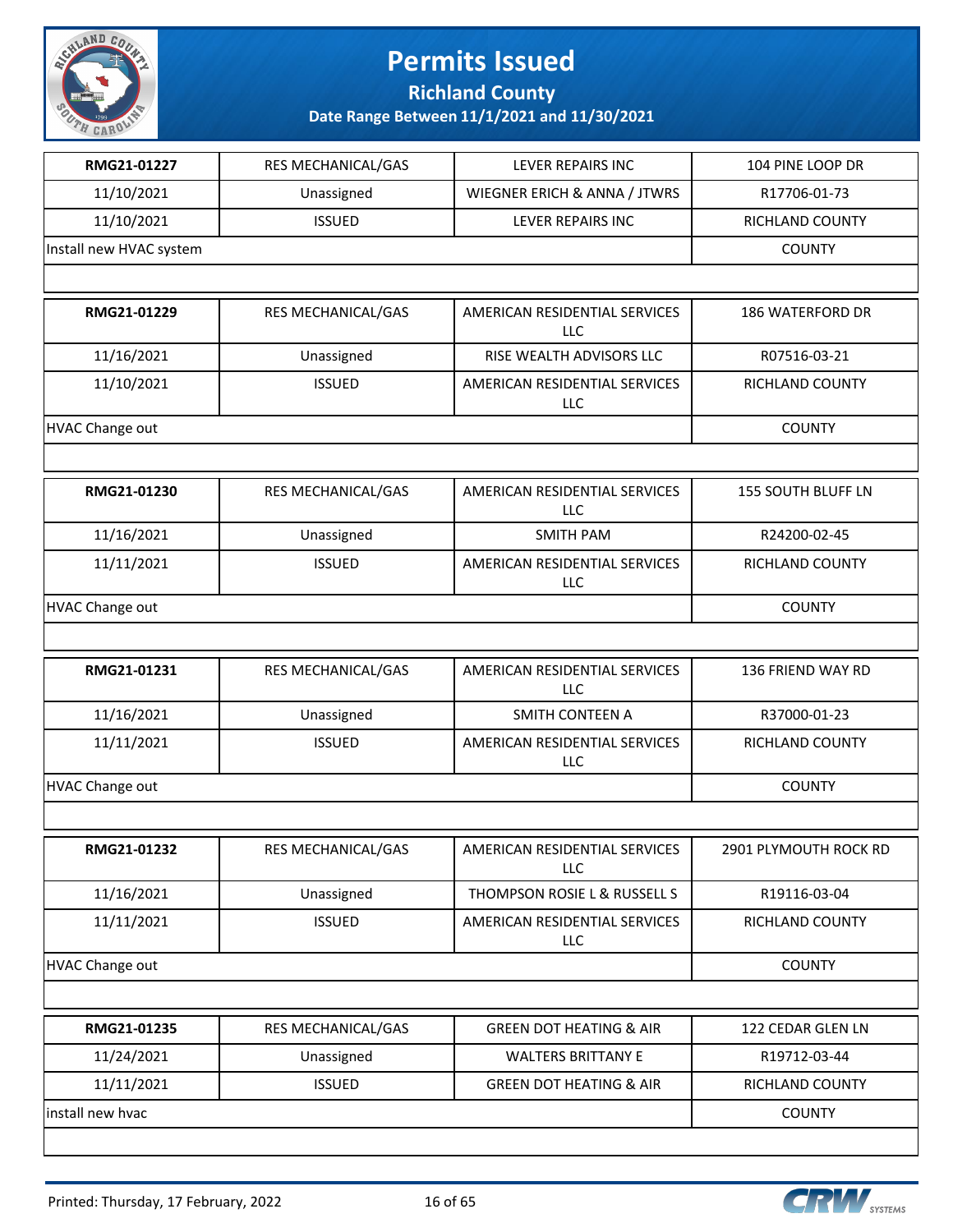# Permits Issued

## Richland County

### Date Range Between 11/1/2021 and 11/30/2021

| RMG21-01227 | RES MECHANICAL/GAS | LEVER REPAIRS INC | 104 PINE LOOP DR |
|---|---|---|---|
| 11/10/2021 | Unassigned | WIEGNER ERICH & ANNA / JTWRS | R17706-01-73 |
| 11/10/2021 | ISSUED | LEVER REPAIRS INC | RICHLAND COUNTY |
| Install new HVAC system | | | COUNTY |

| RMG21-01229 | RES MECHANICAL/GAS | AMERICAN RESIDENTIAL SERVICES LLC | 186 WATERFORD DR |
|---|---|---|---|
| 11/16/2021 | Unassigned | RISE WEALTH ADVISORS LLC | R07516-03-21 |
| 11/10/2021 | ISSUED | AMERICAN RESIDENTIAL SERVICES LLC | RICHLAND COUNTY |
| HVAC Change out | | | COUNTY |

| RMG21-01230 | RES MECHANICAL/GAS | AMERICAN RESIDENTIAL SERVICES LLC | 155 SOUTH BLUFF LN |
|---|---|---|---|
| 11/16/2021 | Unassigned | SMITH PAM | R24200-02-45 |
| 11/11/2021 | ISSUED | AMERICAN RESIDENTIAL SERVICES LLC | RICHLAND COUNTY |
| HVAC Change out | | | COUNTY |

| RMG21-01231 | RES MECHANICAL/GAS | AMERICAN RESIDENTIAL SERVICES LLC | 136 FRIEND WAY RD |
|---|---|---|---|
| 11/16/2021 | Unassigned | SMITH CONTEEN A | R37000-01-23 |
| 11/11/2021 | ISSUED | AMERICAN RESIDENTIAL SERVICES LLC | RICHLAND COUNTY |
| HVAC Change out | | | COUNTY |

| RMG21-01232 | RES MECHANICAL/GAS | AMERICAN RESIDENTIAL SERVICES LLC | 2901 PLYMOUTH ROCK RD |
|---|---|---|---|
| 11/16/2021 | Unassigned | THOMPSON ROSIE L & RUSSELL S | R19116-03-04 |
| 11/11/2021 | ISSUED | AMERICAN RESIDENTIAL SERVICES LLC | RICHLAND COUNTY |
| HVAC Change out | | | COUNTY |

| RMG21-01235 | RES MECHANICAL/GAS | GREEN DOT HEATING & AIR | 122 CEDAR GLEN LN |
|---|---|---|---|
| 11/24/2021 | Unassigned | WALTERS BRITTANY E | R19712-03-44 |
| 11/11/2021 | ISSUED | GREEN DOT HEATING & AIR | RICHLAND COUNTY |
| install new hvac | | | COUNTY |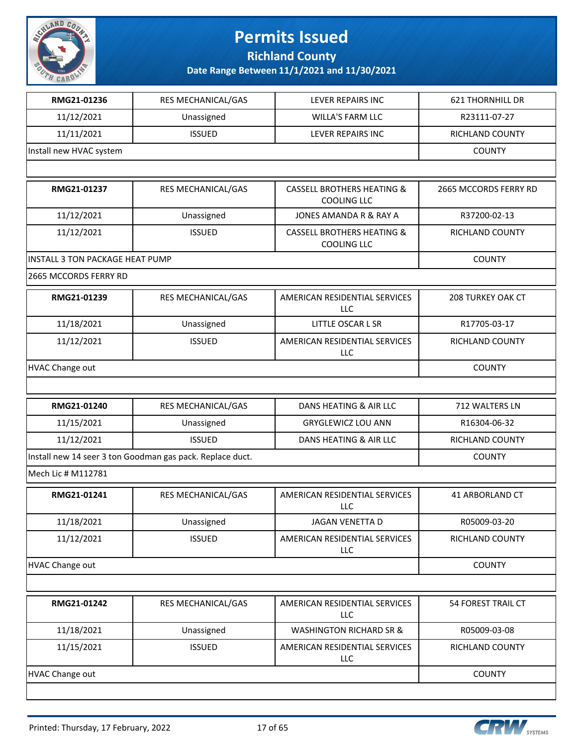# Permits Issued

## Richland County

### Date Range Between 11/1/2021 and 11/30/2021

| | | | |
|---|---|---|---|
| **RMG21-01236** | RES MECHANICAL/GAS | LEVER REPAIRS INC | 621 THORNHILL DR |
| 11/12/2021 | Unassigned | WILLA'S FARM LLC | R23111-07-27 |
| 11/11/2021 | ISSUED | LEVER REPAIRS INC | RICHLAND COUNTY |
| Install new HVAC system | | | COUNTY |
| | | | |

| | | | |
|---|---|---|---|
| **RMG21-01237** | RES MECHANICAL/GAS | CASSELL BROTHERS HEATING & COOLING LLC | 2665 MCCORDS FERRY RD |
| 11/12/2021 | Unassigned | JONES AMANDA R & RAY A | R37200-02-13 |
| 11/12/2021 | ISSUED | CASSELL BROTHERS HEATING & COOLING LLC | RICHLAND COUNTY |
| INSTALL 3 TON PACKAGE HEAT PUMP | | | COUNTY |
| 2665 MCCORDS FERRY RD | | | |

| | | | |
|---|---|---|---|
| **RMG21-01239** | RES MECHANICAL/GAS | AMERICAN RESIDENTIAL SERVICES LLC | 208 TURKEY OAK CT |
| 11/18/2021 | Unassigned | LITTLE OSCAR L SR | R17705-03-17 |
| 11/12/2021 | ISSUED | AMERICAN RESIDENTIAL SERVICES LLC | RICHLAND COUNTY |
| HVAC Change out | | | COUNTY |
| | | | |

| | | | |
|---|---|---|---|
| **RMG21-01240** | RES MECHANICAL/GAS | DANS HEATING & AIR LLC | 712 WALTERS LN |
| 11/15/2021 | Unassigned | GRYGLEWICZ LOU ANN | R16304-06-32 |
| 11/12/2021 | ISSUED | DANS HEATING & AIR LLC | RICHLAND COUNTY |
| Install new 14 seer 3 ton Goodman gas pack. Replace duct. | | | COUNTY |
| Mech Lic # M112781 | | | |

| | | | |
|---|---|---|---|
| **RMG21-01241** | RES MECHANICAL/GAS | AMERICAN RESIDENTIAL SERVICES LLC | 41 ARBORLAND CT |
| 11/18/2021 | Unassigned | JAGAN VENETTA D | R05009-03-20 |
| 11/12/2021 | ISSUED | AMERICAN RESIDENTIAL SERVICES LLC | RICHLAND COUNTY |
| HVAC Change out | | | COUNTY |
| | | | |

| | | | |
|---|---|---|---|
| **RMG21-01242** | RES MECHANICAL/GAS | AMERICAN RESIDENTIAL SERVICES LLC | 54 FOREST TRAIL CT |
| 11/18/2021 | Unassigned | WASHINGTON RICHARD SR & | R05009-03-08 |
| 11/15/2021 | ISSUED | AMERICAN RESIDENTIAL SERVICES LLC | RICHLAND COUNTY |
| HVAC Change out | | | COUNTY |
| | | | |

Printed: Thursday, 17 February, 2022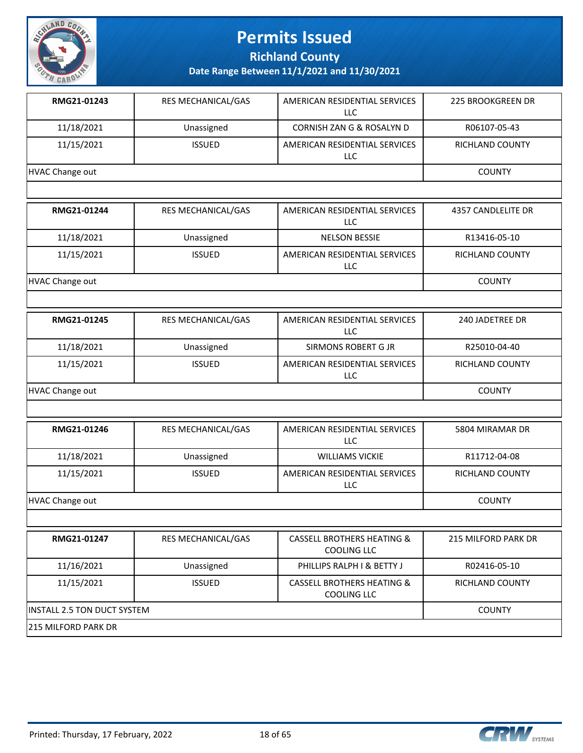# Permits Issued

## Richland County

### Date Range Between 11/1/2021 and 11/30/2021

| | | | |
|---|---|---|---|
| **RMG21-01243** | RES MECHANICAL/GAS | AMERICAN RESIDENTIAL SERVICES LLC | 225 BROOKGREEN DR |
| 11/18/2021 | Unassigned | CORNISH ZAN G & ROSALYN D | R06107-05-43 |
| 11/15/2021 | ISSUED | AMERICAN RESIDENTIAL SERVICES LLC | RICHLAND COUNTY |
| HVAC Change out | | | COUNTY |

| | | | |
|---|---|---|---|
| **RMG21-01244** | RES MECHANICAL/GAS | AMERICAN RESIDENTIAL SERVICES LLC | 4357 CANDLELITE DR |
| 11/18/2021 | Unassigned | NELSON BESSIE | R13416-05-10 |
| 11/15/2021 | ISSUED | AMERICAN RESIDENTIAL SERVICES LLC | RICHLAND COUNTY |
| HVAC Change out | | | COUNTY |

| | | | |
|---|---|---|---|
| **RMG21-01245** | RES MECHANICAL/GAS | AMERICAN RESIDENTIAL SERVICES LLC | 240 JADETREE DR |
| 11/18/2021 | Unassigned | SIRMONS ROBERT G JR | R25010-04-40 |
| 11/15/2021 | ISSUED | AMERICAN RESIDENTIAL SERVICES LLC | RICHLAND COUNTY |
| HVAC Change out | | | COUNTY |

| | | | |
|---|---|---|---|
| **RMG21-01246** | RES MECHANICAL/GAS | AMERICAN RESIDENTIAL SERVICES LLC | 5804 MIRAMAR DR |
| 11/18/2021 | Unassigned | WILLIAMS VICKIE | R11712-04-08 |
| 11/15/2021 | ISSUED | AMERICAN RESIDENTIAL SERVICES LLC | RICHLAND COUNTY |
| HVAC Change out | | | COUNTY |

| | | | |
|---|---|---|---|
| **RMG21-01247** | RES MECHANICAL/GAS | CASSELL BROTHERS HEATING & COOLING LLC | 215 MILFORD PARK DR |
| 11/16/2021 | Unassigned | PHILLIPS RALPH I & BETTY J | R02416-05-10 |
| 11/15/2021 | ISSUED | CASSELL BROTHERS HEATING & COOLING LLC | RICHLAND COUNTY |
| INSTALL 2.5 TON DUCT SYSTEM | | | COUNTY |
| 215 MILFORD PARK DR | | | |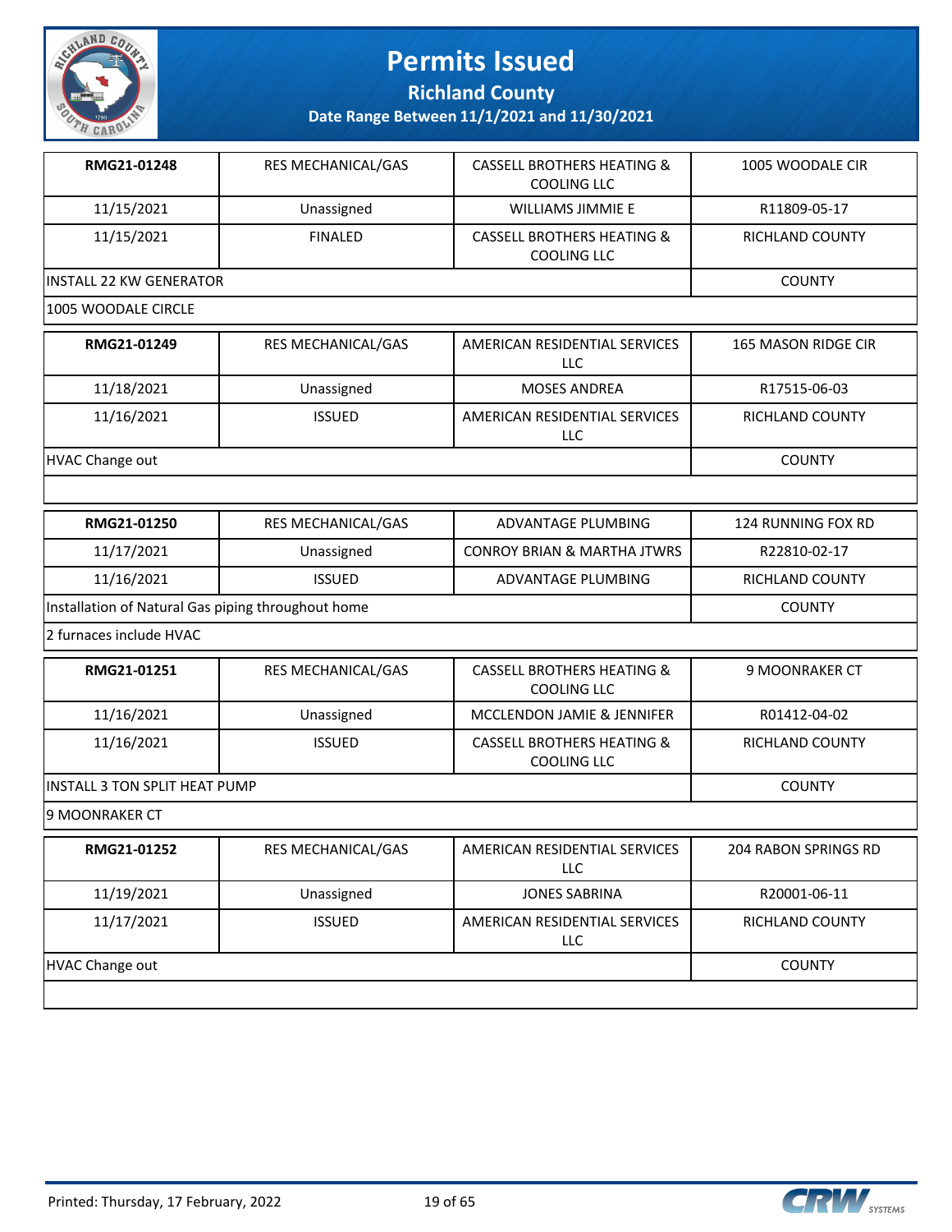# Permits Issued

**Richland County**

**Date Range Between 11/1/2021 and 11/30/2021**

| **RMG21-01248** | RES MECHANICAL/GAS | CASSELL BROTHERS HEATING & COOLING LLC | 1005 WOODALE CIR |
|---|---|---|---|
| 11/15/2021 | Unassigned | WILLIAMS JIMMIE E | R11809-05-17 |
| 11/15/2021 | FINALED | CASSELL BROTHERS HEATING & COOLING LLC | RICHLAND COUNTY |
| INSTALL 22 KW GENERATOR | | | COUNTY |
| 1005 WOODALE CIRCLE | | | |

| **RMG21-01249** | RES MECHANICAL/GAS | AMERICAN RESIDENTIAL SERVICES LLC | 165 MASON RIDGE CIR |
|---|---|---|---|
| 11/18/2021 | Unassigned | MOSES ANDREA | R17515-06-03 |
| 11/16/2021 | ISSUED | AMERICAN RESIDENTIAL SERVICES LLC | RICHLAND COUNTY |
| HVAC Change out | | | COUNTY |
| | | | |

| **RMG21-01250** | RES MECHANICAL/GAS | ADVANTAGE PLUMBING | 124 RUNNING FOX RD |
|---|---|---|---|
| 11/17/2021 | Unassigned | CONROY BRIAN & MARTHA JTWRS | R22810-02-17 |
| 11/16/2021 | ISSUED | ADVANTAGE PLUMBING | RICHLAND COUNTY |
| Installation of Natural Gas piping throughout home | | | COUNTY |
| 2 furnaces include HVAC | | | |

| **RMG21-01251** | RES MECHANICAL/GAS | CASSELL BROTHERS HEATING & COOLING LLC | 9 MOONRAKER CT |
|---|---|---|---|
| 11/16/2021 | Unassigned | MCCLENDON JAMIE & JENNIFER | R01412-04-02 |
| 11/16/2021 | ISSUED | CASSELL BROTHERS HEATING & COOLING LLC | RICHLAND COUNTY |
| INSTALL 3 TON SPLIT HEAT PUMP | | | COUNTY |
| 9 MOONRAKER CT | | | |

| **RMG21-01252** | RES MECHANICAL/GAS | AMERICAN RESIDENTIAL SERVICES LLC | 204 RABON SPRINGS RD |
|---|---|---|---|
| 11/19/2021 | Unassigned | JONES SABRINA | R20001-06-11 |
| 11/17/2021 | ISSUED | AMERICAN RESIDENTIAL SERVICES LLC | RICHLAND COUNTY |
| HVAC Change out | | | COUNTY |
| | | | |

Printed: Thursday, 17 February, 2022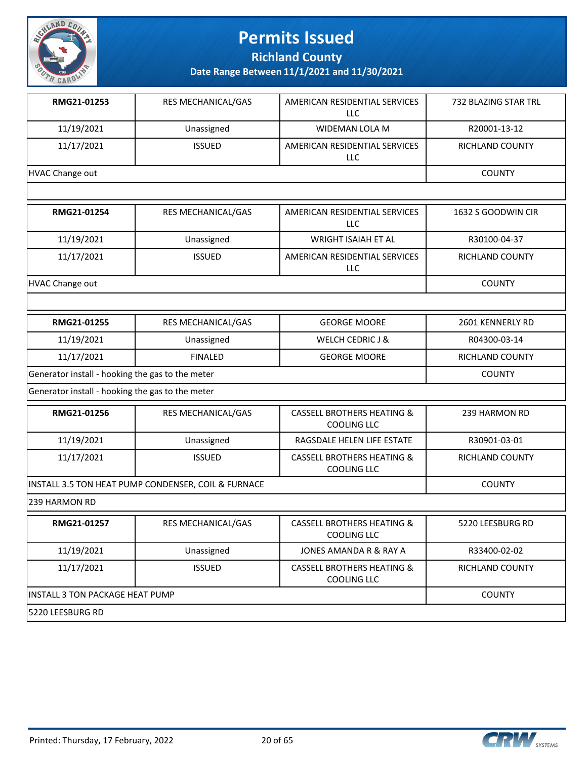# Permits Issued

## Richland County

### Date Range Between 11/1/2021 and 11/30/2021

| RMG21-01253 | RES MECHANICAL/GAS | AMERICAN RESIDENTIAL SERVICES LLC | 732 BLAZING STAR TRL |
|---|---|---|---|
| 11/19/2021 | Unassigned | WIDEMAN LOLA M | R20001-13-12 |
| 11/17/2021 | ISSUED | AMERICAN RESIDENTIAL SERVICES LLC | RICHLAND COUNTY |
| HVAC Change out | | | COUNTY |
| | | | |

| RMG21-01254 | RES MECHANICAL/GAS | AMERICAN RESIDENTIAL SERVICES LLC | 1632 S GOODWIN CIR |
|---|---|---|---|
| 11/19/2021 | Unassigned | WRIGHT ISAIAH ET AL | R30100-04-37 |
| 11/17/2021 | ISSUED | AMERICAN RESIDENTIAL SERVICES LLC | RICHLAND COUNTY |
| HVAC Change out | | | COUNTY |
| | | | |

| RMG21-01255 | RES MECHANICAL/GAS | GEORGE MOORE | 2601 KENNERLY RD |
|---|---|---|---|
| 11/19/2021 | Unassigned | WELCH CEDRIC J & | R04300-03-14 |
| 11/17/2021 | FINALED | GEORGE MOORE | RICHLAND COUNTY |
| Generator install - hooking the gas to the meter | | | COUNTY |
| Generator install - hooking the gas to the meter | | | |

| RMG21-01256 | RES MECHANICAL/GAS | CASSELL BROTHERS HEATING & COOLING LLC | 239 HARMON RD |
|---|---|---|---|
| 11/19/2021 | Unassigned | RAGSDALE HELEN LIFE ESTATE | R30901-03-01 |
| 11/17/2021 | ISSUED | CASSELL BROTHERS HEATING & COOLING LLC | RICHLAND COUNTY |
| INSTALL 3.5 TON HEAT PUMP CONDENSER, COIL & FURNACE | | | COUNTY |
| 239 HARMON RD | | | |

| RMG21-01257 | RES MECHANICAL/GAS | CASSELL BROTHERS HEATING & COOLING LLC | 5220 LEESBURG RD |
|---|---|---|---|
| 11/19/2021 | Unassigned | JONES AMANDA R & RAY A | R33400-02-02 |
| 11/17/2021 | ISSUED | CASSELL BROTHERS HEATING & COOLING LLC | RICHLAND COUNTY |
| INSTALL 3 TON PACKAGE HEAT PUMP | | | COUNTY |
| 5220 LEESBURG RD | | | |

Printed: Thursday, 17 February, 2022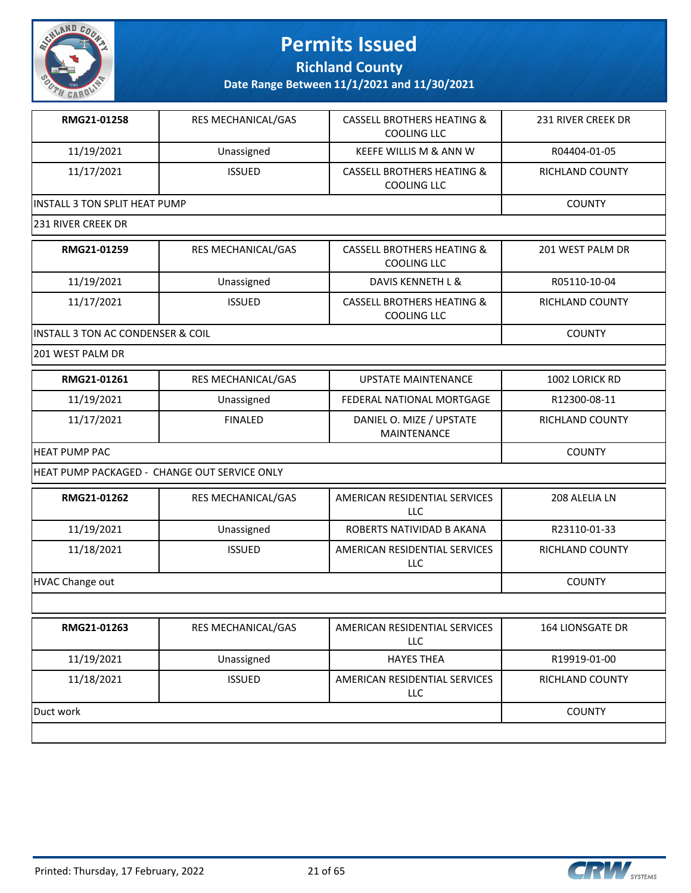# Permits Issued

## Richland County

### Date Range Between 11/1/2021 and 11/30/2021

| RMG21-01258 | RES MECHANICAL/GAS | CASSELL BROTHERS HEATING & COOLING LLC | 231 RIVER CREEK DR |
|---|---|---|---|
| 11/19/2021 | Unassigned | KEEFE WILLIS M & ANN W | R04404-01-05 |
| 11/17/2021 | ISSUED | CASSELL BROTHERS HEATING & COOLING LLC | RICHLAND COUNTY |
| INSTALL 3 TON SPLIT HEAT PUMP | | | COUNTY |
| 231 RIVER CREEK DR | | | |

| RMG21-01259 | RES MECHANICAL/GAS | CASSELL BROTHERS HEATING & COOLING LLC | 201 WEST PALM DR |
|---|---|---|---|
| 11/19/2021 | Unassigned | DAVIS KENNETH L & | R05110-10-04 |
| 11/17/2021 | ISSUED | CASSELL BROTHERS HEATING & COOLING LLC | RICHLAND COUNTY |
| INSTALL 3 TON AC CONDENSER & COIL | | | COUNTY |
| 201 WEST PALM DR | | | |

| RMG21-01261 | RES MECHANICAL/GAS | UPSTATE MAINTENANCE | 1002 LORICK RD |
|---|---|---|---|
| 11/19/2021 | Unassigned | FEDERAL NATIONAL MORTGAGE | R12300-08-11 |
| 11/17/2021 | FINALED | DANIEL O. MIZE / UPSTATE MAINTENANCE | RICHLAND COUNTY |
| HEAT PUMP PAC | | | COUNTY |
| HEAT PUMP PACKAGED - CHANGE OUT SERVICE ONLY | | | |

| RMG21-01262 | RES MECHANICAL/GAS | AMERICAN RESIDENTIAL SERVICES LLC | 208 ALELIA LN |
|---|---|---|---|
| 11/19/2021 | Unassigned | ROBERTS NATIVIDAD B AKANA | R23110-01-33 |
| 11/18/2021 | ISSUED | AMERICAN RESIDENTIAL SERVICES LLC | RICHLAND COUNTY |
| HVAC Change out | | | COUNTY |
| | | | |

| RMG21-01263 | RES MECHANICAL/GAS | AMERICAN RESIDENTIAL SERVICES LLC | 164 LIONSGATE DR |
|---|---|---|---|
| 11/19/2021 | Unassigned | HAYES THEA | R19919-01-00 |
| 11/18/2021 | ISSUED | AMERICAN RESIDENTIAL SERVICES LLC | RICHLAND COUNTY |
| Duct work | | | COUNTY |
| | | | |

Printed: Thursday, 17 February, 2022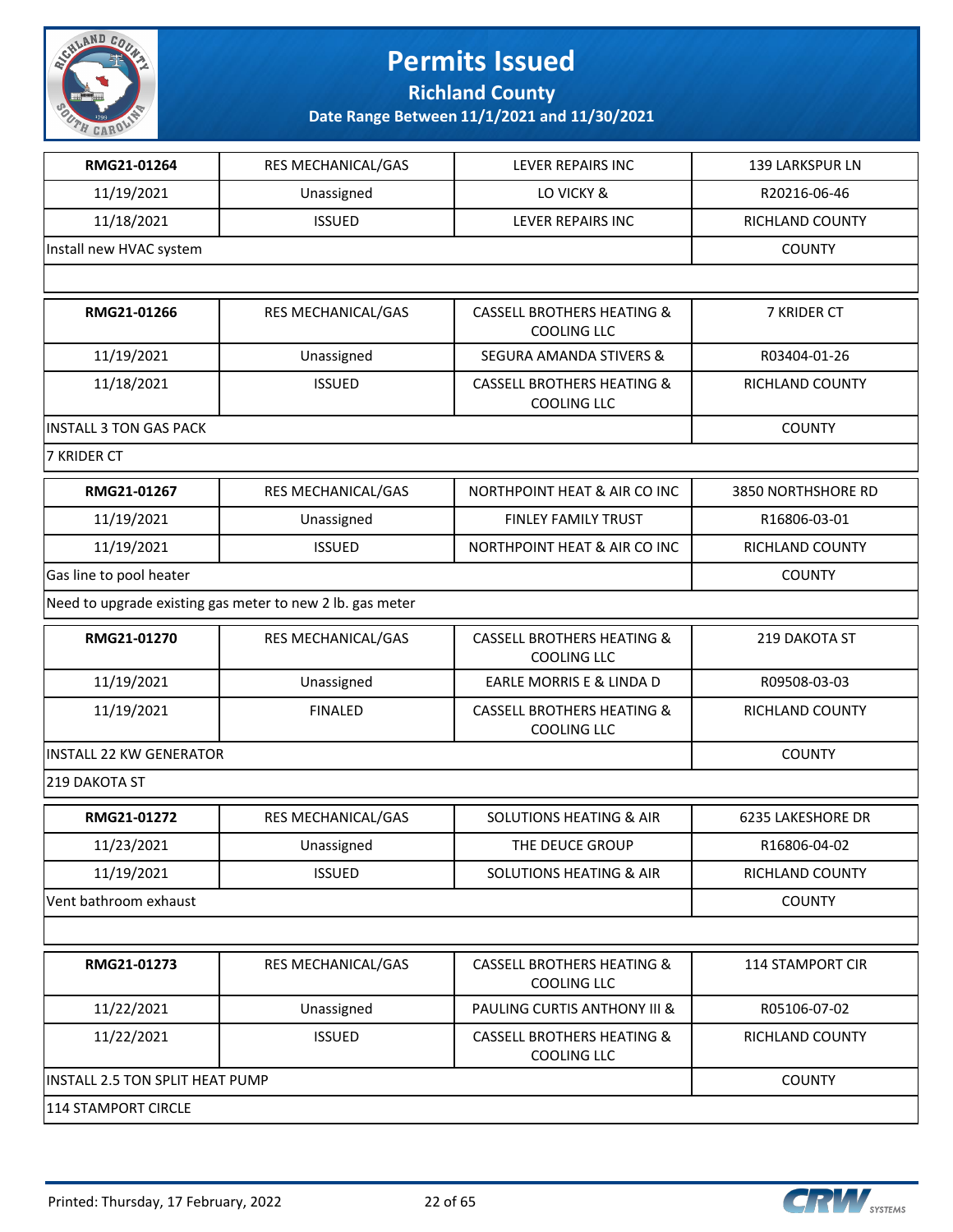# Permits Issued

## Richland County

### Date Range Between 11/1/2021 and 11/30/2021

| | | | |
|---|---|---|---|
| **RMG21-01264** | RES MECHANICAL/GAS | LEVER REPAIRS INC | 139 LARKSPUR LN |
| 11/19/2021 | Unassigned | LO VICKY & | R20216-06-46 |
| 11/18/2021 | ISSUED | LEVER REPAIRS INC | RICHLAND COUNTY |
| Install new HVAC system | | | COUNTY |
| | | | |

| | | | |
|---|---|---|---|
| **RMG21-01266** | RES MECHANICAL/GAS | CASSELL BROTHERS HEATING & COOLING LLC | 7 KRIDER CT |
| 11/19/2021 | Unassigned | SEGURA AMANDA STIVERS & | R03404-01-26 |
| 11/18/2021 | ISSUED | CASSELL BROTHERS HEATING & COOLING LLC | RICHLAND COUNTY |
| INSTALL 3 TON GAS PACK | | | COUNTY |
| 7 KRIDER CT | | | |

| | | | |
|---|---|---|---|
| **RMG21-01267** | RES MECHANICAL/GAS | NORTHPOINT HEAT & AIR CO INC | 3850 NORTHSHORE RD |
| 11/19/2021 | Unassigned | FINLEY FAMILY TRUST | R16806-03-01 |
| 11/19/2021 | ISSUED | NORTHPOINT HEAT & AIR CO INC | RICHLAND COUNTY |
| Gas line to pool heater | | | COUNTY |
| Need to upgrade existing gas meter to new 2 lb. gas meter | | | |

| | | | |
|---|---|---|---|
| **RMG21-01270** | RES MECHANICAL/GAS | CASSELL BROTHERS HEATING & COOLING LLC | 219 DAKOTA ST |
| 11/19/2021 | Unassigned | EARLE MORRIS E & LINDA D | R09508-03-03 |
| 11/19/2021 | FINALED | CASSELL BROTHERS HEATING & COOLING LLC | RICHLAND COUNTY |
| INSTALL 22 KW GENERATOR | | | COUNTY |
| 219 DAKOTA ST | | | |

| | | | |
|---|---|---|---|
| **RMG21-01272** | RES MECHANICAL/GAS | SOLUTIONS HEATING & AIR | 6235 LAKESHORE DR |
| 11/23/2021 | Unassigned | THE DEUCE GROUP | R16806-04-02 |
| 11/19/2021 | ISSUED | SOLUTIONS HEATING & AIR | RICHLAND COUNTY |
| Vent bathroom exhaust | | | COUNTY |
| | | | |

| | | | |
|---|---|---|---|
| **RMG21-01273** | RES MECHANICAL/GAS | CASSELL BROTHERS HEATING & COOLING LLC | 114 STAMPORT CIR |
| 11/22/2021 | Unassigned | PAULING CURTIS ANTHONY III & | R05106-07-02 |
| 11/22/2021 | ISSUED | CASSELL BROTHERS HEATING & COOLING LLC | RICHLAND COUNTY |
| INSTALL 2.5 TON SPLIT HEAT PUMP | | | COUNTY |
| 114 STAMPORT CIRCLE | | | |

Printed: Thursday, 17 February, 2022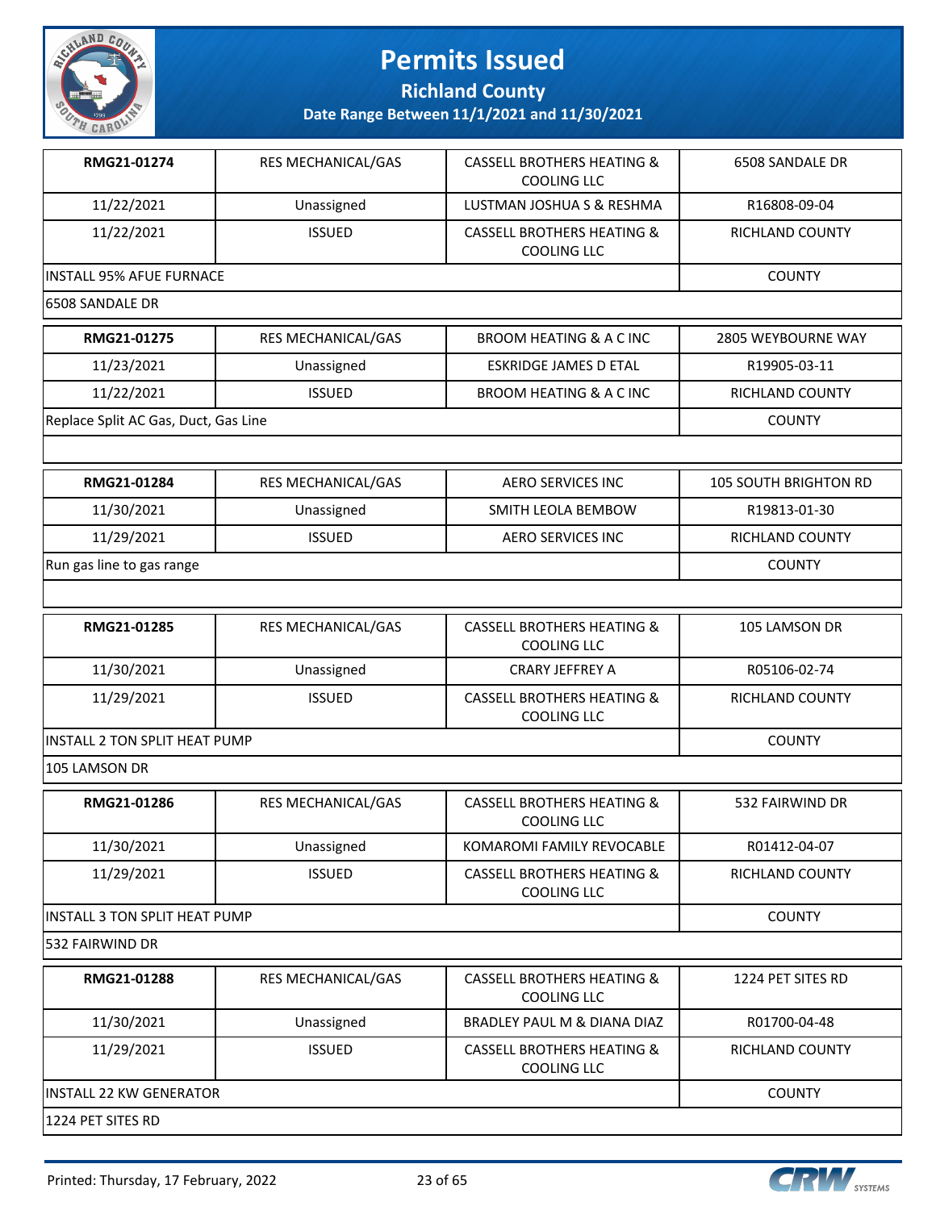# Permits Issued

## Richland County

### Date Range Between 11/1/2021 and 11/30/2021

| RMG21-01274 | RES MECHANICAL/GAS | CASSELL BROTHERS HEATING & COOLING LLC | 6508 SANDALE DR |
|---|---|---|---|
| 11/22/2021 | Unassigned | LUSTMAN JOSHUA S & RESHMA | R16808-09-04 |
| 11/22/2021 | ISSUED | CASSELL BROTHERS HEATING & COOLING LLC | RICHLAND COUNTY |
| INSTALL 95% AFUE FURNACE | | | COUNTY |
| 6508 SANDALE DR | | | |

| RMG21-01275 | RES MECHANICAL/GAS | BROOM HEATING & A C INC | 2805 WEYBOURNE WAY |
|---|---|---|---|
| 11/23/2021 | Unassigned | ESKRIDGE JAMES D ETAL | R19905-03-11 |
| 11/22/2021 | ISSUED | BROOM HEATING & A C INC | RICHLAND COUNTY |
| Replace Split AC Gas, Duct, Gas Line | | | COUNTY |
| | | | |

| RMG21-01284 | RES MECHANICAL/GAS | AERO SERVICES INC | 105 SOUTH BRIGHTON RD |
|---|---|---|---|
| 11/30/2021 | Unassigned | SMITH LEOLA BEMBOW | R19813-01-30 |
| 11/29/2021 | ISSUED | AERO SERVICES INC | RICHLAND COUNTY |
| Run gas line to gas range | | | COUNTY |
| | | | |

| RMG21-01285 | RES MECHANICAL/GAS | CASSELL BROTHERS HEATING & COOLING LLC | 105 LAMSON DR |
|---|---|---|---|
| 11/30/2021 | Unassigned | CRARY JEFFREY A | R05106-02-74 |
| 11/29/2021 | ISSUED | CASSELL BROTHERS HEATING & COOLING LLC | RICHLAND COUNTY |
| INSTALL 2 TON SPLIT HEAT PUMP | | | COUNTY |
| 105 LAMSON DR | | | |

| RMG21-01286 | RES MECHANICAL/GAS | CASSELL BROTHERS HEATING & COOLING LLC | 532 FAIRWIND DR |
|---|---|---|---|
| 11/30/2021 | Unassigned | KOMAROMI FAMILY REVOCABLE | R01412-04-07 |
| 11/29/2021 | ISSUED | CASSELL BROTHERS HEATING & COOLING LLC | RICHLAND COUNTY |
| INSTALL 3 TON SPLIT HEAT PUMP | | | COUNTY |
| 532 FAIRWIND DR | | | |

| RMG21-01288 | RES MECHANICAL/GAS | CASSELL BROTHERS HEATING & COOLING LLC | 1224 PET SITES RD |
|---|---|---|---|
| 11/30/2021 | Unassigned | BRADLEY PAUL M & DIANA DIAZ | R01700-04-48 |
| 11/29/2021 | ISSUED | CASSELL BROTHERS HEATING & COOLING LLC | RICHLAND COUNTY |
| INSTALL 22 KW GENERATOR | | | COUNTY |
| 1224 PET SITES RD | | | |

Printed: Thursday, 17 February, 2022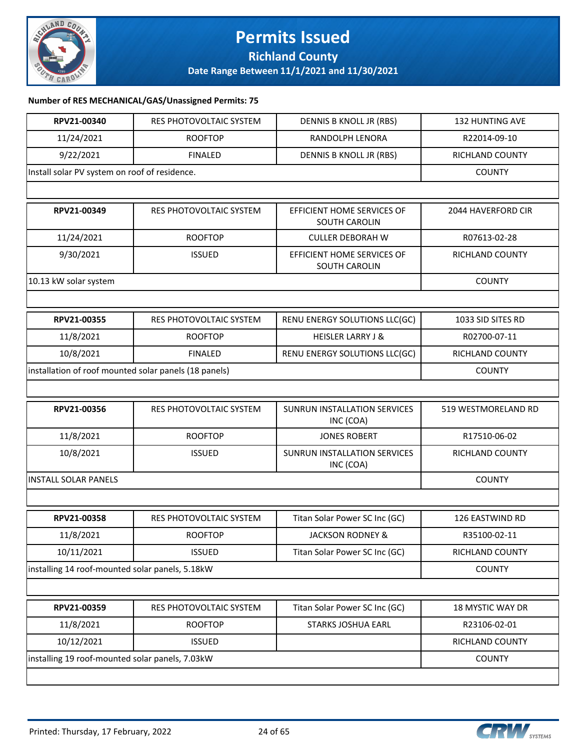# Permits Issued

## Richland County

### Date Range Between 11/1/2021 and 11/30/2021

**Number of RES MECHANICAL/GAS/Unassigned Permits: 75**

| RPV21-00340 | RES PHOTOVOLTAIC SYSTEM | DENNIS B KNOLL JR (RBS) | 132 HUNTING AVE |
|---|---|---|---|
| 11/24/2021 | ROOFTOP | RANDOLPH LENORA | R22014-09-10 |
| 9/22/2021 | FINALED | DENNIS B KNOLL JR (RBS) | RICHLAND COUNTY |
| Install solar PV system on roof of residence. | | | COUNTY |

| RPV21-00349 | RES PHOTOVOLTAIC SYSTEM | EFFICIENT HOME SERVICES OF SOUTH CAROLIN | 2044 HAVERFORD CIR |
|---|---|---|---|
| 11/24/2021 | ROOFTOP | CULLER DEBORAH W | R07613-02-28 |
| 9/30/2021 | ISSUED | EFFICIENT HOME SERVICES OF SOUTH CAROLIN | RICHLAND COUNTY |
| 10.13 kW solar system | | | COUNTY |

| RPV21-00355 | RES PHOTOVOLTAIC SYSTEM | RENU ENERGY SOLUTIONS LLC(GC) | 1033 SID SITES RD |
|---|---|---|---|
| 11/8/2021 | ROOFTOP | HEISLER LARRY J & | R02700-07-11 |
| 10/8/2021 | FINALED | RENU ENERGY SOLUTIONS LLC(GC) | RICHLAND COUNTY |
| installation of roof mounted solar panels (18 panels) | | | COUNTY |

| RPV21-00356 | RES PHOTOVOLTAIC SYSTEM | SUNRUN INSTALLATION SERVICES INC (COA) | 519 WESTMORELAND RD |
|---|---|---|---|
| 11/8/2021 | ROOFTOP | JONES ROBERT | R17510-06-02 |
| 10/8/2021 | ISSUED | SUNRUN INSTALLATION SERVICES INC (COA) | RICHLAND COUNTY |
| INSTALL SOLAR PANELS | | | COUNTY |

| RPV21-00358 | RES PHOTOVOLTAIC SYSTEM | Titan Solar Power SC Inc (GC) | 126 EASTWIND RD |
|---|---|---|---|
| 11/8/2021 | ROOFTOP | JACKSON RODNEY & | R35100-02-11 |
| 10/11/2021 | ISSUED | Titan Solar Power SC Inc (GC) | RICHLAND COUNTY |
| installing 14 roof-mounted solar panels, 5.18kW | | | COUNTY |

| RPV21-00359 | RES PHOTOVOLTAIC SYSTEM | Titan Solar Power SC Inc (GC) | 18 MYSTIC WAY DR |
|---|---|---|---|
| 11/8/2021 | ROOFTOP | STARKS JOSHUA EARL | R23106-02-01 |
| 10/12/2021 | ISSUED | | RICHLAND COUNTY |
| installing 19 roof-mounted solar panels, 7.03kW | | | COUNTY |

Printed: Thursday, 17 February, 2022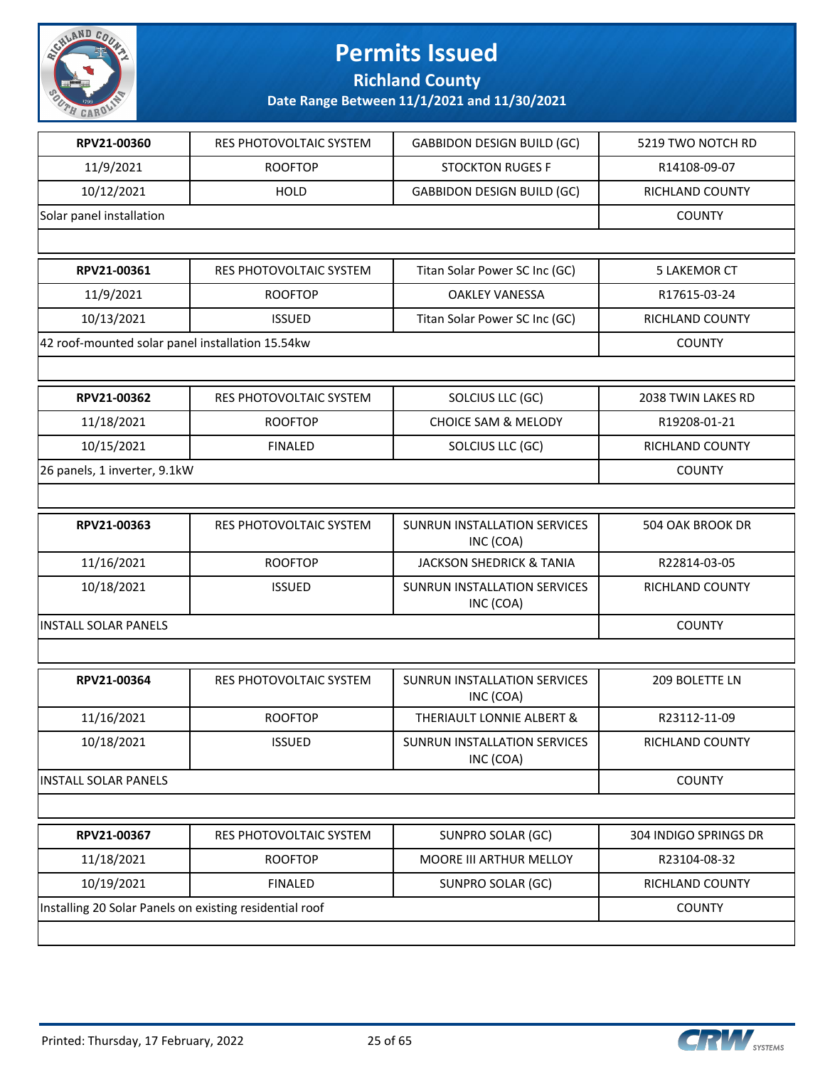# Permits Issued

## Richland County

### Date Range Between 11/1/2021 and 11/30/2021

| RPV21-00360 | RES PHOTOVOLTAIC SYSTEM | GABBIDON DESIGN BUILD (GC) | 5219 TWO NOTCH RD |
|---|---|---|---|
| 11/9/2021 | ROOFTOP | STOCKTON RUGES F | R14108-09-07 |
| 10/12/2021 | HOLD | GABBIDON DESIGN BUILD (GC) | RICHLAND COUNTY |
| Solar panel installation | | | COUNTY |

| RPV21-00361 | RES PHOTOVOLTAIC SYSTEM | Titan Solar Power SC Inc (GC) | 5 LAKEMOR CT |
|---|---|---|---|
| 11/9/2021 | ROOFTOP | OAKLEY VANESSA | R17615-03-24 |
| 10/13/2021 | ISSUED | Titan Solar Power SC Inc (GC) | RICHLAND COUNTY |
| 42 roof-mounted solar panel installation 15.54kw | | | COUNTY |

| RPV21-00362 | RES PHOTOVOLTAIC SYSTEM | SOLCIUS LLC (GC) | 2038 TWIN LAKES RD |
|---|---|---|---|
| 11/18/2021 | ROOFTOP | CHOICE SAM & MELODY | R19208-01-21 |
| 10/15/2021 | FINALED | SOLCIUS LLC (GC) | RICHLAND COUNTY |
| 26 panels, 1 inverter, 9.1kW | | | COUNTY |

| RPV21-00363 | RES PHOTOVOLTAIC SYSTEM | SUNRUN INSTALLATION SERVICES INC (COA) | 504 OAK BROOK DR |
|---|---|---|---|
| 11/16/2021 | ROOFTOP | JACKSON SHEDRICK & TANIA | R22814-03-05 |
| 10/18/2021 | ISSUED | SUNRUN INSTALLATION SERVICES INC (COA) | RICHLAND COUNTY |
| INSTALL SOLAR PANELS | | | COUNTY |

| RPV21-00364 | RES PHOTOVOLTAIC SYSTEM | SUNRUN INSTALLATION SERVICES INC (COA) | 209 BOLETTE LN |
|---|---|---|---|
| 11/16/2021 | ROOFTOP | THERIAULT LONNIE ALBERT & | R23112-11-09 |
| 10/18/2021 | ISSUED | SUNRUN INSTALLATION SERVICES INC (COA) | RICHLAND COUNTY |
| INSTALL SOLAR PANELS | | | COUNTY |

| RPV21-00367 | RES PHOTOVOLTAIC SYSTEM | SUNPRO SOLAR (GC) | 304 INDIGO SPRINGS DR |
|---|---|---|---|
| 11/18/2021 | ROOFTOP | MOORE III ARTHUR MELLOY | R23104-08-32 |
| 10/19/2021 | FINALED | SUNPRO SOLAR (GC) | RICHLAND COUNTY |
| Installing 20 Solar Panels on existing residential roof | | | COUNTY |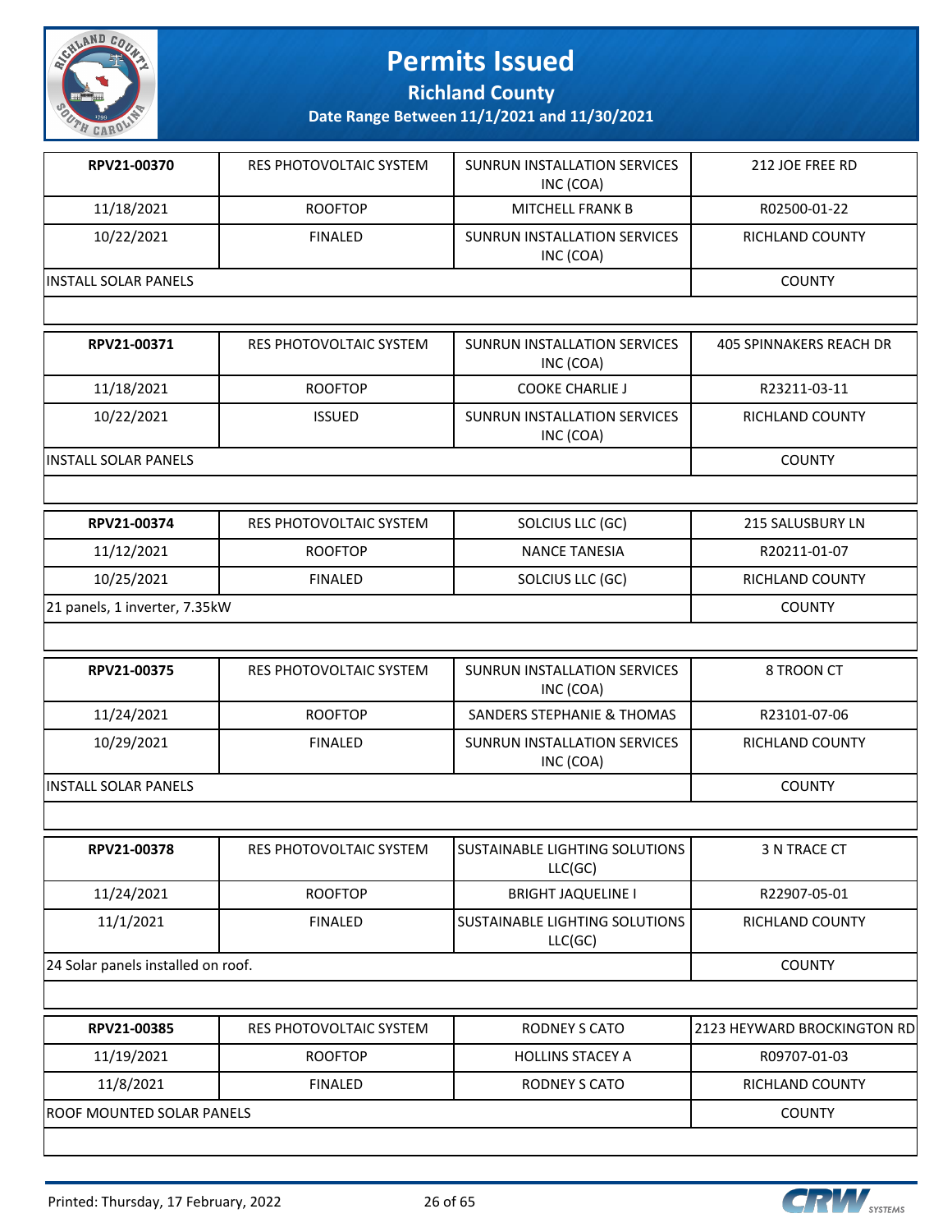| RPV21-00370 | RES PHOTOVOLTAIC SYSTEM | SUNRUN INSTALLATION SERVICES INC (COA) | 212 JOE FREE RD |
|---|---|---|---|
| 11/18/2021 | ROOFTOP | MITCHELL FRANK B | R02500-01-22 |
| 10/22/2021 | FINALED | SUNRUN INSTALLATION SERVICES INC (COA) | RICHLAND COUNTY |
| INSTALL SOLAR PANELS | | | COUNTY |

| RPV21-00371 | RES PHOTOVOLTAIC SYSTEM | SUNRUN INSTALLATION SERVICES INC (COA) | 405 SPINNAKERS REACH DR |
|---|---|---|---|
| 11/18/2021 | ROOFTOP | COOKE CHARLIE J | R23211-03-11 |
| 10/22/2021 | ISSUED | SUNRUN INSTALLATION SERVICES INC (COA) | RICHLAND COUNTY |
| INSTALL SOLAR PANELS | | | COUNTY |

| RPV21-00374 | RES PHOTOVOLTAIC SYSTEM | SOLCIUS LLC (GC) | 215 SALUSBURY LN |
|---|---|---|---|
| 11/12/2021 | ROOFTOP | NANCE TANESIA | R20211-01-07 |
| 10/25/2021 | FINALED | SOLCIUS LLC (GC) | RICHLAND COUNTY |
| 21 panels, 1 inverter, 7.35kW | | | COUNTY |

| RPV21-00375 | RES PHOTOVOLTAIC SYSTEM | SUNRUN INSTALLATION SERVICES INC (COA) | 8 TROON CT |
|---|---|---|---|
| 11/24/2021 | ROOFTOP | SANDERS STEPHANIE & THOMAS | R23101-07-06 |
| 10/29/2021 | FINALED | SUNRUN INSTALLATION SERVICES INC (COA) | RICHLAND COUNTY |
| INSTALL SOLAR PANELS | | | COUNTY |

| RPV21-00378 | RES PHOTOVOLTAIC SYSTEM | SUSTAINABLE LIGHTING SOLUTIONS LLC(GC) | 3 N TRACE CT |
|---|---|---|---|
| 11/24/2021 | ROOFTOP | BRIGHT JAQUELINE I | R22907-05-01 |
| 11/1/2021 | FINALED | SUSTAINABLE LIGHTING SOLUTIONS LLC(GC) | RICHLAND COUNTY |
| 24 Solar panels installed on roof. | | | COUNTY |

| RPV21-00385 | RES PHOTOVOLTAIC SYSTEM | RODNEY S CATO | 2123 HEYWARD BROCKINGTON RD |
|---|---|---|---|
| 11/19/2021 | ROOFTOP | HOLLINS STACEY A | R09707-01-03 |
| 11/8/2021 | FINALED | RODNEY S CATO | RICHLAND COUNTY |
| ROOF MOUNTED SOLAR PANELS | | | COUNTY |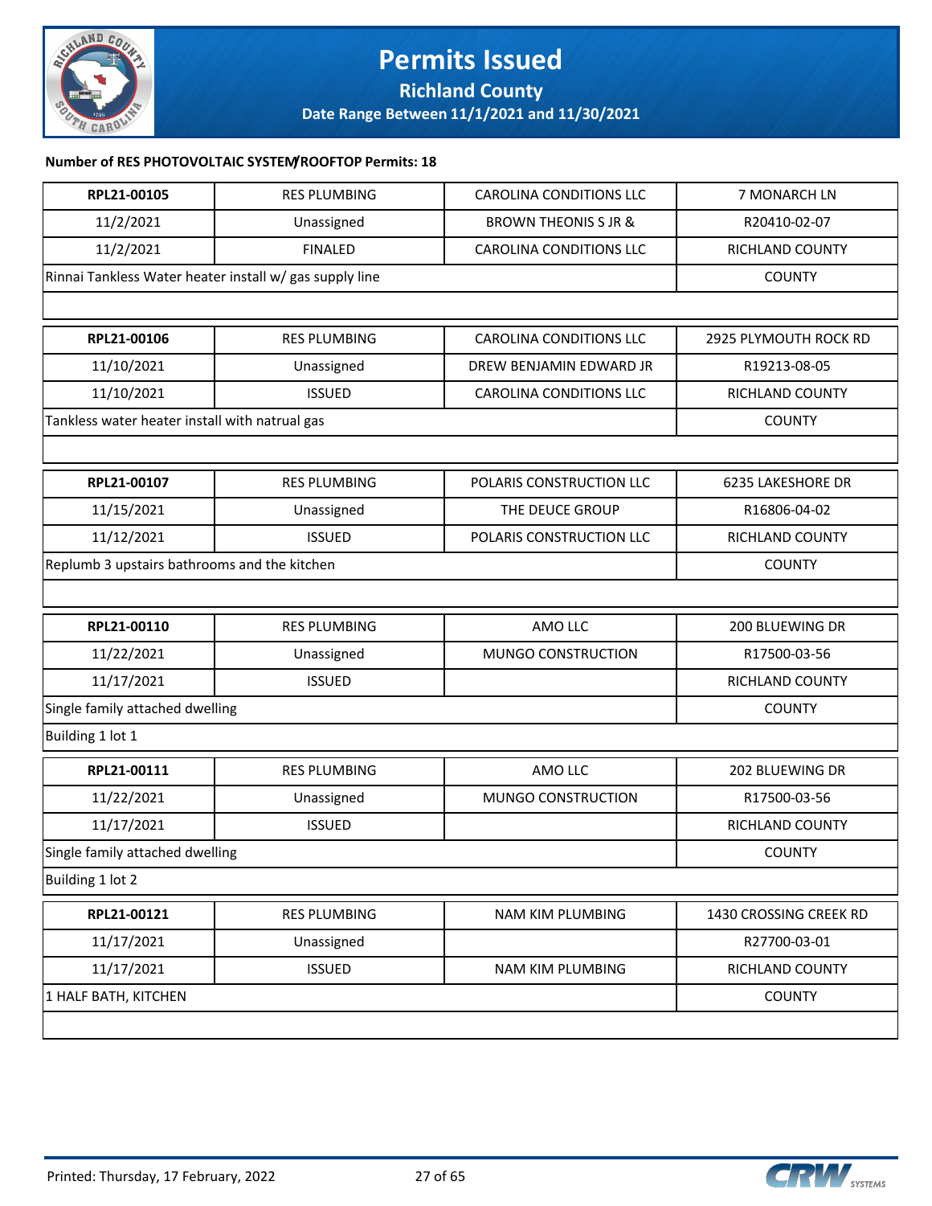# Permits Issued

## Richland County

### Date Range Between 11/1/2021 and 11/30/2021

**Number of RES PHOTOVOLTAIC SYSTEM/ROOFTOP Permits: 18**

| | | | |
|---|---|---|---|
| **RPL21-00105** | RES PLUMBING | CAROLINA CONDITIONS LLC | 7 MONARCH LN |
| 11/2/2021 | Unassigned | BROWN THEONIS S JR & | R20410-02-07 |
| 11/2/2021 | FINALED | CAROLINA CONDITIONS LLC | RICHLAND COUNTY |
| Rinnai Tankless Water heater install w/ gas supply line | | | COUNTY |
| | | | |

| | | | |
|---|---|---|---|
| **RPL21-00106** | RES PLUMBING | CAROLINA CONDITIONS LLC | 2925 PLYMOUTH ROCK RD |
| 11/10/2021 | Unassigned | DREW BENJAMIN EDWARD JR | R19213-08-05 |
| 11/10/2021 | ISSUED | CAROLINA CONDITIONS LLC | RICHLAND COUNTY |
| Tankless water heater install with natrual gas | | | COUNTY |
| | | | |

| | | | |
|---|---|---|---|
| **RPL21-00107** | RES PLUMBING | POLARIS CONSTRUCTION LLC | 6235 LAKESHORE DR |
| 11/15/2021 | Unassigned | THE DEUCE GROUP | R16806-04-02 |
| 11/12/2021 | ISSUED | POLARIS CONSTRUCTION LLC | RICHLAND COUNTY |
| Replumb 3 upstairs bathrooms and the kitchen | | | COUNTY |
| | | | |

| | | | |
|---|---|---|---|
| **RPL21-00110** | RES PLUMBING | AMO LLC | 200 BLUEWING DR |
| 11/22/2021 | Unassigned | MUNGO CONSTRUCTION | R17500-03-56 |
| 11/17/2021 | ISSUED | | RICHLAND COUNTY |
| Single family attached dwelling | | | COUNTY |
| Building 1 lot 1 | | | |

| | | | |
|---|---|---|---|
| **RPL21-00111** | RES PLUMBING | AMO LLC | 202 BLUEWING DR |
| 11/22/2021 | Unassigned | MUNGO CONSTRUCTION | R17500-03-56 |
| 11/17/2021 | ISSUED | | RICHLAND COUNTY |
| Single family attached dwelling | | | COUNTY |
| Building 1 lot 2 | | | |

| | | | |
|---|---|---|---|
| **RPL21-00121** | RES PLUMBING | NAM KIM PLUMBING | 1430 CROSSING CREEK RD |
| 11/17/2021 | Unassigned | | R27700-03-01 |
| 11/17/2021 | ISSUED | NAM KIM PLUMBING | RICHLAND COUNTY |
| 1 HALF BATH, KITCHEN | | | COUNTY |
| | | | |

Printed: Thursday, 17 February, 2022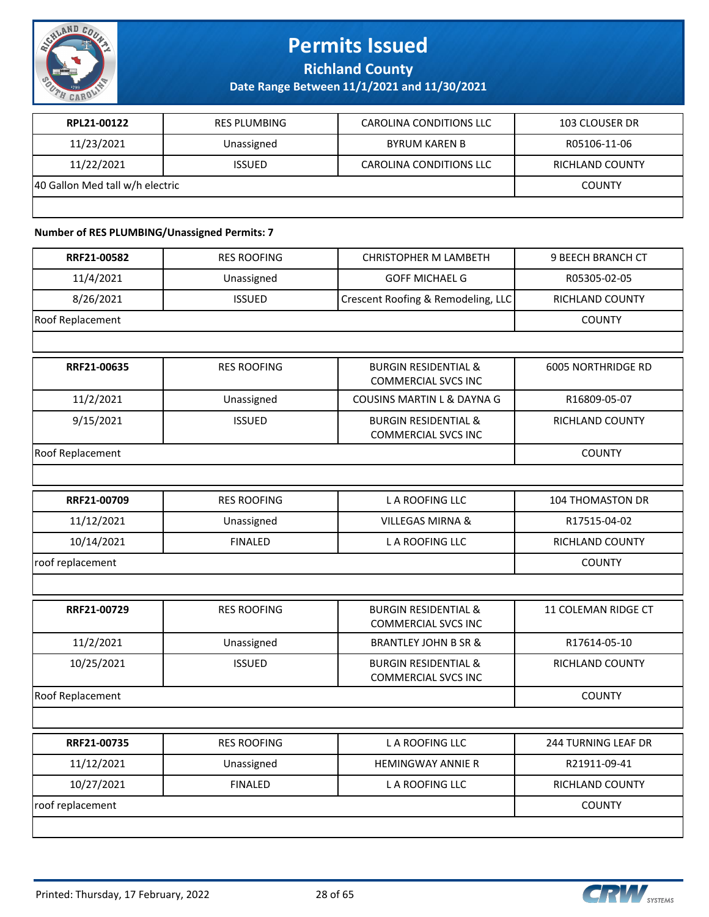| RPL21-00122 | RES PLUMBING | CAROLINA CONDITIONS LLC | 103 CLOUSER DR |
|---|---|---|---|
| 11/23/2021 | Unassigned | BYRUM KAREN B | R05106-11-06 |
| 11/22/2021 | ISSUED | CAROLINA CONDITIONS LLC | RICHLAND COUNTY |
| 40 Gallon Med tall w/h electric | | | COUNTY |

**Number of RES PLUMBING/Unassigned Permits: 7**

| RRF21-00582 | RES ROOFING | CHRISTOPHER M LAMBETH | 9 BEECH BRANCH CT |
|---|---|---|---|
| 11/4/2021 | Unassigned | GOFF MICHAEL G | R05305-02-05 |
| 8/26/2021 | ISSUED | Crescent Roofing & Remodeling, LLC | RICHLAND COUNTY |
| Roof Replacement | | | COUNTY |

| RRF21-00635 | RES ROOFING | BURGIN RESIDENTIAL & COMMERCIAL SVCS INC | 6005 NORTHRIDGE RD |
|---|---|---|---|
| 11/2/2021 | Unassigned | COUSINS MARTIN L & DAYNA G | R16809-05-07 |
| 9/15/2021 | ISSUED | BURGIN RESIDENTIAL & COMMERCIAL SVCS INC | RICHLAND COUNTY |
| Roof Replacement | | | COUNTY |

| RRF21-00709 | RES ROOFING | L A ROOFING LLC | 104 THOMASTON DR |
|---|---|---|---|
| 11/12/2021 | Unassigned | VILLEGAS MIRNA & | R17515-04-02 |
| 10/14/2021 | FINALED | L A ROOFING LLC | RICHLAND COUNTY |
| roof replacement | | | COUNTY |

| RRF21-00729 | RES ROOFING | BURGIN RESIDENTIAL & COMMERCIAL SVCS INC | 11 COLEMAN RIDGE CT |
|---|---|---|---|
| 11/2/2021 | Unassigned | BRANTLEY JOHN B SR & | R17614-05-10 |
| 10/25/2021 | ISSUED | BURGIN RESIDENTIAL & COMMERCIAL SVCS INC | RICHLAND COUNTY |
| Roof Replacement | | | COUNTY |

| RRF21-00735 | RES ROOFING | L A ROOFING LLC | 244 TURNING LEAF DR |
|---|---|---|---|
| 11/12/2021 | Unassigned | HEMINGWAY ANNIE R | R21911-09-41 |
| 10/27/2021 | FINALED | L A ROOFING LLC | RICHLAND COUNTY |
| roof replacement | | | COUNTY |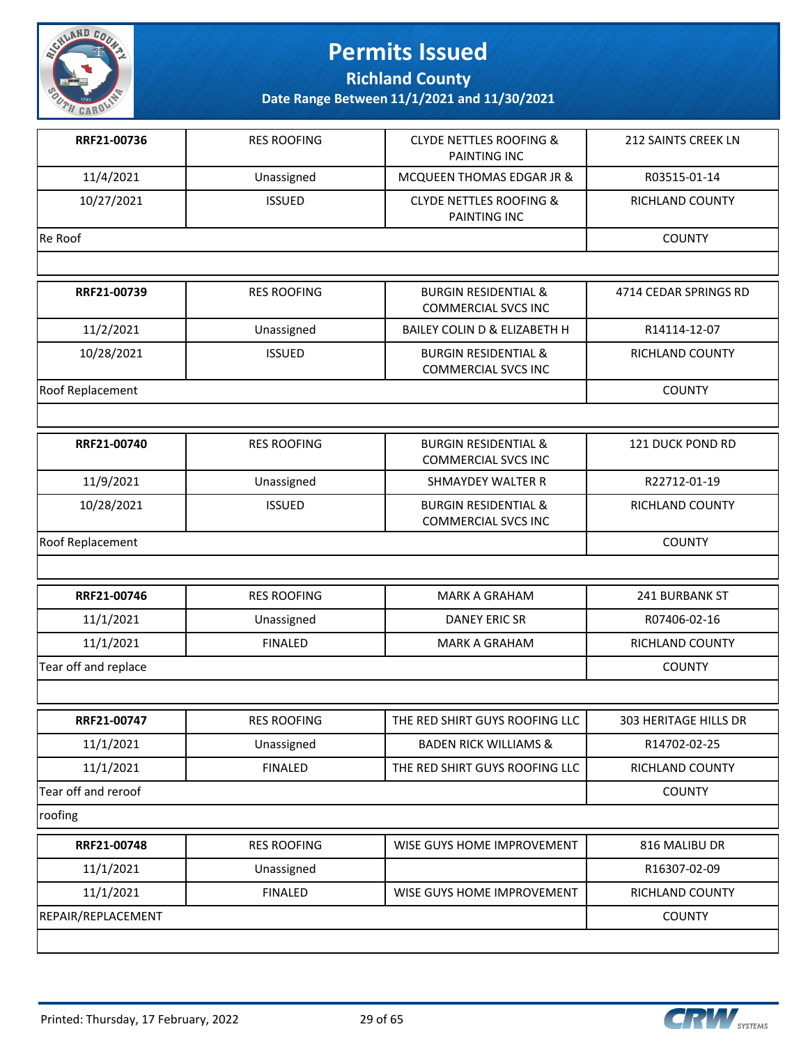# Permits Issued

## Richland County

### Date Range Between 11/1/2021 and 11/30/2021

| | | | |
|---|---|---|---|
| **RRF21-00736** | RES ROOFING | CLYDE NETTLES ROOFING & PAINTING INC | 212 SAINTS CREEK LN |
| 11/4/2021 | Unassigned | MCQUEEN THOMAS EDGAR JR & | R03515-01-14 |
| 10/27/2021 | ISSUED | CLYDE NETTLES ROOFING & PAINTING INC | RICHLAND COUNTY |
| Re Roof | | | COUNTY |
| | | | |

| | | | |
|---|---|---|---|
| **RRF21-00739** | RES ROOFING | BURGIN RESIDENTIAL & COMMERCIAL SVCS INC | 4714 CEDAR SPRINGS RD |
| 11/2/2021 | Unassigned | BAILEY COLIN D & ELIZABETH H | R14114-12-07 |
| 10/28/2021 | ISSUED | BURGIN RESIDENTIAL & COMMERCIAL SVCS INC | RICHLAND COUNTY |
| Roof Replacement | | | COUNTY |
| | | | |

| | | | |
|---|---|---|---|
| **RRF21-00740** | RES ROOFING | BURGIN RESIDENTIAL & COMMERCIAL SVCS INC | 121 DUCK POND RD |
| 11/9/2021 | Unassigned | SHMAYDEY WALTER R | R22712-01-19 |
| 10/28/2021 | ISSUED | BURGIN RESIDENTIAL & COMMERCIAL SVCS INC | RICHLAND COUNTY |
| Roof Replacement | | | COUNTY |
| | | | |

| | | | |
|---|---|---|---|
| **RRF21-00746** | RES ROOFING | MARK A GRAHAM | 241 BURBANK ST |
| 11/1/2021 | Unassigned | DANEY ERIC SR | R07406-02-16 |
| 11/1/2021 | FINALED | MARK A GRAHAM | RICHLAND COUNTY |
| Tear off and replace | | | COUNTY |
| | | | |

| | | | |
|---|---|---|---|
| **RRF21-00747** | RES ROOFING | THE RED SHIRT GUYS ROOFING LLC | 303 HERITAGE HILLS DR |
| 11/1/2021 | Unassigned | BADEN RICK WILLIAMS & | R14702-02-25 |
| 11/1/2021 | FINALED | THE RED SHIRT GUYS ROOFING LLC | RICHLAND COUNTY |
| Tear off and reroof | | | COUNTY |
| roofing | | | |

| | | | |
|---|---|---|---|
| **RRF21-00748** | RES ROOFING | WISE GUYS HOME IMPROVEMENT | 816 MALIBU DR |
| 11/1/2021 | Unassigned | | R16307-02-09 |
| 11/1/2021 | FINALED | WISE GUYS HOME IMPROVEMENT | RICHLAND COUNTY |
| REPAIR/REPLACEMENT | | | COUNTY |
| | | | |

Printed: Thursday, 17 February, 2022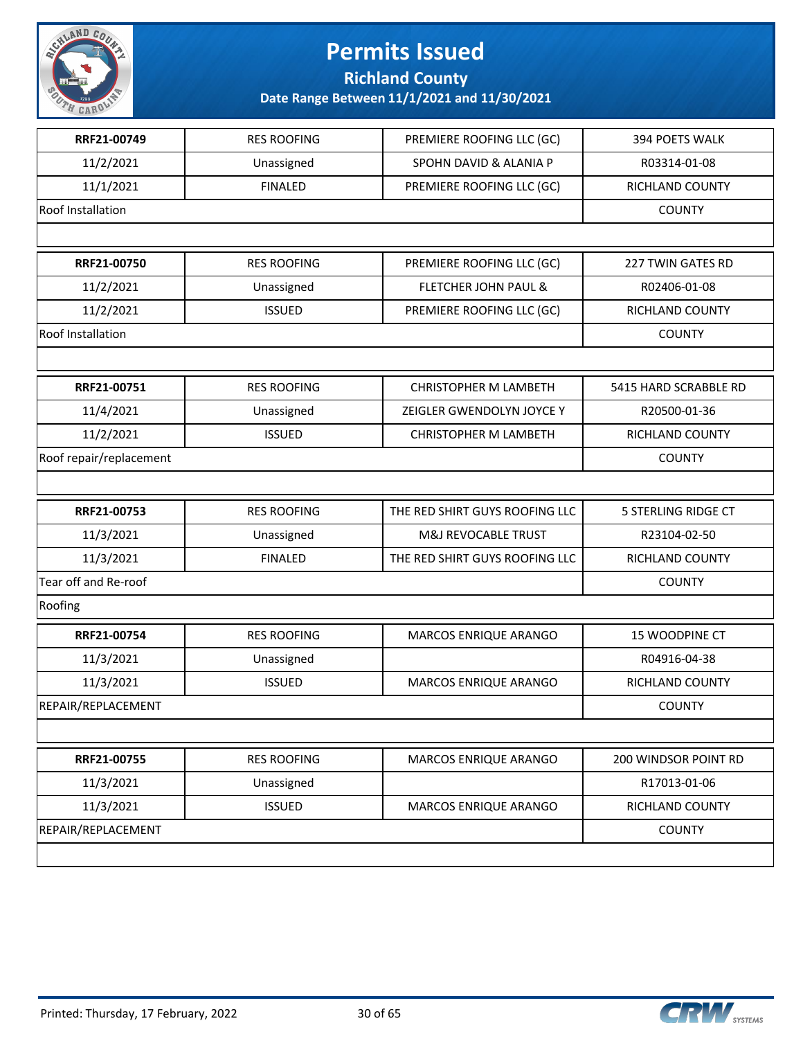# Permits Issued

## Richland County

### Date Range Between 11/1/2021 and 11/30/2021

| | | | |
|---|---|---|---|
| **RRF21-00749** | RES ROOFING | PREMIERE ROOFING LLC (GC) | 394 POETS WALK |
| 11/2/2021 | Unassigned | SPOHN DAVID & ALANIA P | R03314-01-08 |
| 11/1/2021 | FINALED | PREMIERE ROOFING LLC (GC) | RICHLAND COUNTY |
| Roof Installation | | | COUNTY |
| | | | |
| **RRF21-00750** | RES ROOFING | PREMIERE ROOFING LLC (GC) | 227 TWIN GATES RD |
| 11/2/2021 | Unassigned | FLETCHER JOHN PAUL & | R02406-01-08 |
| 11/2/2021 | ISSUED | PREMIERE ROOFING LLC (GC) | RICHLAND COUNTY |
| Roof Installation | | | COUNTY |
| | | | |
| **RRF21-00751** | RES ROOFING | CHRISTOPHER M LAMBETH | 5415 HARD SCRABBLE RD |
| 11/4/2021 | Unassigned | ZEIGLER GWENDOLYN JOYCE Y | R20500-01-36 |
| 11/2/2021 | ISSUED | CHRISTOPHER M LAMBETH | RICHLAND COUNTY |
| Roof repair/replacement | | | COUNTY |
| | | | |
| **RRF21-00753** | RES ROOFING | THE RED SHIRT GUYS ROOFING LLC | 5 STERLING RIDGE CT |
| 11/3/2021 | Unassigned | M&J REVOCABLE TRUST | R23104-02-50 |
| 11/3/2021 | FINALED | THE RED SHIRT GUYS ROOFING LLC | RICHLAND COUNTY |
| Tear off and Re-roof | | | COUNTY |
| Roofing | | | |
| **RRF21-00754** | RES ROOFING | MARCOS ENRIQUE ARANGO | 15 WOODPINE CT |
| 11/3/2021 | Unassigned | | R04916-04-38 |
| 11/3/2021 | ISSUED | MARCOS ENRIQUE ARANGO | RICHLAND COUNTY |
| REPAIR/REPLACEMENT | | | COUNTY |
| | | | |
| **RRF21-00755** | RES ROOFING | MARCOS ENRIQUE ARANGO | 200 WINDSOR POINT RD |
| 11/3/2021 | Unassigned | | R17013-01-06 |
| 11/3/2021 | ISSUED | MARCOS ENRIQUE ARANGO | RICHLAND COUNTY |
| REPAIR/REPLACEMENT | | | COUNTY |
| | | | |

Printed: Thursday, 17 February, 2022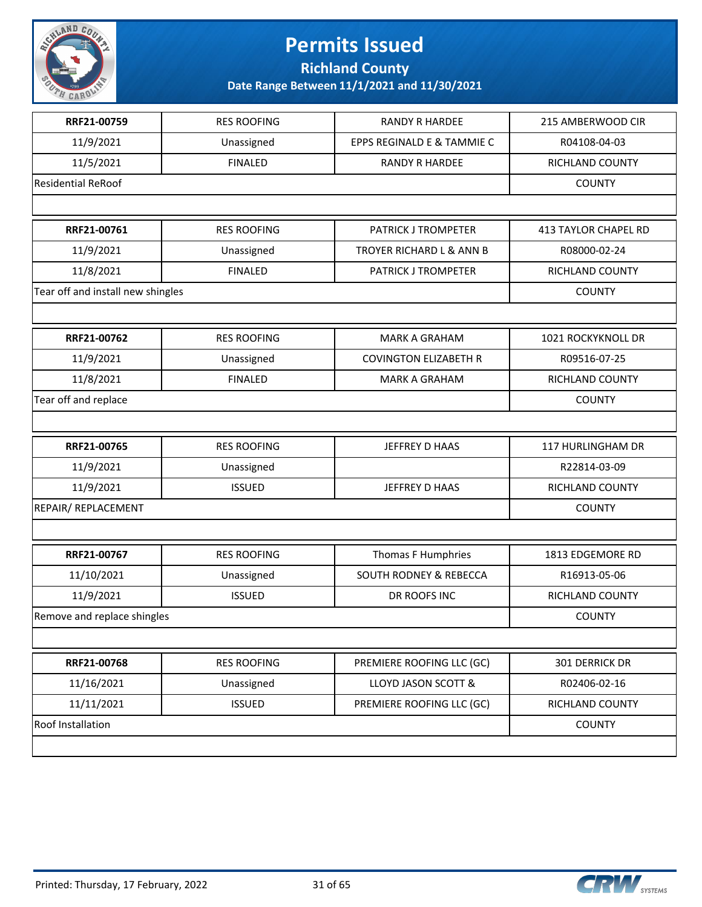# Permits Issued

## Richland County

### Date Range Between 11/1/2021 and 11/30/2021

| RRF21-00759 | RES ROOFING | RANDY R HARDEE | 215 AMBERWOOD CIR |
|---|---|---|---|
| 11/9/2021 | Unassigned | EPPS REGINALD E & TAMMIE C | R04108-04-03 |
| 11/5/2021 | FINALED | RANDY R HARDEE | RICHLAND COUNTY |
| Residential ReRoof | | | COUNTY |

| RRF21-00761 | RES ROOFING | PATRICK J TROMPETER | 413 TAYLOR CHAPEL RD |
|---|---|---|---|
| 11/9/2021 | Unassigned | TROYER RICHARD L & ANN B | R08000-02-24 |
| 11/8/2021 | FINALED | PATRICK J TROMPETER | RICHLAND COUNTY |
| Tear off and install new shingles | | | COUNTY |

| RRF21-00762 | RES ROOFING | MARK A GRAHAM | 1021 ROCKYKNOLL DR |
|---|---|---|---|
| 11/9/2021 | Unassigned | COVINGTON ELIZABETH R | R09516-07-25 |
| 11/8/2021 | FINALED | MARK A GRAHAM | RICHLAND COUNTY |
| Tear off and replace | | | COUNTY |

| RRF21-00765 | RES ROOFING | JEFFREY D HAAS | 117 HURLINGHAM DR |
|---|---|---|---|
| 11/9/2021 | Unassigned | | R22814-03-09 |
| 11/9/2021 | ISSUED | JEFFREY D HAAS | RICHLAND COUNTY |
| REPAIR/ REPLACEMENT | | | COUNTY |

| RRF21-00767 | RES ROOFING | Thomas F Humphries | 1813 EDGEMORE RD |
|---|---|---|---|
| 11/10/2021 | Unassigned | SOUTH RODNEY & REBECCA | R16913-05-06 |
| 11/9/2021 | ISSUED | DR ROOFS INC | RICHLAND COUNTY |
| Remove and replace shingles | | | COUNTY |

| RRF21-00768 | RES ROOFING | PREMIERE ROOFING LLC (GC) | 301 DERRICK DR |
|---|---|---|---|
| 11/16/2021 | Unassigned | LLOYD JASON SCOTT & | R02406-02-16 |
| 11/11/2021 | ISSUED | PREMIERE ROOFING LLC (GC) | RICHLAND COUNTY |
| Roof Installation | | | COUNTY |

Printed: Thursday, 17 February, 2022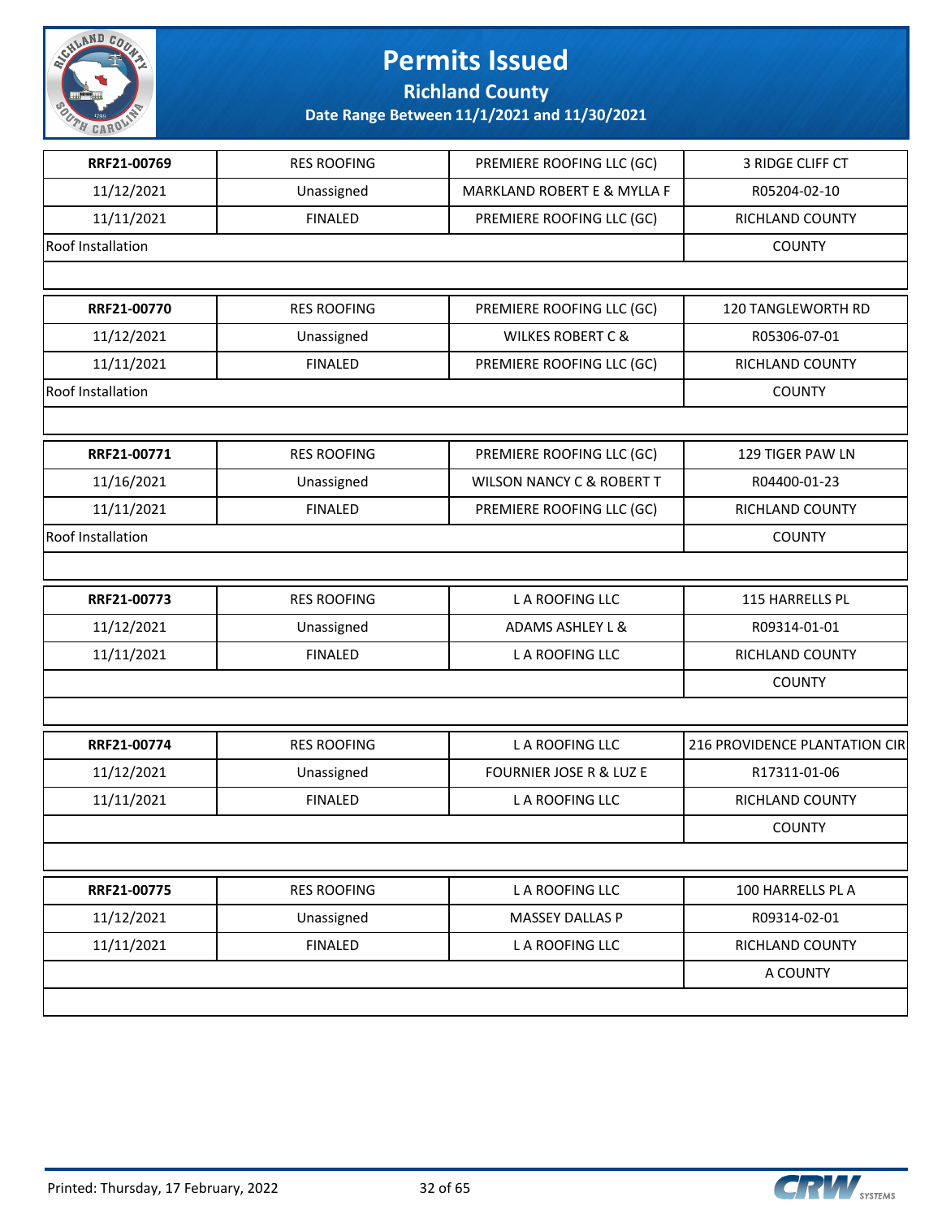# Permits Issued

## Richland County

**Date Range Between 11/1/2021 and 11/30/2021**

| | | | |
|---|---|---|---|
| **RRF21-00769** | RES ROOFING | PREMIERE ROOFING LLC (GC) | 3 RIDGE CLIFF CT |
| 11/12/2021 | Unassigned | MARKLAND ROBERT E & MYLLA F | R05204-02-10 |
| 11/11/2021 | FINALED | PREMIERE ROOFING LLC (GC) | RICHLAND COUNTY |
| Roof Installation | | | COUNTY |

| | | | |
|---|---|---|---|
| **RRF21-00770** | RES ROOFING | PREMIERE ROOFING LLC (GC) | 120 TANGLEWORTH RD |
| 11/12/2021 | Unassigned | WILKES ROBERT C & | R05306-07-01 |
| 11/11/2021 | FINALED | PREMIERE ROOFING LLC (GC) | RICHLAND COUNTY |
| Roof Installation | | | COUNTY |

| | | | |
|---|---|---|---|
| **RRF21-00771** | RES ROOFING | PREMIERE ROOFING LLC (GC) | 129 TIGER PAW LN |
| 11/16/2021 | Unassigned | WILSON NANCY C & ROBERT T | R04400-01-23 |
| 11/11/2021 | FINALED | PREMIERE ROOFING LLC (GC) | RICHLAND COUNTY |
| Roof Installation | | | COUNTY |

| | | | |
|---|---|---|---|
| **RRF21-00773** | RES ROOFING | L A ROOFING LLC | 115 HARRELLS PL |
| 11/12/2021 | Unassigned | ADAMS ASHLEY L & | R09314-01-01 |
| 11/11/2021 | FINALED | L A ROOFING LLC | RICHLAND COUNTY |
| | | | COUNTY |

| | | | |
|---|---|---|---|
| **RRF21-00774** | RES ROOFING | L A ROOFING LLC | 216 PROVIDENCE PLANTATION CIR |
| 11/12/2021 | Unassigned | FOURNIER JOSE R & LUZ E | R17311-01-06 |
| 11/11/2021 | FINALED | L A ROOFING LLC | RICHLAND COUNTY |
| | | | COUNTY |

| | | | |
|---|---|---|---|
| **RRF21-00775** | RES ROOFING | L A ROOFING LLC | 100 HARRELLS PL A |
| 11/12/2021 | Unassigned | MASSEY DALLAS P | R09314-02-01 |
| 11/11/2021 | FINALED | L A ROOFING LLC | RICHLAND COUNTY |
| | | | A COUNTY |

Printed: Thursday, 17 February, 2022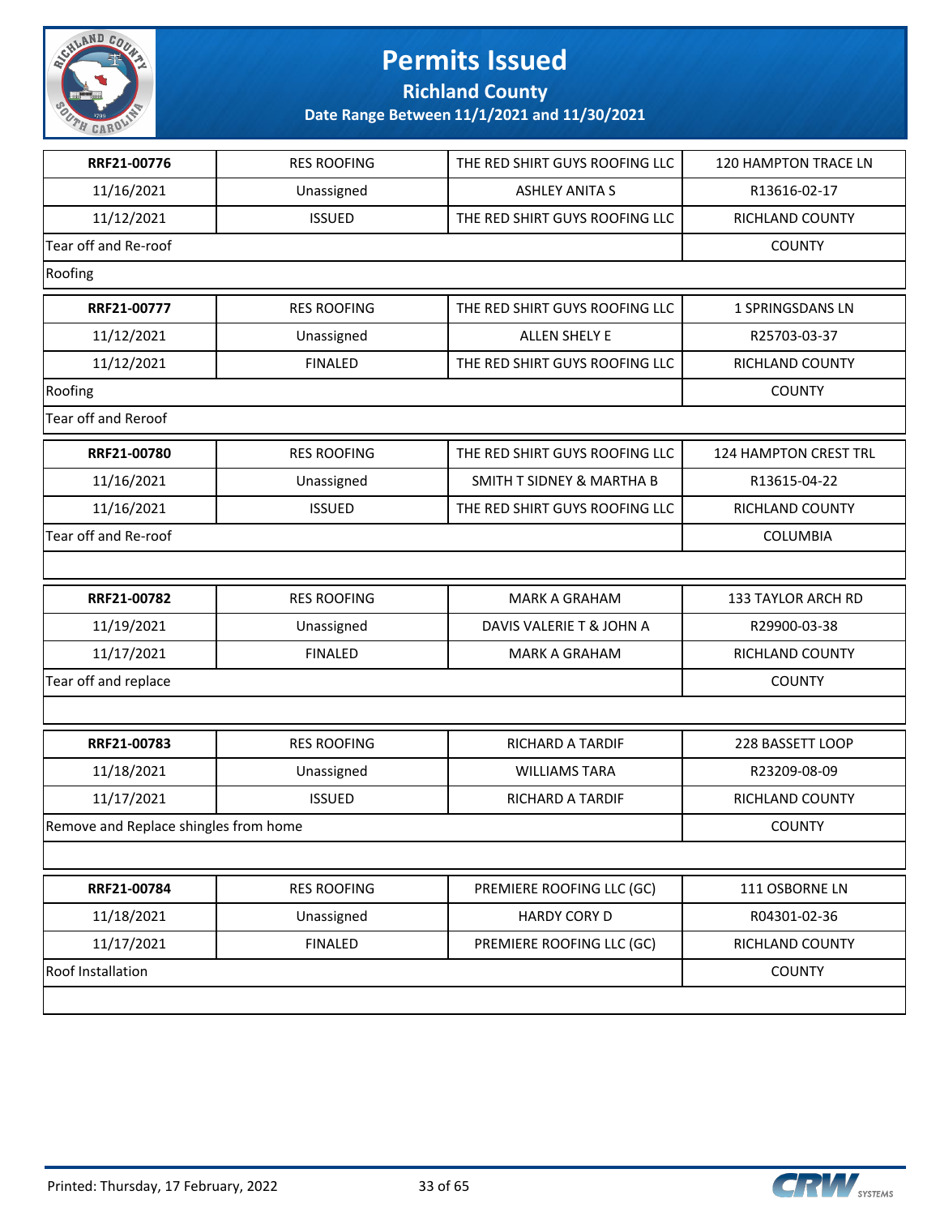# Permits Issued

## Richland County

### Date Range Between 11/1/2021 and 11/30/2021

| RRF21-00776 | RES ROOFING | THE RED SHIRT GUYS ROOFING LLC | 120 HAMPTON TRACE LN |
|---|---|---|---|
| 11/16/2021 | Unassigned | ASHLEY ANITA S | R13616-02-17 |
| 11/12/2021 | ISSUED | THE RED SHIRT GUYS ROOFING LLC | RICHLAND COUNTY |
| Tear off and Re-roof | | | COUNTY |
| Roofing | | | |

| RRF21-00777 | RES ROOFING | THE RED SHIRT GUYS ROOFING LLC | 1 SPRINGSDANS LN |
|---|---|---|---|
| 11/12/2021 | Unassigned | ALLEN SHELY E | R25703-03-37 |
| 11/12/2021 | FINALED | THE RED SHIRT GUYS ROOFING LLC | RICHLAND COUNTY |
| Roofing | | | COUNTY |
| Tear off and Reroof | | | |

| RRF21-00780 | RES ROOFING | THE RED SHIRT GUYS ROOFING LLC | 124 HAMPTON CREST TRL |
|---|---|---|---|
| 11/16/2021 | Unassigned | SMITH T SIDNEY & MARTHA B | R13615-04-22 |
| 11/16/2021 | ISSUED | THE RED SHIRT GUYS ROOFING LLC | RICHLAND COUNTY |
| Tear off and Re-roof | | | COLUMBIA |

| RRF21-00782 | RES ROOFING | MARK A GRAHAM | 133 TAYLOR ARCH RD |
|---|---|---|---|
| 11/19/2021 | Unassigned | DAVIS VALERIE T & JOHN A | R29900-03-38 |
| 11/17/2021 | FINALED | MARK A GRAHAM | RICHLAND COUNTY |
| Tear off and replace | | | COUNTY |

| RRF21-00783 | RES ROOFING | RICHARD A TARDIF | 228 BASSETT LOOP |
|---|---|---|---|
| 11/18/2021 | Unassigned | WILLIAMS TARA | R23209-08-09 |
| 11/17/2021 | ISSUED | RICHARD A TARDIF | RICHLAND COUNTY |
| Remove and Replace shingles from home | | | COUNTY |

| RRF21-00784 | RES ROOFING | PREMIERE ROOFING LLC (GC) | 111 OSBORNE LN |
|---|---|---|---|
| 11/18/2021 | Unassigned | HARDY CORY D | R04301-02-36 |
| 11/17/2021 | FINALED | PREMIERE ROOFING LLC (GC) | RICHLAND COUNTY |
| Roof Installation | | | COUNTY |

Printed: Thursday, 17 February, 2022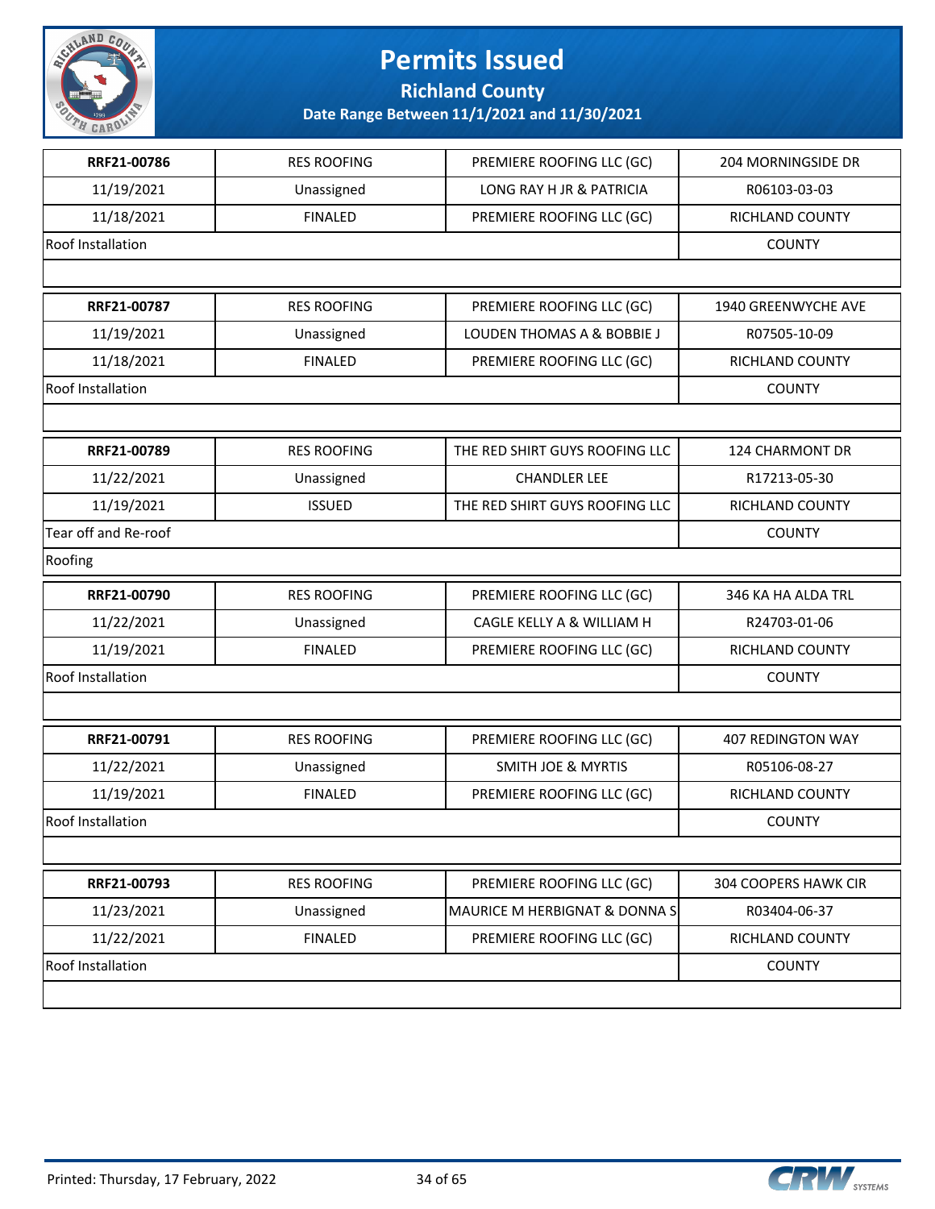# Permits Issued

## Richland County

### Date Range Between 11/1/2021 and 11/30/2021

| | | | |
|---|---|---|---|
| **RRF21-00786** | RES ROOFING | PREMIERE ROOFING LLC (GC) | 204 MORNINGSIDE DR |
| 11/19/2021 | Unassigned | LONG RAY H JR & PATRICIA | R06103-03-03 |
| 11/18/2021 | FINALED | PREMIERE ROOFING LLC (GC) | RICHLAND COUNTY |
| Roof Installation | | | COUNTY |
| | | | |

| | | | |
|---|---|---|---|
| **RRF21-00787** | RES ROOFING | PREMIERE ROOFING LLC (GC) | 1940 GREENWYCHE AVE |
| 11/19/2021 | Unassigned | LOUDEN THOMAS A & BOBBIE J | R07505-10-09 |
| 11/18/2021 | FINALED | PREMIERE ROOFING LLC (GC) | RICHLAND COUNTY |
| Roof Installation | | | COUNTY |
| | | | |

| | | | |
|---|---|---|---|
| **RRF21-00789** | RES ROOFING | THE RED SHIRT GUYS ROOFING LLC | 124 CHARMONT DR |
| 11/22/2021 | Unassigned | CHANDLER LEE | R17213-05-30 |
| 11/19/2021 | ISSUED | THE RED SHIRT GUYS ROOFING LLC | RICHLAND COUNTY |
| Tear off and Re-roof | | | COUNTY |
| Roofing | | | |

| | | | |
|---|---|---|---|
| **RRF21-00790** | RES ROOFING | PREMIERE ROOFING LLC (GC) | 346 KA HA ALDA TRL |
| 11/22/2021 | Unassigned | CAGLE KELLY A & WILLIAM H | R24703-01-06 |
| 11/19/2021 | FINALED | PREMIERE ROOFING LLC (GC) | RICHLAND COUNTY |
| Roof Installation | | | COUNTY |
| | | | |

| | | | |
|---|---|---|---|
| **RRF21-00791** | RES ROOFING | PREMIERE ROOFING LLC (GC) | 407 REDINGTON WAY |
| 11/22/2021 | Unassigned | SMITH JOE & MYRTIS | R05106-08-27 |
| 11/19/2021 | FINALED | PREMIERE ROOFING LLC (GC) | RICHLAND COUNTY |
| Roof Installation | | | COUNTY |
| | | | |

| | | | |
|---|---|---|---|
| **RRF21-00793** | RES ROOFING | PREMIERE ROOFING LLC (GC) | 304 COOPERS HAWK CIR |
| 11/23/2021 | Unassigned | MAURICE M HERBIGNAT & DONNA S | R03404-06-37 |
| 11/22/2021 | FINALED | PREMIERE ROOFING LLC (GC) | RICHLAND COUNTY |
| Roof Installation | | | COUNTY |
| | | | |

Printed: Thursday, 17 February, 2022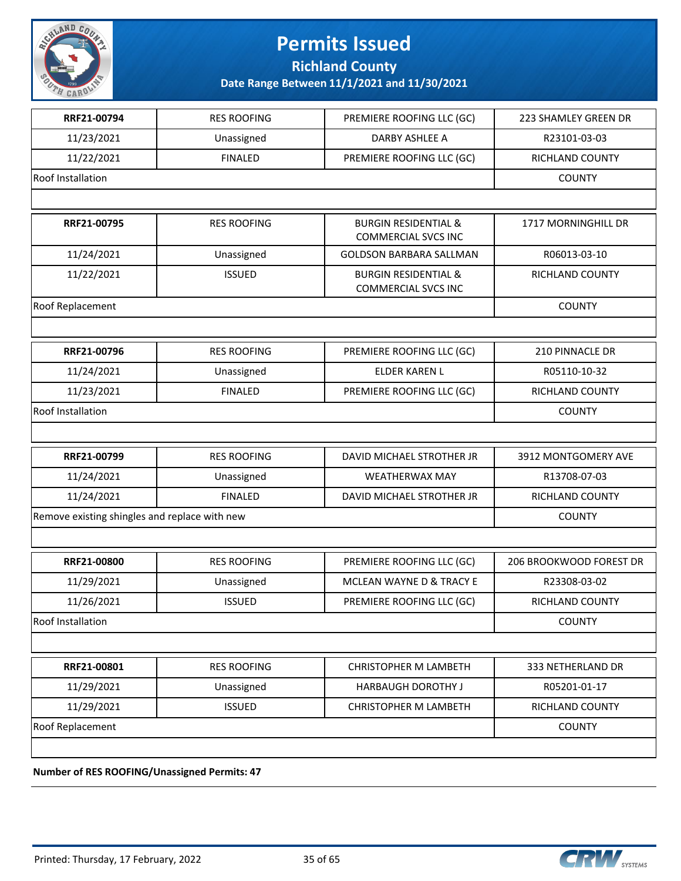# Permits Issued

## Richland County

### Date Range Between 11/1/2021 and 11/30/2021

| | | | |
|---|---|---|---|
| **RRF21-00794** | RES ROOFING | PREMIERE ROOFING LLC (GC) | 223 SHAMLEY GREEN DR |
| 11/23/2021 | Unassigned | DARBY ASHLEE A | R23101-03-03 |
| 11/22/2021 | FINALED | PREMIERE ROOFING LLC (GC) | RICHLAND COUNTY |
| Roof Installation | | | COUNTY |

| | | | |
|---|---|---|---|
| **RRF21-00795** | RES ROOFING | BURGIN RESIDENTIAL & COMMERCIAL SVCS INC | 1717 MORNINGHILL DR |
| 11/24/2021 | Unassigned | GOLDSON BARBARA SALLMAN | R06013-03-10 |
| 11/22/2021 | ISSUED | BURGIN RESIDENTIAL & COMMERCIAL SVCS INC | RICHLAND COUNTY |
| Roof Replacement | | | COUNTY |

| | | | |
|---|---|---|---|
| **RRF21-00796** | RES ROOFING | PREMIERE ROOFING LLC (GC) | 210 PINNACLE DR |
| 11/24/2021 | Unassigned | ELDER KAREN L | R05110-10-32 |
| 11/23/2021 | FINALED | PREMIERE ROOFING LLC (GC) | RICHLAND COUNTY |
| Roof Installation | | | COUNTY |

| | | | |
|---|---|---|---|
| **RRF21-00799** | RES ROOFING | DAVID MICHAEL STROTHER JR | 3912 MONTGOMERY AVE |
| 11/24/2021 | Unassigned | WEATHERWAX MAY | R13708-07-03 |
| 11/24/2021 | FINALED | DAVID MICHAEL STROTHER JR | RICHLAND COUNTY |
| Remove existing shingles and replace with new | | | COUNTY |

| | | | |
|---|---|---|---|
| **RRF21-00800** | RES ROOFING | PREMIERE ROOFING LLC (GC) | 206 BROOKWOOD FOREST DR |
| 11/29/2021 | Unassigned | MCLEAN WAYNE D & TRACY E | R23308-03-02 |
| 11/26/2021 | ISSUED | PREMIERE ROOFING LLC (GC) | RICHLAND COUNTY |
| Roof Installation | | | COUNTY |

| | | | |
|---|---|---|---|
| **RRF21-00801** | RES ROOFING | CHRISTOPHER M LAMBETH | 333 NETHERLAND DR |
| 11/29/2021 | Unassigned | HARBAUGH DOROTHY J | R05201-01-17 |
| 11/29/2021 | ISSUED | CHRISTOPHER M LAMBETH | RICHLAND COUNTY |
| Roof Replacement | | | COUNTY |

**Number of RES ROOFING/Unassigned Permits: 47**

Printed: Thursday, 17 February, 2022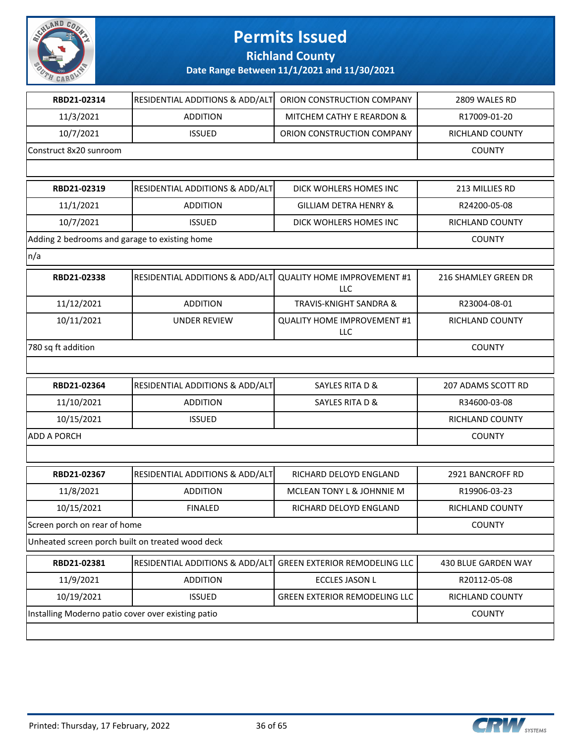# Permits Issued

## Richland County

### Date Range Between 11/1/2021 and 11/30/2021

| | | | |
|---|---|---|---|
| **RBD21-02314** | RESIDENTIAL ADDITIONS & ADD/ALT | ORION CONSTRUCTION COMPANY | 2809 WALES RD |
| 11/3/2021 | ADDITION | MITCHEM CATHY E REARDON & | R17009-01-20 |
| 10/7/2021 | ISSUED | ORION CONSTRUCTION COMPANY | RICHLAND COUNTY |
| Construct 8x20 sunroom | | | COUNTY |
| | | | |

| | | | |
|---|---|---|---|
| **RBD21-02319** | RESIDENTIAL ADDITIONS & ADD/ALT | DICK WOHLERS HOMES INC | 213 MILLIES RD |
| 11/1/2021 | ADDITION | GILLIAM DETRA HENRY & | R24200-05-08 |
| 10/7/2021 | ISSUED | DICK WOHLERS HOMES INC | RICHLAND COUNTY |
| Adding 2 bedrooms and garage to existing home | | | COUNTY |
| n/a | | | |

| | | | |
|---|---|---|---|
| **RBD21-02338** | RESIDENTIAL ADDITIONS & ADD/ALT | QUALITY HOME IMPROVEMENT #1 LLC | 216 SHAMLEY GREEN DR |
| 11/12/2021 | ADDITION | TRAVIS-KNIGHT SANDRA & | R23004-08-01 |
| 10/11/2021 | UNDER REVIEW | QUALITY HOME IMPROVEMENT #1 LLC | RICHLAND COUNTY |
| 780 sq ft addition | | | COUNTY |
| | | | |

| | | | |
|---|---|---|---|
| **RBD21-02364** | RESIDENTIAL ADDITIONS & ADD/ALT | SAYLES RITA D & | 207 ADAMS SCOTT RD |
| 11/10/2021 | ADDITION | SAYLES RITA D & | R34600-03-08 |
| 10/15/2021 | ISSUED | | RICHLAND COUNTY |
| ADD A PORCH | | | COUNTY |
| | | | |

| | | | |
|---|---|---|---|
| **RBD21-02367** | RESIDENTIAL ADDITIONS & ADD/ALT | RICHARD DELOYD ENGLAND | 2921 BANCROFF RD |
| 11/8/2021 | ADDITION | MCLEAN TONY L & JOHNNIE M | R19906-03-23 |
| 10/15/2021 | FINALED | RICHARD DELOYD ENGLAND | RICHLAND COUNTY |
| Screen porch on rear of home | | | COUNTY |
| Unheated screen porch built on treated wood deck | | | |

| | | | |
|---|---|---|---|
| **RBD21-02381** | RESIDENTIAL ADDITIONS & ADD/ALT | GREEN EXTERIOR REMODELING LLC | 430 BLUE GARDEN WAY |
| 11/9/2021 | ADDITION | ECCLES JASON L | R20112-05-08 |
| 10/19/2021 | ISSUED | GREEN EXTERIOR REMODELING LLC | RICHLAND COUNTY |
| Installing Moderno patio cover over existing patio | | | COUNTY |
| | | | |

Printed: Thursday, 17 February, 2022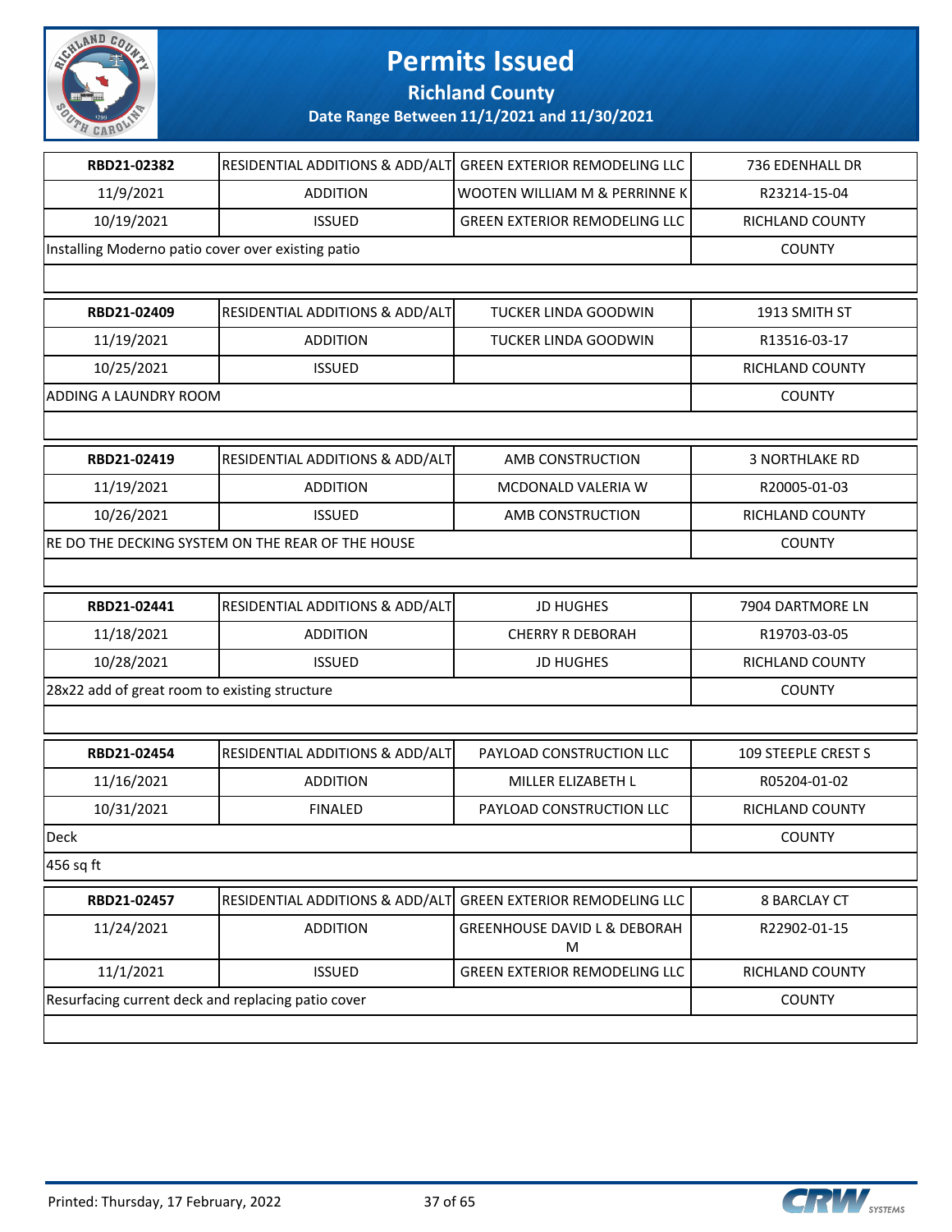# Permits Issued

## Richland County

### Date Range Between 11/1/2021 and 11/30/2021

| | | | |
|---|---|---|---|
| **RBD21-02382** | RESIDENTIAL ADDITIONS & ADD/ALT | GREEN EXTERIOR REMODELING LLC | 736 EDENHALL DR |
| 11/9/2021 | ADDITION | WOOTEN WILLIAM M & PERRINNE K | R23214-15-04 |
| 10/19/2021 | ISSUED | GREEN EXTERIOR REMODELING LLC | RICHLAND COUNTY |
| Installing Moderno patio cover over existing patio | | | COUNTY |

| | | | |
|---|---|---|---|
| **RBD21-02409** | RESIDENTIAL ADDITIONS & ADD/ALT | TUCKER LINDA GOODWIN | 1913 SMITH ST |
| 11/19/2021 | ADDITION | TUCKER LINDA GOODWIN | R13516-03-17 |
| 10/25/2021 | ISSUED | | RICHLAND COUNTY |
| ADDING A LAUNDRY ROOM | | | COUNTY |

| | | | |
|---|---|---|---|
| **RBD21-02419** | RESIDENTIAL ADDITIONS & ADD/ALT | AMB CONSTRUCTION | 3 NORTHLAKE RD |
| 11/19/2021 | ADDITION | MCDONALD VALERIA W | R20005-01-03 |
| 10/26/2021 | ISSUED | AMB CONSTRUCTION | RICHLAND COUNTY |
| RE DO THE DECKING SYSTEM ON THE REAR OF THE HOUSE | | | COUNTY |

| | | | |
|---|---|---|---|
| **RBD21-02441** | RESIDENTIAL ADDITIONS & ADD/ALT | JD HUGHES | 7904 DARTMORE LN |
| 11/18/2021 | ADDITION | CHERRY R DEBORAH | R19703-03-05 |
| 10/28/2021 | ISSUED | JD HUGHES | RICHLAND COUNTY |
| 28x22 add of great room to existing structure | | | COUNTY |

| | | | |
|---|---|---|---|
| **RBD21-02454** | RESIDENTIAL ADDITIONS & ADD/ALT | PAYLOAD CONSTRUCTION LLC | 109 STEEPLE CREST S |
| 11/16/2021 | ADDITION | MILLER ELIZABETH L | R05204-01-02 |
| 10/31/2021 | FINALED | PAYLOAD CONSTRUCTION LLC | RICHLAND COUNTY |
| Deck | | | COUNTY |
| 456 sq ft | | | |

| | | | |
|---|---|---|---|
| **RBD21-02457** | RESIDENTIAL ADDITIONS & ADD/ALT | GREEN EXTERIOR REMODELING LLC | 8 BARCLAY CT |
| 11/24/2021 | ADDITION | GREENHOUSE DAVID L & DEBORAH M | R22902-01-15 |
| 11/1/2021 | ISSUED | GREEN EXTERIOR REMODELING LLC | RICHLAND COUNTY |
| Resurfacing current deck and replacing patio cover | | | COUNTY |

Printed: Thursday, 17 February, 2022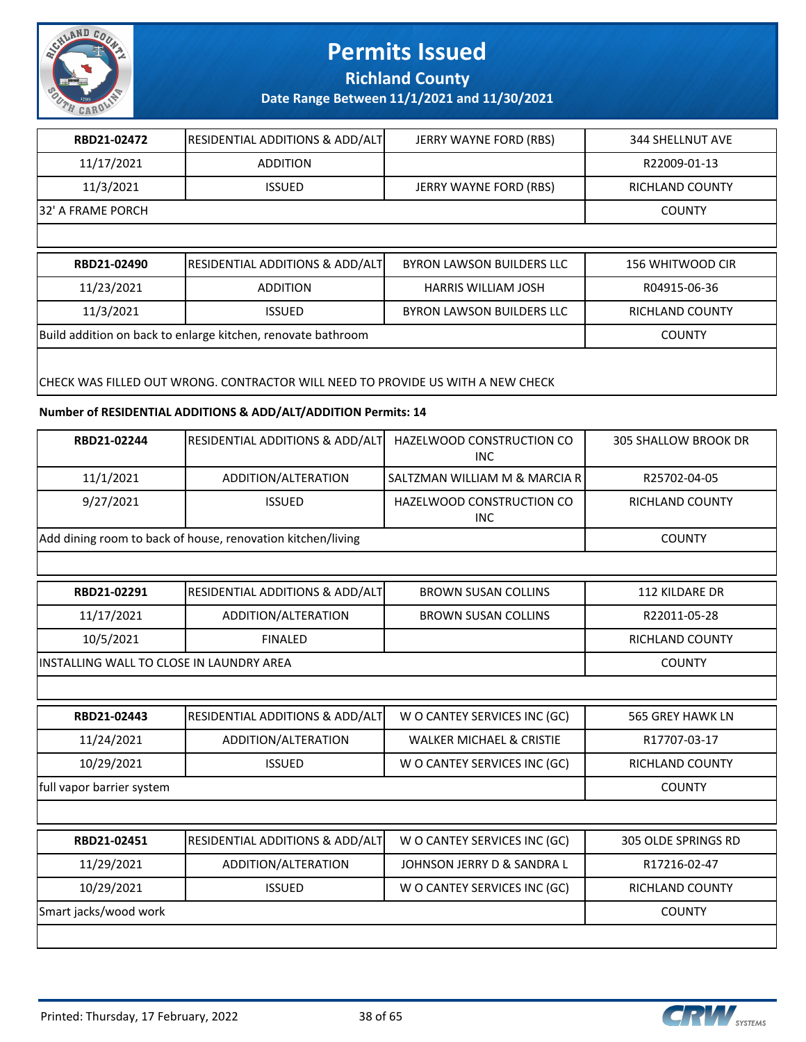# Permits Issued

**Richland County**

**Date Range Between 11/1/2021 and 11/30/2021**

| | | | |
|---|---|---|---|
| **RBD21-02472** | RESIDENTIAL ADDITIONS & ADD/ALT | JERRY WAYNE FORD (RBS) | 344 SHELLNUT AVE |
| 11/17/2021 | ADDITION | | R22009-01-13 |
| 11/3/2021 | ISSUED | JERRY WAYNE FORD (RBS) | RICHLAND COUNTY |
| 32' A FRAME PORCH | | | COUNTY |
| | | | |

| | | | |
|---|---|---|---|
| **RBD21-02490** | RESIDENTIAL ADDITIONS & ADD/ALT | BYRON LAWSON BUILDERS LLC | 156 WHITWOOD CIR |
| 11/23/2021 | ADDITION | HARRIS WILLIAM JOSH | R04915-06-36 |
| 11/3/2021 | ISSUED | BYRON LAWSON BUILDERS LLC | RICHLAND COUNTY |
| Build addition on back to enlarge kitchen, renovate bathroom | | | COUNTY |
| CHECK WAS FILLED OUT WRONG. CONTRACTOR WILL NEED TO PROVIDE US WITH A NEW CHECK | | | |

**Number of RESIDENTIAL ADDITIONS & ADD/ALT/ADDITION Permits: 14**

| | | | |
|---|---|---|---|
| **RBD21-02244** | RESIDENTIAL ADDITIONS & ADD/ALT | HAZELWOOD CONSTRUCTION CO INC | 305 SHALLOW BROOK DR |
| 11/1/2021 | ADDITION/ALTERATION | SALTZMAN WILLIAM M & MARCIA R | R25702-04-05 |
| 9/27/2021 | ISSUED | HAZELWOOD CONSTRUCTION CO INC | RICHLAND COUNTY |
| Add dining room to back of house, renovation kitchen/living | | | COUNTY |
| | | | |

| | | | |
|---|---|---|---|
| **RBD21-02291** | RESIDENTIAL ADDITIONS & ADD/ALT | BROWN SUSAN COLLINS | 112 KILDARE DR |
| 11/17/2021 | ADDITION/ALTERATION | BROWN SUSAN COLLINS | R22011-05-28 |
| 10/5/2021 | FINALED | | RICHLAND COUNTY |
| INSTALLING WALL TO CLOSE IN LAUNDRY AREA | | | COUNTY |
| | | | |

| | | | |
|---|---|---|---|
| **RBD21-02443** | RESIDENTIAL ADDITIONS & ADD/ALT | W O CANTEY SERVICES INC (GC) | 565 GREY HAWK LN |
| 11/24/2021 | ADDITION/ALTERATION | WALKER MICHAEL & CRISTIE | R17707-03-17 |
| 10/29/2021 | ISSUED | W O CANTEY SERVICES INC (GC) | RICHLAND COUNTY |
| full vapor barrier system | | | COUNTY |
| | | | |

| | | | |
|---|---|---|---|
| **RBD21-02451** | RESIDENTIAL ADDITIONS & ADD/ALT | W O CANTEY SERVICES INC (GC) | 305 OLDE SPRINGS RD |
| 11/29/2021 | ADDITION/ALTERATION | JOHNSON JERRY D & SANDRA L | R17216-02-47 |
| 10/29/2021 | ISSUED | W O CANTEY SERVICES INC (GC) | RICHLAND COUNTY |
| Smart jacks/wood work | | | COUNTY |
| | | | |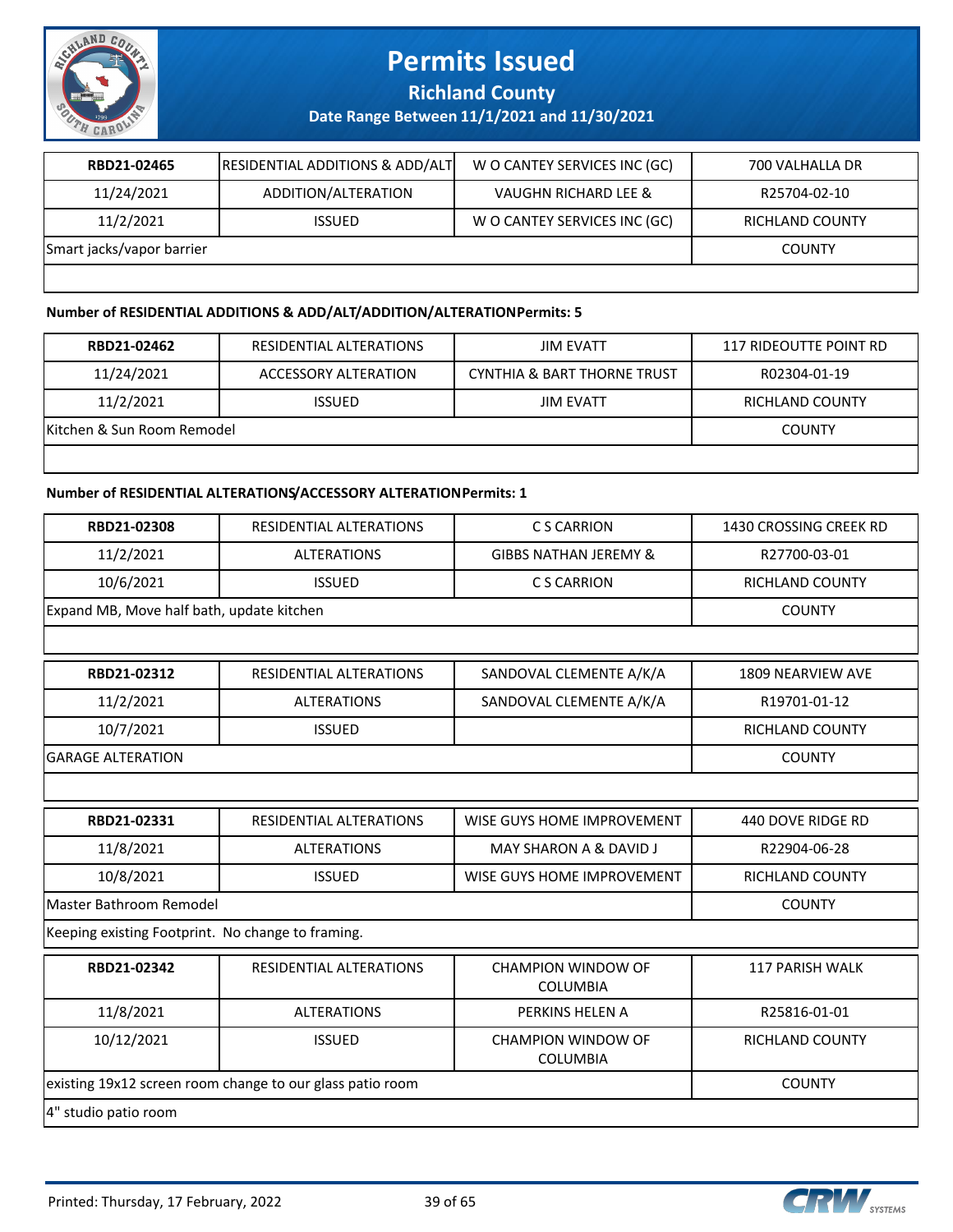# Permits Issued

**Richland County**

**Date Range Between 11/1/2021 and 11/30/2021**

| RBD21-02465 | RESIDENTIAL ADDITIONS & ADD/ALT | W O CANTEY SERVICES INC (GC) | 700 VALHALLA DR |
|---|---|---|---|
| 11/24/2021 | ADDITION/ALTERATION | VAUGHN RICHARD LEE & | R25704-02-10 |
| 11/2/2021 | ISSUED | W O CANTEY SERVICES INC (GC) | RICHLAND COUNTY |
| Smart jacks/vapor barrier | | | COUNTY |
| | | | |

**Number of RESIDENTIAL ADDITIONS & ADD/ALT/ADDITION/ALTERATIONPermits: 5**

| RBD21-02462 | RESIDENTIAL ALTERATIONS | JIM EVATT | 117 RIDEOUTTE POINT RD |
|---|---|---|---|
| 11/24/2021 | ACCESSORY ALTERATION | CYNTHIA & BART THORNE TRUST | R02304-01-19 |
| 11/2/2021 | ISSUED | JIM EVATT | RICHLAND COUNTY |
| Kitchen & Sun Room Remodel | | | COUNTY |
| | | | |

**Number of RESIDENTIAL ALTERATIONS/ACCESSORY ALTERATIONPermits: 1**

| RBD21-02308 | RESIDENTIAL ALTERATIONS | C S CARRION | 1430 CROSSING CREEK RD |
|---|---|---|---|
| 11/2/2021 | ALTERATIONS | GIBBS NATHAN JEREMY & | R27700-03-01 |
| 10/6/2021 | ISSUED | C S CARRION | RICHLAND COUNTY |
| Expand MB, Move half bath, update kitchen | | | COUNTY |
| | | | |

| RBD21-02312 | RESIDENTIAL ALTERATIONS | SANDOVAL CLEMENTE A/K/A | 1809 NEARVIEW AVE |
|---|---|---|---|
| 11/2/2021 | ALTERATIONS | SANDOVAL CLEMENTE A/K/A | R19701-01-12 |
| 10/7/2021 | ISSUED | | RICHLAND COUNTY |
| GARAGE ALTERATION | | | COUNTY |
| | | | |

| RBD21-02331 | RESIDENTIAL ALTERATIONS | WISE GUYS HOME IMPROVEMENT | 440 DOVE RIDGE RD |
|---|---|---|---|
| 11/8/2021 | ALTERATIONS | MAY SHARON A & DAVID J | R22904-06-28 |
| 10/8/2021 | ISSUED | WISE GUYS HOME IMPROVEMENT | RICHLAND COUNTY |
| Master Bathroom Remodel | | | COUNTY |
| Keeping existing Footprint. No change to framing. | | | |

| RBD21-02342 | RESIDENTIAL ALTERATIONS | CHAMPION WINDOW OF COLUMBIA | 117 PARISH WALK |
|---|---|---|---|
| 11/8/2021 | ALTERATIONS | PERKINS HELEN A | R25816-01-01 |
| 10/12/2021 | ISSUED | CHAMPION WINDOW OF COLUMBIA | RICHLAND COUNTY |
| existing 19x12 screen room change to our glass patio room | | | COUNTY |
| 4" studio patio room | | | |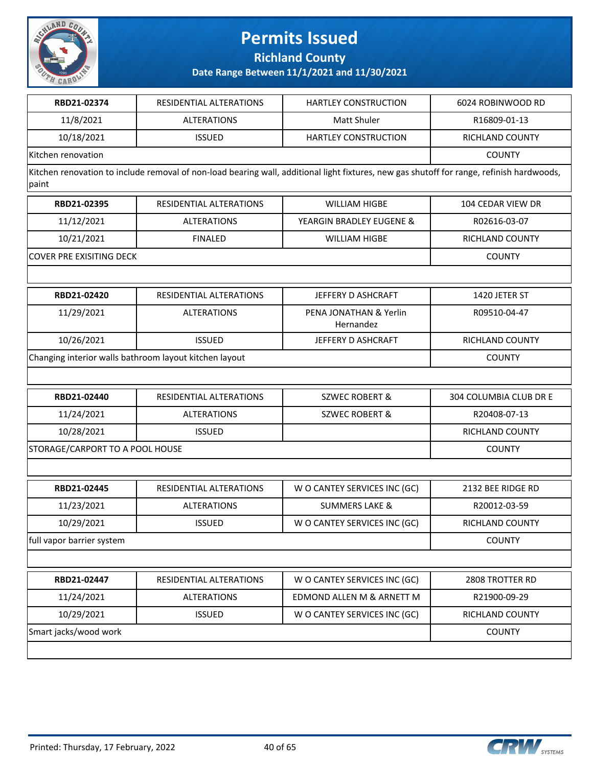# Permits Issued

## Richland County

### Date Range Between 11/1/2021 and 11/30/2021

| RBD21-02374 | RESIDENTIAL ALTERATIONS | HARTLEY CONSTRUCTION | 6024 ROBINWOOD RD |
|---|---|---|---|
| 11/8/2021 | ALTERATIONS | Matt Shuler | R16809-01-13 |
| 10/18/2021 | ISSUED | HARTLEY CONSTRUCTION | RICHLAND COUNTY |
| Kitchen renovation | | | COUNTY |
| Kitchen renovation to include removal of non-load bearing wall, additional light fixtures, new gas shutoff for range, refinish hardwoods, paint | | | |

| RBD21-02395 | RESIDENTIAL ALTERATIONS | WILLIAM HIGBE | 104 CEDAR VIEW DR |
|---|---|---|---|
| 11/12/2021 | ALTERATIONS | YEARGIN BRADLEY EUGENE & | R02616-03-07 |
| 10/21/2021 | FINALED | WILLIAM HIGBE | RICHLAND COUNTY |
| COVER PRE EXISITING DECK | | | COUNTY |

| RBD21-02420 | RESIDENTIAL ALTERATIONS | JEFFERY D ASHCRAFT | 1420 JETER ST |
|---|---|---|---|
| 11/29/2021 | ALTERATIONS | PENA JONATHAN & Yerlin Hernandez | R09510-04-47 |
| 10/26/2021 | ISSUED | JEFFERY D ASHCRAFT | RICHLAND COUNTY |
| Changing interior walls bathroom layout kitchen layout | | | COUNTY |

| RBD21-02440 | RESIDENTIAL ALTERATIONS | SZWEC ROBERT & | 304 COLUMBIA CLUB DR E |
|---|---|---|---|
| 11/24/2021 | ALTERATIONS | SZWEC ROBERT & | R20408-07-13 |
| 10/28/2021 | ISSUED | | RICHLAND COUNTY |
| STORAGE/CARPORT TO A POOL HOUSE | | | COUNTY |

| RBD21-02445 | RESIDENTIAL ALTERATIONS | W O CANTEY SERVICES INC (GC) | 2132 BEE RIDGE RD |
|---|---|---|---|
| 11/23/2021 | ALTERATIONS | SUMMERS LAKE & | R20012-03-59 |
| 10/29/2021 | ISSUED | W O CANTEY SERVICES INC (GC) | RICHLAND COUNTY |
| full vapor barrier system | | | COUNTY |

| RBD21-02447 | RESIDENTIAL ALTERATIONS | W O CANTEY SERVICES INC (GC) | 2808 TROTTER RD |
|---|---|---|---|
| 11/24/2021 | ALTERATIONS | EDMOND ALLEN M & ARNETT M | R21900-09-29 |
| 10/29/2021 | ISSUED | W O CANTEY SERVICES INC (GC) | RICHLAND COUNTY |
| Smart jacks/wood work | | | COUNTY |

Printed: Thursday, 17 February, 2022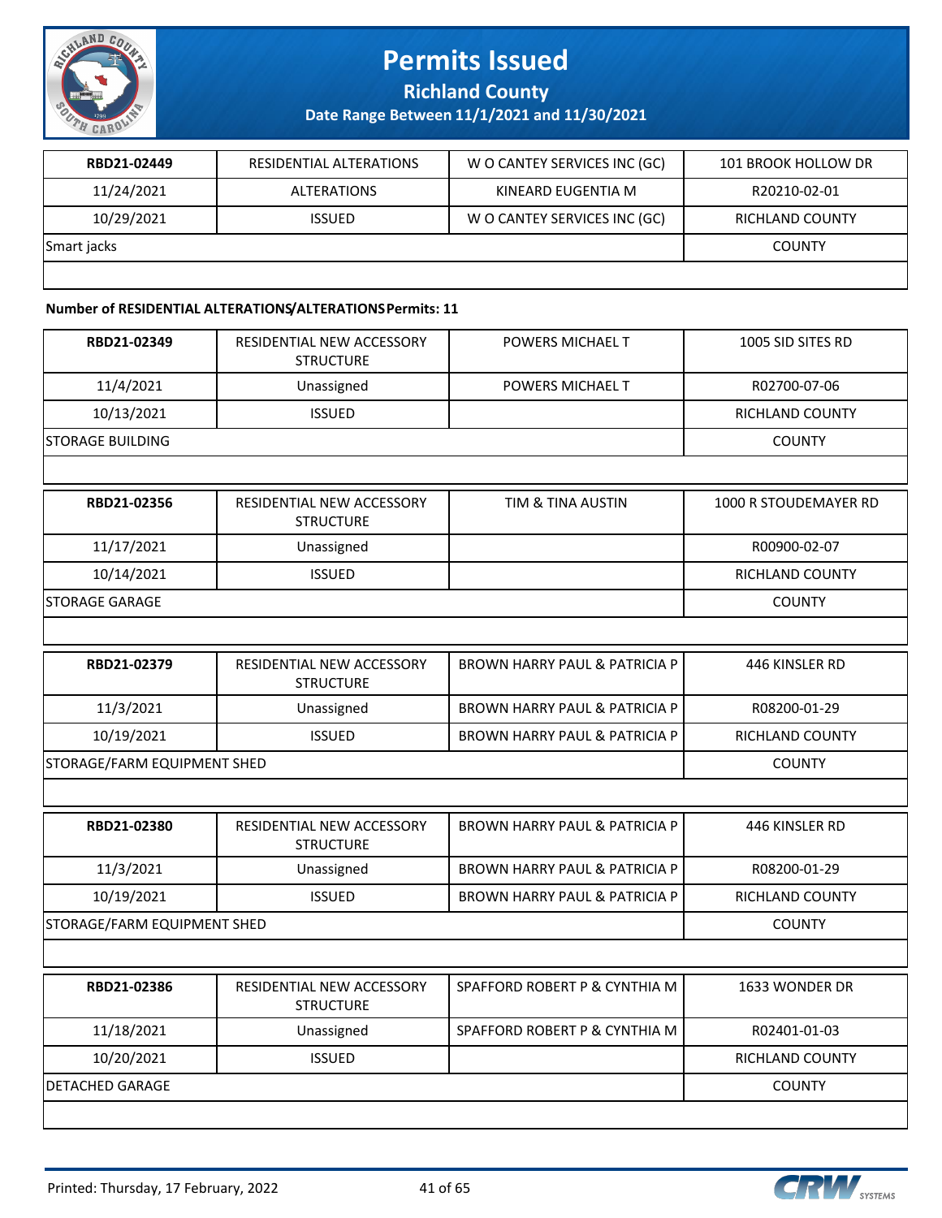| RBD21-02449 | RESIDENTIAL ALTERATIONS | W O CANTEY SERVICES INC (GC) | 101 BROOK HOLLOW DR |
|---|---|---|---|
| 11/24/2021 | ALTERATIONS | KINEARD EUGENTIA M | R20210-02-01 |
| 10/29/2021 | ISSUED | W O CANTEY SERVICES INC (GC) | RICHLAND COUNTY |
| Smart jacks | | | COUNTY |

**Number of RESIDENTIAL ALTERATIONS/ALTERATIONS Permits: 11**

| RBD21-02349 | RESIDENTIAL NEW ACCESSORY STRUCTURE | POWERS MICHAEL T | 1005 SID SITES RD |
|---|---|---|---|
| 11/4/2021 | Unassigned | POWERS MICHAEL T | R02700-07-06 |
| 10/13/2021 | ISSUED | | RICHLAND COUNTY |
| STORAGE BUILDING | | | COUNTY |

| RBD21-02356 | RESIDENTIAL NEW ACCESSORY STRUCTURE | TIM & TINA AUSTIN | 1000 R STOUDEMAYER RD |
|---|---|---|---|
| 11/17/2021 | Unassigned | | R00900-02-07 |
| 10/14/2021 | ISSUED | | RICHLAND COUNTY |
| STORAGE GARAGE | | | COUNTY |

| RBD21-02379 | RESIDENTIAL NEW ACCESSORY STRUCTURE | BROWN HARRY PAUL & PATRICIA P | 446 KINSLER RD |
|---|---|---|---|
| 11/3/2021 | Unassigned | BROWN HARRY PAUL & PATRICIA P | R08200-01-29 |
| 10/19/2021 | ISSUED | BROWN HARRY PAUL & PATRICIA P | RICHLAND COUNTY |
| STORAGE/FARM EQUIPMENT SHED | | | COUNTY |

| RBD21-02380 | RESIDENTIAL NEW ACCESSORY STRUCTURE | BROWN HARRY PAUL & PATRICIA P | 446 KINSLER RD |
|---|---|---|---|
| 11/3/2021 | Unassigned | BROWN HARRY PAUL & PATRICIA P | R08200-01-29 |
| 10/19/2021 | ISSUED | BROWN HARRY PAUL & PATRICIA P | RICHLAND COUNTY |
| STORAGE/FARM EQUIPMENT SHED | | | COUNTY |

| RBD21-02386 | RESIDENTIAL NEW ACCESSORY STRUCTURE | SPAFFORD ROBERT P & CYNTHIA M | 1633 WONDER DR |
|---|---|---|---|
| 11/18/2021 | Unassigned | SPAFFORD ROBERT P & CYNTHIA M | R02401-01-03 |
| 10/20/2021 | ISSUED | | RICHLAND COUNTY |
| DETACHED GARAGE | | | COUNTY |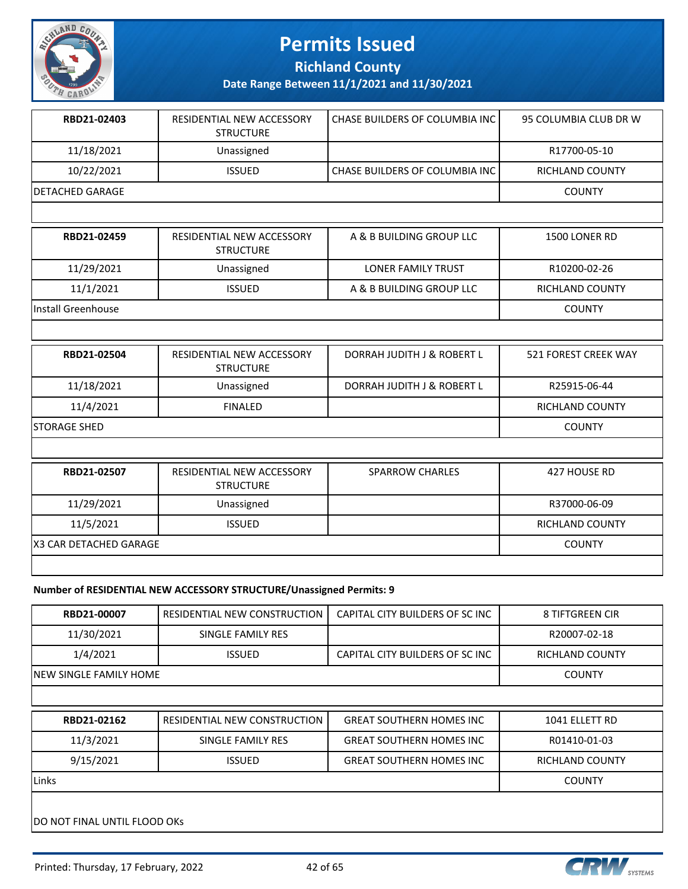# Permits Issued

**Richland County**

**Date Range Between 11/1/2021 and 11/30/2021**

| RBD21-02403 | RESIDENTIAL NEW ACCESSORY STRUCTURE | CHASE BUILDERS OF COLUMBIA INC | 95 COLUMBIA CLUB DR W |
|---|---|---|---|
| 11/18/2021 | Unassigned | | R17700-05-10 |
| 10/22/2021 | ISSUED | CHASE BUILDERS OF COLUMBIA INC | RICHLAND COUNTY |
| DETACHED GARAGE | | | COUNTY |

| RBD21-02459 | RESIDENTIAL NEW ACCESSORY STRUCTURE | A & B BUILDING GROUP LLC | 1500 LONER RD |
|---|---|---|---|
| 11/29/2021 | Unassigned | LONER FAMILY TRUST | R10200-02-26 |
| 11/1/2021 | ISSUED | A & B BUILDING GROUP LLC | RICHLAND COUNTY |
| Install Greenhouse | | | COUNTY |

| RBD21-02504 | RESIDENTIAL NEW ACCESSORY STRUCTURE | DORRAH JUDITH J & ROBERT L | 521 FOREST CREEK WAY |
|---|---|---|---|
| 11/18/2021 | Unassigned | DORRAH JUDITH J & ROBERT L | R25915-06-44 |
| 11/4/2021 | FINALED | | RICHLAND COUNTY |
| STORAGE SHED | | | COUNTY |

| RBD21-02507 | RESIDENTIAL NEW ACCESSORY STRUCTURE | SPARROW CHARLES | 427 HOUSE RD |
|---|---|---|---|
| 11/29/2021 | Unassigned | | R37000-06-09 |
| 11/5/2021 | ISSUED | | RICHLAND COUNTY |
| X3 CAR DETACHED GARAGE | | | COUNTY |

**Number of RESIDENTIAL NEW ACCESSORY STRUCTURE/Unassigned Permits: 9**

| RBD21-00007 | RESIDENTIAL NEW CONSTRUCTION | CAPITAL CITY BUILDERS OF SC INC | 8 TIFTGREEN CIR |
|---|---|---|---|
| 11/30/2021 | SINGLE FAMILY RES | | R20007-02-18 |
| 1/4/2021 | ISSUED | CAPITAL CITY BUILDERS OF SC INC | RICHLAND COUNTY |
| NEW SINGLE FAMILY HOME | | | COUNTY |

| RBD21-02162 | RESIDENTIAL NEW CONSTRUCTION | GREAT SOUTHERN HOMES INC | 1041 ELLETT RD |
|---|---|---|---|
| 11/3/2021 | SINGLE FAMILY RES | GREAT SOUTHERN HOMES INC | R01410-01-03 |
| 9/15/2021 | ISSUED | GREAT SOUTHERN HOMES INC | RICHLAND COUNTY |
| Links | | | COUNTY |
| DO NOT FINAL UNTIL FLOOD OKs | | | |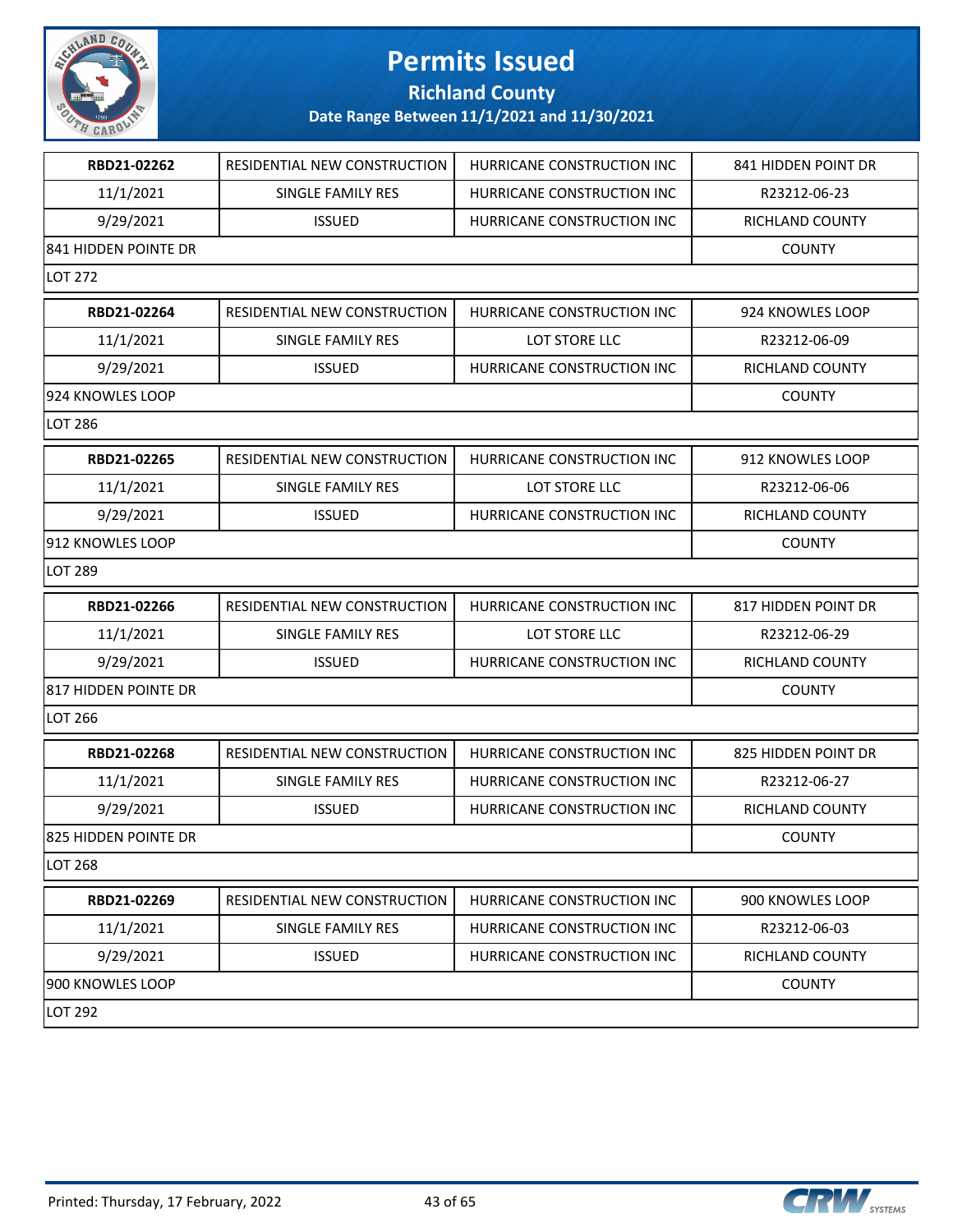# Permits Issued

**Richland County**

**Date Range Between 11/1/2021 and 11/30/2021**

| | | | |
|---|---|---|---|
| **RBD21-02262** | RESIDENTIAL NEW CONSTRUCTION | HURRICANE CONSTRUCTION INC | 841 HIDDEN POINT DR |
| 11/1/2021 | SINGLE FAMILY RES | HURRICANE CONSTRUCTION INC | R23212-06-23 |
| 9/29/2021 | ISSUED | HURRICANE CONSTRUCTION INC | RICHLAND COUNTY |
| 841 HIDDEN POINTE DR | | | COUNTY |
| LOT 272 | | | |

| | | | |
|---|---|---|---|
| **RBD21-02264** | RESIDENTIAL NEW CONSTRUCTION | HURRICANE CONSTRUCTION INC | 924 KNOWLES LOOP |
| 11/1/2021 | SINGLE FAMILY RES | LOT STORE LLC | R23212-06-09 |
| 9/29/2021 | ISSUED | HURRICANE CONSTRUCTION INC | RICHLAND COUNTY |
| 924 KNOWLES LOOP | | | COUNTY |
| LOT 286 | | | |

| | | | |
|---|---|---|---|
| **RBD21-02265** | RESIDENTIAL NEW CONSTRUCTION | HURRICANE CONSTRUCTION INC | 912 KNOWLES LOOP |
| 11/1/2021 | SINGLE FAMILY RES | LOT STORE LLC | R23212-06-06 |
| 9/29/2021 | ISSUED | HURRICANE CONSTRUCTION INC | RICHLAND COUNTY |
| 912 KNOWLES LOOP | | | COUNTY |
| LOT 289 | | | |

| | | | |
|---|---|---|---|
| **RBD21-02266** | RESIDENTIAL NEW CONSTRUCTION | HURRICANE CONSTRUCTION INC | 817 HIDDEN POINT DR |
| 11/1/2021 | SINGLE FAMILY RES | LOT STORE LLC | R23212-06-29 |
| 9/29/2021 | ISSUED | HURRICANE CONSTRUCTION INC | RICHLAND COUNTY |
| 817 HIDDEN POINTE DR | | | COUNTY |
| LOT 266 | | | |

| | | | |
|---|---|---|---|
| **RBD21-02268** | RESIDENTIAL NEW CONSTRUCTION | HURRICANE CONSTRUCTION INC | 825 HIDDEN POINT DR |
| 11/1/2021 | SINGLE FAMILY RES | HURRICANE CONSTRUCTION INC | R23212-06-27 |
| 9/29/2021 | ISSUED | HURRICANE CONSTRUCTION INC | RICHLAND COUNTY |
| 825 HIDDEN POINTE DR | | | COUNTY |
| LOT 268 | | | |

| | | | |
|---|---|---|---|
| **RBD21-02269** | RESIDENTIAL NEW CONSTRUCTION | HURRICANE CONSTRUCTION INC | 900 KNOWLES LOOP |
| 11/1/2021 | SINGLE FAMILY RES | HURRICANE CONSTRUCTION INC | R23212-06-03 |
| 9/29/2021 | ISSUED | HURRICANE CONSTRUCTION INC | RICHLAND COUNTY |
| 900 KNOWLES LOOP | | | COUNTY |
| LOT 292 | | | |

Printed: Thursday, 17 February, 2022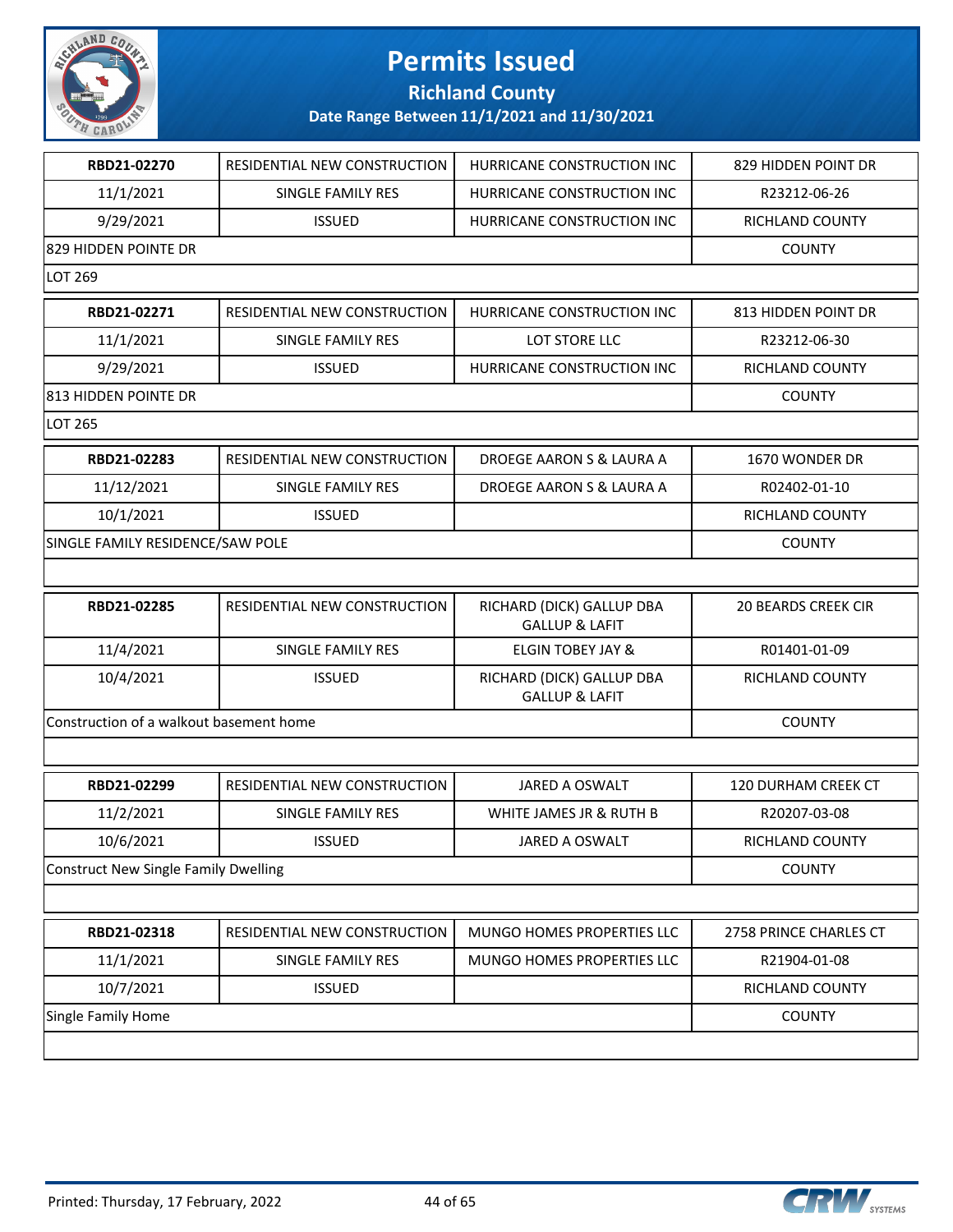# Permits Issued

## Richland County

### Date Range Between 11/1/2021 and 11/30/2021

| | | | |
|---|---|---|---|
| **RBD21-02270** | RESIDENTIAL NEW CONSTRUCTION | HURRICANE CONSTRUCTION INC | 829 HIDDEN POINT DR |
| 11/1/2021 | SINGLE FAMILY RES | HURRICANE CONSTRUCTION INC | R23212-06-26 |
| 9/29/2021 | ISSUED | HURRICANE CONSTRUCTION INC | RICHLAND COUNTY |
| 829 HIDDEN POINTE DR | | | COUNTY |
| LOT 269 | | | |

| | | | |
|---|---|---|---|
| **RBD21-02271** | RESIDENTIAL NEW CONSTRUCTION | HURRICANE CONSTRUCTION INC | 813 HIDDEN POINT DR |
| 11/1/2021 | SINGLE FAMILY RES | LOT STORE LLC | R23212-06-30 |
| 9/29/2021 | ISSUED | HURRICANE CONSTRUCTION INC | RICHLAND COUNTY |
| 813 HIDDEN POINTE DR | | | COUNTY |
| LOT 265 | | | |

| | | | |
|---|---|---|---|
| **RBD21-02283** | RESIDENTIAL NEW CONSTRUCTION | DROEGE AARON S & LAURA A | 1670 WONDER DR |
| 11/12/2021 | SINGLE FAMILY RES | DROEGE AARON S & LAURA A | R02402-01-10 |
| 10/1/2021 | ISSUED | | RICHLAND COUNTY |
| SINGLE FAMILY RESIDENCE/SAW POLE | | | COUNTY |
| | | | |

| | | | |
|---|---|---|---|
| **RBD21-02285** | RESIDENTIAL NEW CONSTRUCTION | RICHARD (DICK) GALLUP DBA GALLUP & LAFIT | 20 BEARDS CREEK CIR |
| 11/4/2021 | SINGLE FAMILY RES | ELGIN TOBEY JAY & | R01401-01-09 |
| 10/4/2021 | ISSUED | RICHARD (DICK) GALLUP DBA GALLUP & LAFIT | RICHLAND COUNTY |
| Construction of a walkout basement home | | | COUNTY |
| | | | |

| | | | |
|---|---|---|---|
| **RBD21-02299** | RESIDENTIAL NEW CONSTRUCTION | JARED A OSWALT | 120 DURHAM CREEK CT |
| 11/2/2021 | SINGLE FAMILY RES | WHITE JAMES JR & RUTH B | R20207-03-08 |
| 10/6/2021 | ISSUED | JARED A OSWALT | RICHLAND COUNTY |
| Construct New Single Family Dwelling | | | COUNTY |
| | | | |

| | | | |
|---|---|---|---|
| **RBD21-02318** | RESIDENTIAL NEW CONSTRUCTION | MUNGO HOMES PROPERTIES LLC | 2758 PRINCE CHARLES CT |
| 11/1/2021 | SINGLE FAMILY RES | MUNGO HOMES PROPERTIES LLC | R21904-01-08 |
| 10/7/2021 | ISSUED | | RICHLAND COUNTY |
| Single Family Home | | | COUNTY |
| | | | |

Printed: Thursday, 17 February, 2022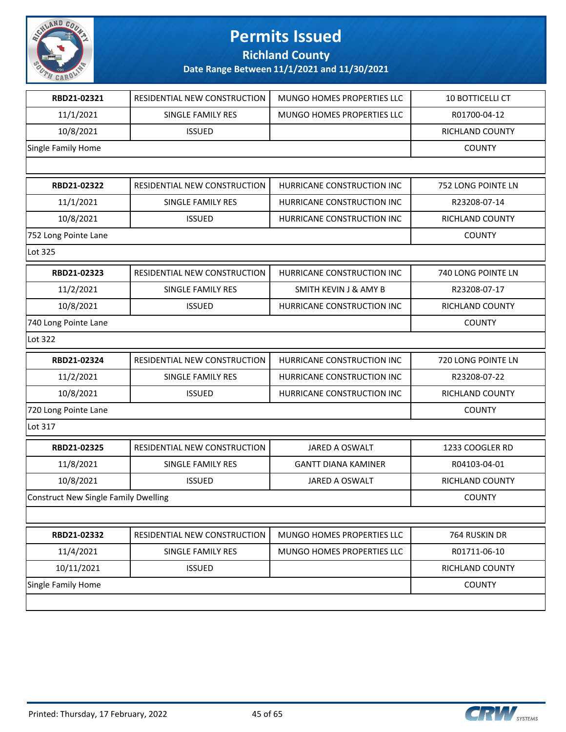# Permits Issued

## Richland County

**Date Range Between 11/1/2021 and 11/30/2021**

| | | | |
|---|---|---|---|
| **RBD21-02321** | RESIDENTIAL NEW CONSTRUCTION | MUNGO HOMES PROPERTIES LLC | 10 BOTTICELLI CT |
| 11/1/2021 | SINGLE FAMILY RES | MUNGO HOMES PROPERTIES LLC | R01700-04-12 |
| 10/8/2021 | ISSUED | | RICHLAND COUNTY |
| Single Family Home | | | COUNTY |
| | | | |

| | | | |
|---|---|---|---|
| **RBD21-02322** | RESIDENTIAL NEW CONSTRUCTION | HURRICANE CONSTRUCTION INC | 752 LONG POINTE LN |
| 11/1/2021 | SINGLE FAMILY RES | HURRICANE CONSTRUCTION INC | R23208-07-14 |
| 10/8/2021 | ISSUED | HURRICANE CONSTRUCTION INC | RICHLAND COUNTY |
| 752 Long Pointe Lane | | | COUNTY |
| Lot 325 | | | |

| | | | |
|---|---|---|---|
| **RBD21-02323** | RESIDENTIAL NEW CONSTRUCTION | HURRICANE CONSTRUCTION INC | 740 LONG POINTE LN |
| 11/2/2021 | SINGLE FAMILY RES | SMITH KEVIN J & AMY B | R23208-07-17 |
| 10/8/2021 | ISSUED | HURRICANE CONSTRUCTION INC | RICHLAND COUNTY |
| 740 Long Pointe Lane | | | COUNTY |
| Lot 322 | | | |

| | | | |
|---|---|---|---|
| **RBD21-02324** | RESIDENTIAL NEW CONSTRUCTION | HURRICANE CONSTRUCTION INC | 720 LONG POINTE LN |
| 11/2/2021 | SINGLE FAMILY RES | HURRICANE CONSTRUCTION INC | R23208-07-22 |
| 10/8/2021 | ISSUED | HURRICANE CONSTRUCTION INC | RICHLAND COUNTY |
| 720 Long Pointe Lane | | | COUNTY |
| Lot 317 | | | |

| | | | |
|---|---|---|---|
| **RBD21-02325** | RESIDENTIAL NEW CONSTRUCTION | JARED A OSWALT | 1233 COOGLER RD |
| 11/8/2021 | SINGLE FAMILY RES | GANTT DIANA KAMINER | R04103-04-01 |
| 10/8/2021 | ISSUED | JARED A OSWALT | RICHLAND COUNTY |
| Construct New Single Family Dwelling | | | COUNTY |
| | | | |

| | | | |
|---|---|---|---|
| **RBD21-02332** | RESIDENTIAL NEW CONSTRUCTION | MUNGO HOMES PROPERTIES LLC | 764 RUSKIN DR |
| 11/4/2021 | SINGLE FAMILY RES | MUNGO HOMES PROPERTIES LLC | R01711-06-10 |
| 10/11/2021 | ISSUED | | RICHLAND COUNTY |
| Single Family Home | | | COUNTY |
| | | | |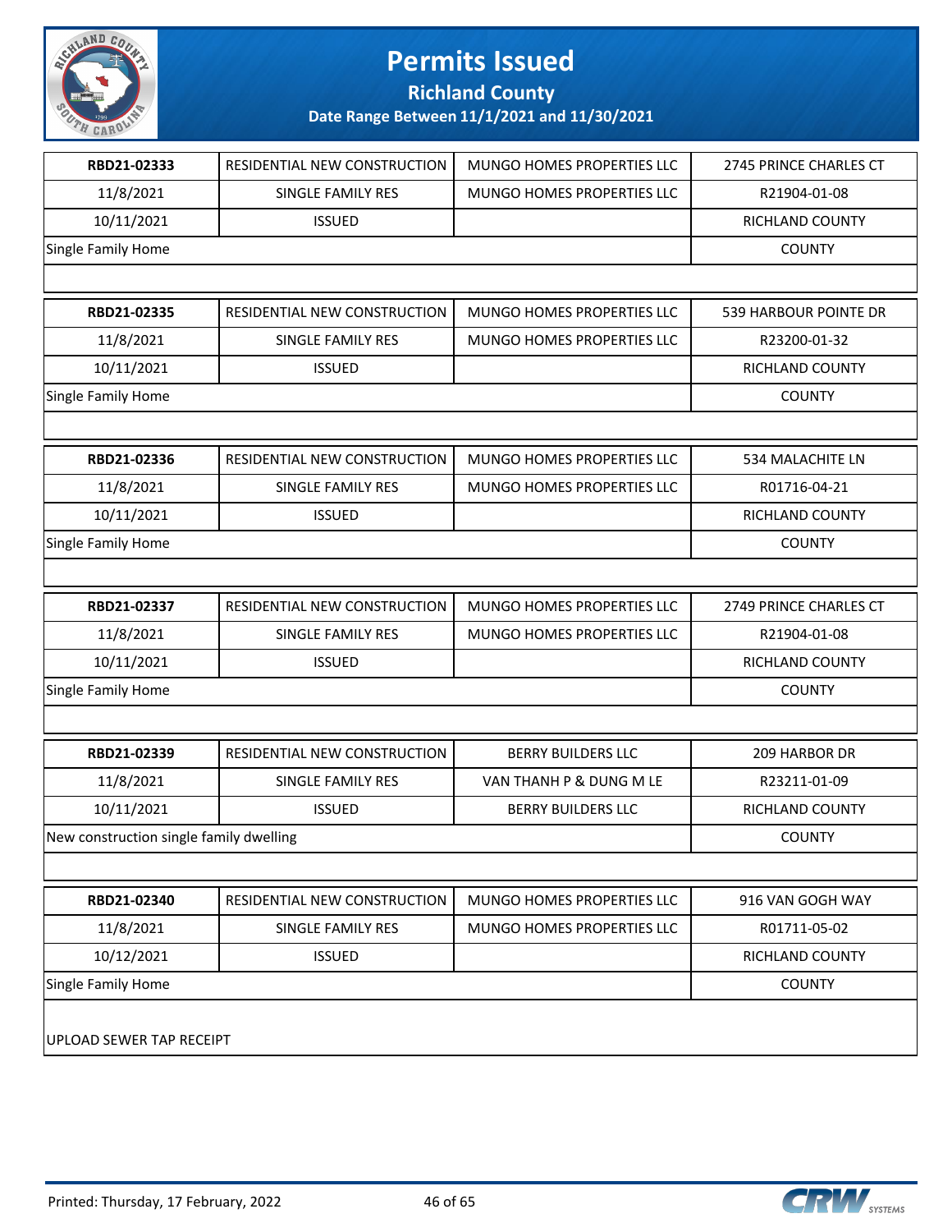# Permits Issued

## Richland County

### Date Range Between 11/1/2021 and 11/30/2021

| RBD21-02333 | RESIDENTIAL NEW CONSTRUCTION | MUNGO HOMES PROPERTIES LLC | 2745 PRINCE CHARLES CT |
|---|---|---|---|
| 11/8/2021 | SINGLE FAMILY RES | MUNGO HOMES PROPERTIES LLC | R21904-01-08 |
| 10/11/2021 | ISSUED | | RICHLAND COUNTY |
| Single Family Home | | | COUNTY |

| RBD21-02335 | RESIDENTIAL NEW CONSTRUCTION | MUNGO HOMES PROPERTIES LLC | 539 HARBOUR POINTE DR |
|---|---|---|---|
| 11/8/2021 | SINGLE FAMILY RES | MUNGO HOMES PROPERTIES LLC | R23200-01-32 |
| 10/11/2021 | ISSUED | | RICHLAND COUNTY |
| Single Family Home | | | COUNTY |

| RBD21-02336 | RESIDENTIAL NEW CONSTRUCTION | MUNGO HOMES PROPERTIES LLC | 534 MALACHITE LN |
|---|---|---|---|
| 11/8/2021 | SINGLE FAMILY RES | MUNGO HOMES PROPERTIES LLC | R01716-04-21 |
| 10/11/2021 | ISSUED | | RICHLAND COUNTY |
| Single Family Home | | | COUNTY |

| RBD21-02337 | RESIDENTIAL NEW CONSTRUCTION | MUNGO HOMES PROPERTIES LLC | 2749 PRINCE CHARLES CT |
|---|---|---|---|
| 11/8/2021 | SINGLE FAMILY RES | MUNGO HOMES PROPERTIES LLC | R21904-01-08 |
| 10/11/2021 | ISSUED | | RICHLAND COUNTY |
| Single Family Home | | | COUNTY |

| RBD21-02339 | RESIDENTIAL NEW CONSTRUCTION | BERRY BUILDERS LLC | 209 HARBOR DR |
|---|---|---|---|
| 11/8/2021 | SINGLE FAMILY RES | VAN THANH P & DUNG M LE | R23211-01-09 |
| 10/11/2021 | ISSUED | BERRY BUILDERS LLC | RICHLAND COUNTY |
| New construction single family dwelling | | | COUNTY |

| RBD21-02340 | RESIDENTIAL NEW CONSTRUCTION | MUNGO HOMES PROPERTIES LLC | 916 VAN GOGH WAY |
|---|---|---|---|
| 11/8/2021 | SINGLE FAMILY RES | MUNGO HOMES PROPERTIES LLC | R01711-05-02 |
| 10/12/2021 | ISSUED | | RICHLAND COUNTY |
| Single Family Home | | | COUNTY |

UPLOAD SEWER TAP RECEIPT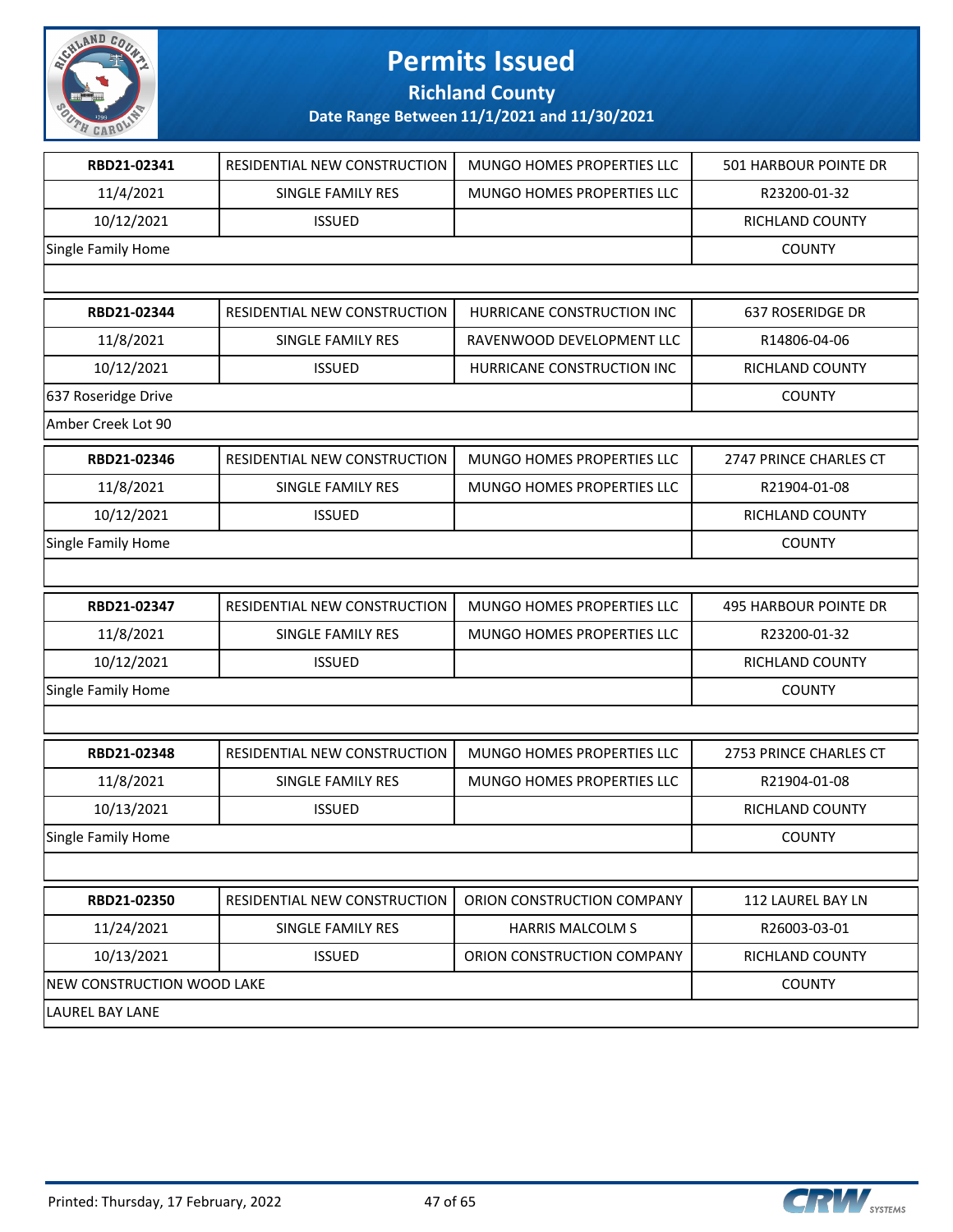# Permits Issued

## Richland County

### Date Range Between 11/1/2021 and 11/30/2021

| | | | |
|---|---|---|---|
| **RBD21-02341** | RESIDENTIAL NEW CONSTRUCTION | MUNGO HOMES PROPERTIES LLC | 501 HARBOUR POINTE DR |
| 11/4/2021 | SINGLE FAMILY RES | MUNGO HOMES PROPERTIES LLC | R23200-01-32 |
| 10/12/2021 | ISSUED | | RICHLAND COUNTY |
| Single Family Home | | | COUNTY |
| | | | |

| | | | |
|---|---|---|---|
| **RBD21-02344** | RESIDENTIAL NEW CONSTRUCTION | HURRICANE CONSTRUCTION INC | 637 ROSERIDGE DR |
| 11/8/2021 | SINGLE FAMILY RES | RAVENWOOD DEVELOPMENT LLC | R14806-04-06 |
| 10/12/2021 | ISSUED | HURRICANE CONSTRUCTION INC | RICHLAND COUNTY |
| 637 Roseridge Drive | | | COUNTY |
| Amber Creek Lot 90 | | | |

| | | | |
|---|---|---|---|
| **RBD21-02346** | RESIDENTIAL NEW CONSTRUCTION | MUNGO HOMES PROPERTIES LLC | 2747 PRINCE CHARLES CT |
| 11/8/2021 | SINGLE FAMILY RES | MUNGO HOMES PROPERTIES LLC | R21904-01-08 |
| 10/12/2021 | ISSUED | | RICHLAND COUNTY |
| Single Family Home | | | COUNTY |
| | | | |

| | | | |
|---|---|---|---|
| **RBD21-02347** | RESIDENTIAL NEW CONSTRUCTION | MUNGO HOMES PROPERTIES LLC | 495 HARBOUR POINTE DR |
| 11/8/2021 | SINGLE FAMILY RES | MUNGO HOMES PROPERTIES LLC | R23200-01-32 |
| 10/12/2021 | ISSUED | | RICHLAND COUNTY |
| Single Family Home | | | COUNTY |
| | | | |

| | | | |
|---|---|---|---|
| **RBD21-02348** | RESIDENTIAL NEW CONSTRUCTION | MUNGO HOMES PROPERTIES LLC | 2753 PRINCE CHARLES CT |
| 11/8/2021 | SINGLE FAMILY RES | MUNGO HOMES PROPERTIES LLC | R21904-01-08 |
| 10/13/2021 | ISSUED | | RICHLAND COUNTY |
| Single Family Home | | | COUNTY |
| | | | |

| | | | |
|---|---|---|---|
| **RBD21-02350** | RESIDENTIAL NEW CONSTRUCTION | ORION CONSTRUCTION COMPANY | 112 LAUREL BAY LN |
| 11/24/2021 | SINGLE FAMILY RES | HARRIS MALCOLM S | R26003-03-01 |
| 10/13/2021 | ISSUED | ORION CONSTRUCTION COMPANY | RICHLAND COUNTY |
| NEW CONSTRUCTION WOOD LAKE | | | COUNTY |
| LAUREL BAY LANE | | | |

Printed: Thursday, 17 February, 2022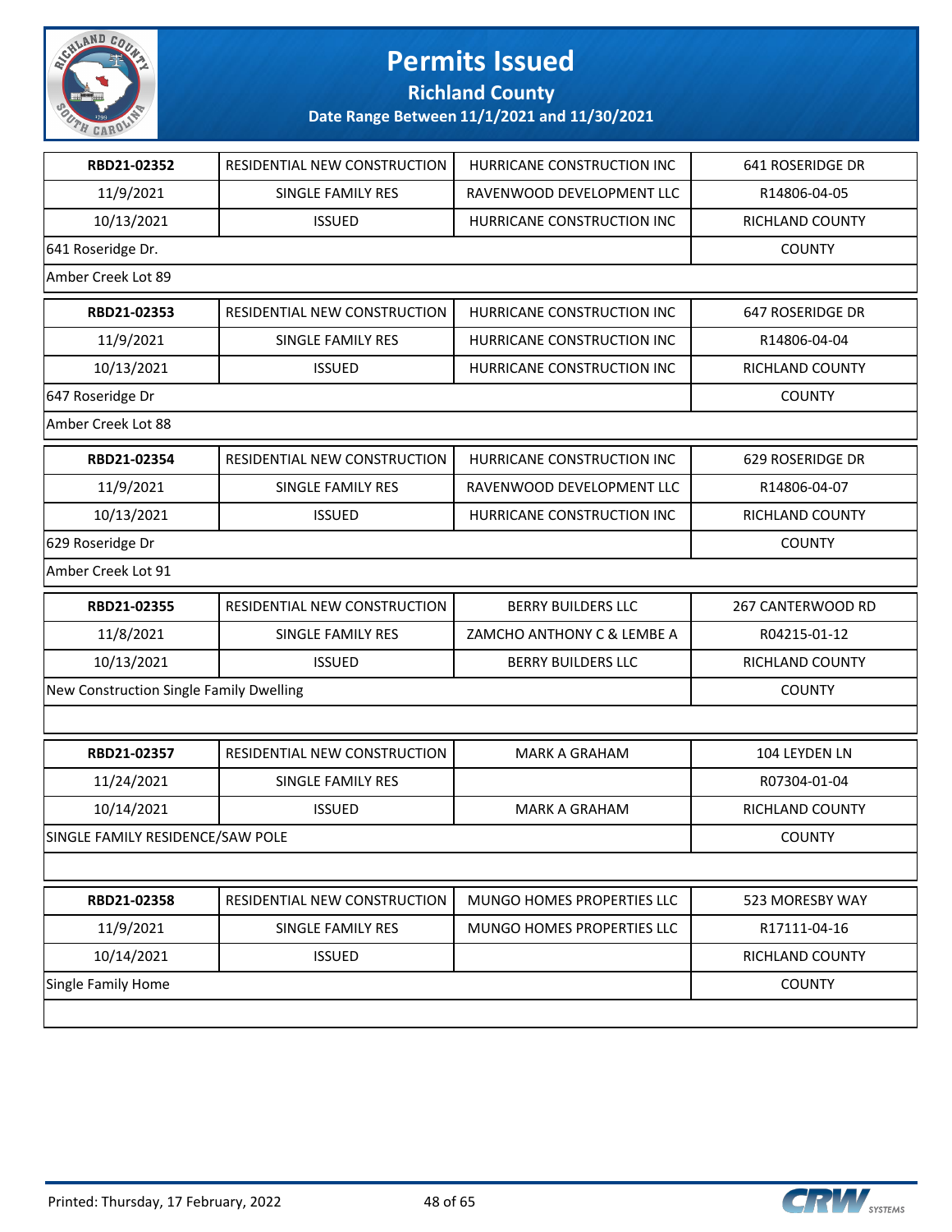# Permits Issued

## Richland County

### Date Range Between 11/1/2021 and 11/30/2021

| | | | |
|---|---|---|---|
| **RBD21-02352** | RESIDENTIAL NEW CONSTRUCTION | HURRICANE CONSTRUCTION INC | 641 ROSERIDGE DR |
| 11/9/2021 | SINGLE FAMILY RES | RAVENWOOD DEVELOPMENT LLC | R14806-04-05 |
| 10/13/2021 | ISSUED | HURRICANE CONSTRUCTION INC | RICHLAND COUNTY |
| 641 Roseridge Dr. | | | COUNTY |
| Amber Creek Lot 89 | | | |

| | | | |
|---|---|---|---|
| **RBD21-02353** | RESIDENTIAL NEW CONSTRUCTION | HURRICANE CONSTRUCTION INC | 647 ROSERIDGE DR |
| 11/9/2021 | SINGLE FAMILY RES | HURRICANE CONSTRUCTION INC | R14806-04-04 |
| 10/13/2021 | ISSUED | HURRICANE CONSTRUCTION INC | RICHLAND COUNTY |
| 647 Roseridge Dr | | | COUNTY |
| Amber Creek Lot 88 | | | |

| | | | |
|---|---|---|---|
| **RBD21-02354** | RESIDENTIAL NEW CONSTRUCTION | HURRICANE CONSTRUCTION INC | 629 ROSERIDGE DR |
| 11/9/2021 | SINGLE FAMILY RES | RAVENWOOD DEVELOPMENT LLC | R14806-04-07 |
| 10/13/2021 | ISSUED | HURRICANE CONSTRUCTION INC | RICHLAND COUNTY |
| 629 Roseridge Dr | | | COUNTY |
| Amber Creek Lot 91 | | | |

| | | | |
|---|---|---|---|
| **RBD21-02355** | RESIDENTIAL NEW CONSTRUCTION | BERRY BUILDERS LLC | 267 CANTERWOOD RD |
| 11/8/2021 | SINGLE FAMILY RES | ZAMCHO ANTHONY C & LEMBE A | R04215-01-12 |
| 10/13/2021 | ISSUED | BERRY BUILDERS LLC | RICHLAND COUNTY |
| New Construction Single Family Dwelling | | | COUNTY |
| | | | |

| | | | |
|---|---|---|---|
| **RBD21-02357** | RESIDENTIAL NEW CONSTRUCTION | MARK A GRAHAM | 104 LEYDEN LN |
| 11/24/2021 | SINGLE FAMILY RES | | R07304-01-04 |
| 10/14/2021 | ISSUED | MARK A GRAHAM | RICHLAND COUNTY |
| SINGLE FAMILY RESIDENCE/SAW POLE | | | COUNTY |
| | | | |

| | | | |
|---|---|---|---|
| **RBD21-02358** | RESIDENTIAL NEW CONSTRUCTION | MUNGO HOMES PROPERTIES LLC | 523 MORESBY WAY |
| 11/9/2021 | SINGLE FAMILY RES | MUNGO HOMES PROPERTIES LLC | R17111-04-16 |
| 10/14/2021 | ISSUED | | RICHLAND COUNTY |
| Single Family Home | | | COUNTY |
| | | | |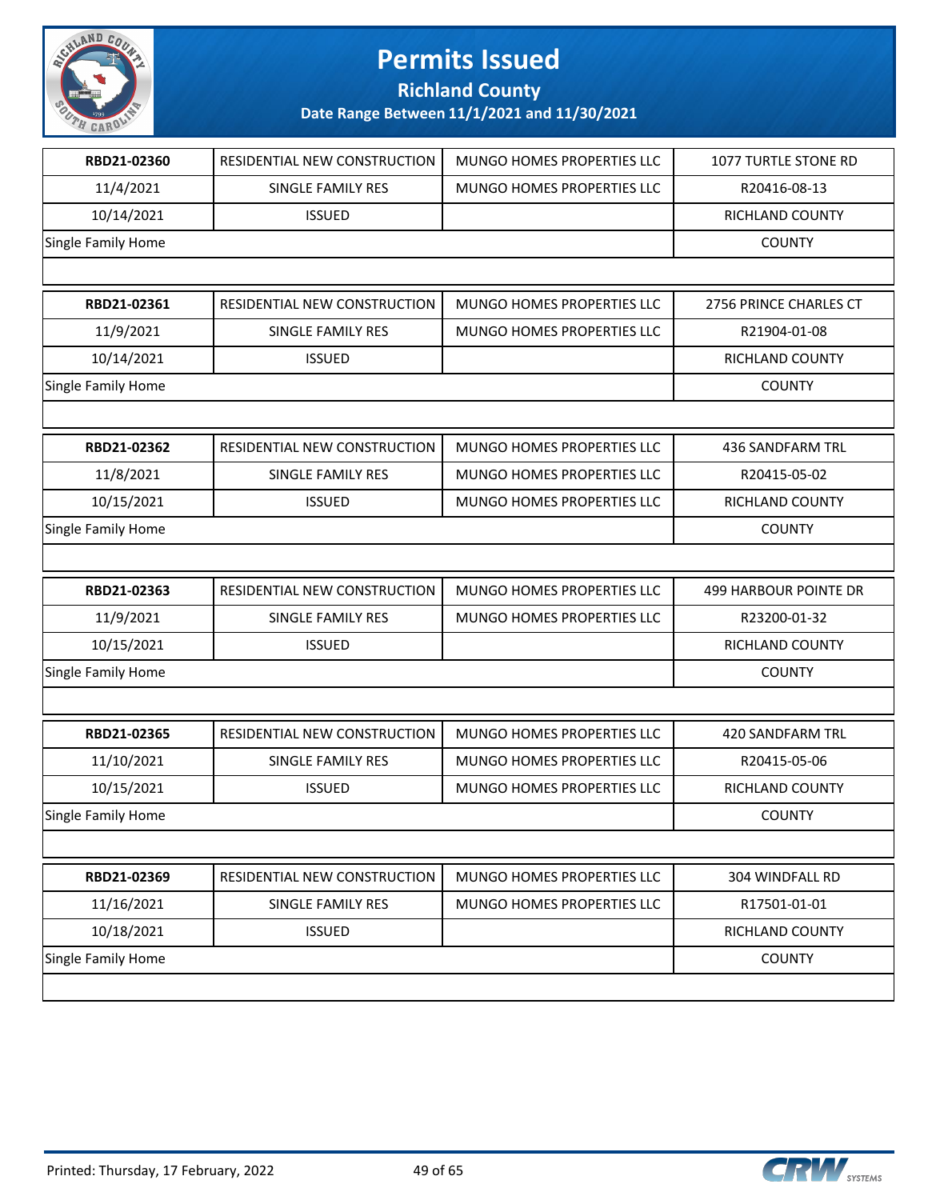# Permits Issued

## Richland County

### Date Range Between 11/1/2021 and 11/30/2021

| | | | |
|---|---|---|---|
| **RBD21-02360** | RESIDENTIAL NEW CONSTRUCTION | MUNGO HOMES PROPERTIES LLC | 1077 TURTLE STONE RD |
| 11/4/2021 | SINGLE FAMILY RES | MUNGO HOMES PROPERTIES LLC | R20416-08-13 |
| 10/14/2021 | ISSUED | | RICHLAND COUNTY |
| Single Family Home | | | COUNTY |

| | | | |
|---|---|---|---|
| **RBD21-02361** | RESIDENTIAL NEW CONSTRUCTION | MUNGO HOMES PROPERTIES LLC | 2756 PRINCE CHARLES CT |
| 11/9/2021 | SINGLE FAMILY RES | MUNGO HOMES PROPERTIES LLC | R21904-01-08 |
| 10/14/2021 | ISSUED | | RICHLAND COUNTY |
| Single Family Home | | | COUNTY |

| | | | |
|---|---|---|---|
| **RBD21-02362** | RESIDENTIAL NEW CONSTRUCTION | MUNGO HOMES PROPERTIES LLC | 436 SANDFARM TRL |
| 11/8/2021 | SINGLE FAMILY RES | MUNGO HOMES PROPERTIES LLC | R20415-05-02 |
| 10/15/2021 | ISSUED | MUNGO HOMES PROPERTIES LLC | RICHLAND COUNTY |
| Single Family Home | | | COUNTY |

| | | | |
|---|---|---|---|
| **RBD21-02363** | RESIDENTIAL NEW CONSTRUCTION | MUNGO HOMES PROPERTIES LLC | 499 HARBOUR POINTE DR |
| 11/9/2021 | SINGLE FAMILY RES | MUNGO HOMES PROPERTIES LLC | R23200-01-32 |
| 10/15/2021 | ISSUED | | RICHLAND COUNTY |
| Single Family Home | | | COUNTY |

| | | | |
|---|---|---|---|
| **RBD21-02365** | RESIDENTIAL NEW CONSTRUCTION | MUNGO HOMES PROPERTIES LLC | 420 SANDFARM TRL |
| 11/10/2021 | SINGLE FAMILY RES | MUNGO HOMES PROPERTIES LLC | R20415-05-06 |
| 10/15/2021 | ISSUED | MUNGO HOMES PROPERTIES LLC | RICHLAND COUNTY |
| Single Family Home | | | COUNTY |

| | | | |
|---|---|---|---|
| **RBD21-02369** | RESIDENTIAL NEW CONSTRUCTION | MUNGO HOMES PROPERTIES LLC | 304 WINDFALL RD |
| 11/16/2021 | SINGLE FAMILY RES | MUNGO HOMES PROPERTIES LLC | R17501-01-01 |
| 10/18/2021 | ISSUED | | RICHLAND COUNTY |
| Single Family Home | | | COUNTY |

Printed: Thursday, 17 February, 2022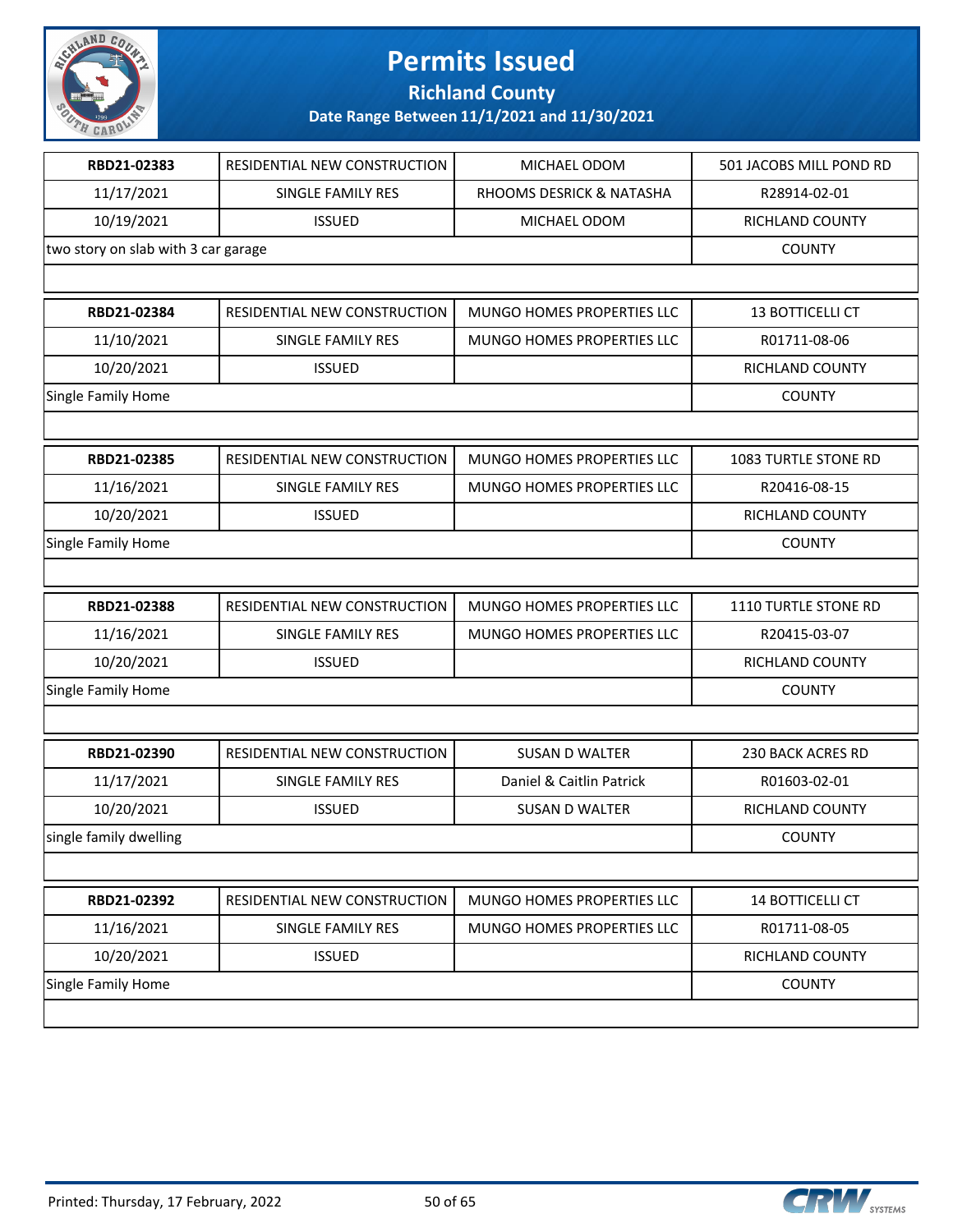# Permits Issued

## Richland County

### Date Range Between 11/1/2021 and 11/30/2021

| | | | |
|---|---|---|---|
| **RBD21-02383** | RESIDENTIAL NEW CONSTRUCTION | MICHAEL ODOM | 501 JACOBS MILL POND RD |
| 11/17/2021 | SINGLE FAMILY RES | RHOOMS DESRICK & NATASHA | R28914-02-01 |
| 10/19/2021 | ISSUED | MICHAEL ODOM | RICHLAND COUNTY |
| two story on slab with 3 car garage | | | COUNTY |

| | | | |
|---|---|---|---|
| **RBD21-02384** | RESIDENTIAL NEW CONSTRUCTION | MUNGO HOMES PROPERTIES LLC | 13 BOTTICELLI CT |
| 11/10/2021 | SINGLE FAMILY RES | MUNGO HOMES PROPERTIES LLC | R01711-08-06 |
| 10/20/2021 | ISSUED | | RICHLAND COUNTY |
| Single Family Home | | | COUNTY |

| | | | |
|---|---|---|---|
| **RBD21-02385** | RESIDENTIAL NEW CONSTRUCTION | MUNGO HOMES PROPERTIES LLC | 1083 TURTLE STONE RD |
| 11/16/2021 | SINGLE FAMILY RES | MUNGO HOMES PROPERTIES LLC | R20416-08-15 |
| 10/20/2021 | ISSUED | | RICHLAND COUNTY |
| Single Family Home | | | COUNTY |

| | | | |
|---|---|---|---|
| **RBD21-02388** | RESIDENTIAL NEW CONSTRUCTION | MUNGO HOMES PROPERTIES LLC | 1110 TURTLE STONE RD |
| 11/16/2021 | SINGLE FAMILY RES | MUNGO HOMES PROPERTIES LLC | R20415-03-07 |
| 10/20/2021 | ISSUED | | RICHLAND COUNTY |
| Single Family Home | | | COUNTY |

| | | | |
|---|---|---|---|
| **RBD21-02390** | RESIDENTIAL NEW CONSTRUCTION | SUSAN D WALTER | 230 BACK ACRES RD |
| 11/17/2021 | SINGLE FAMILY RES | Daniel & Caitlin Patrick | R01603-02-01 |
| 10/20/2021 | ISSUED | SUSAN D WALTER | RICHLAND COUNTY |
| single family dwelling | | | COUNTY |

| | | | |
|---|---|---|---|
| **RBD21-02392** | RESIDENTIAL NEW CONSTRUCTION | MUNGO HOMES PROPERTIES LLC | 14 BOTTICELLI CT |
| 11/16/2021 | SINGLE FAMILY RES | MUNGO HOMES PROPERTIES LLC | R01711-08-05 |
| 10/20/2021 | ISSUED | | RICHLAND COUNTY |
| Single Family Home | | | COUNTY |

Printed: Thursday, 17 February, 2022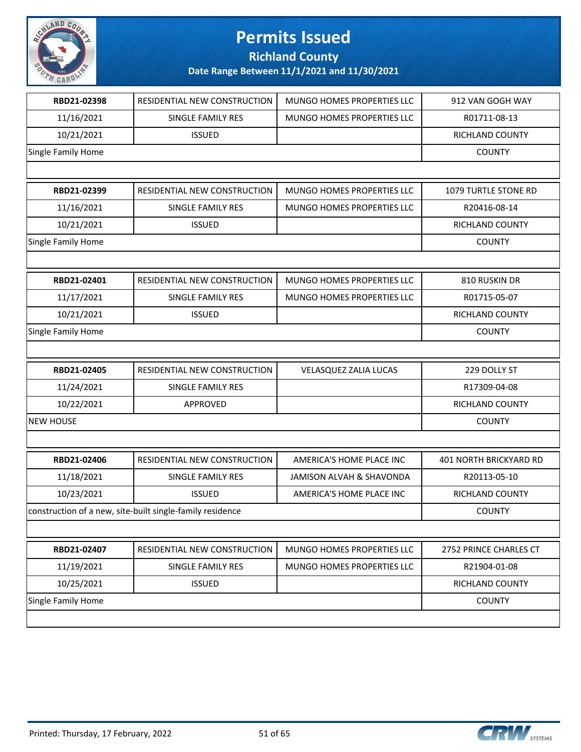# Permits Issued

## Richland County

### Date Range Between 11/1/2021 and 11/30/2021

| | | | |
|---|---|---|---|
| **RBD21-02398** | RESIDENTIAL NEW CONSTRUCTION | MUNGO HOMES PROPERTIES LLC | 912 VAN GOGH WAY |
| 11/16/2021 | SINGLE FAMILY RES | MUNGO HOMES PROPERTIES LLC | R01711-08-13 |
| 10/21/2021 | ISSUED | | RICHLAND COUNTY |
| Single Family Home | | | COUNTY |

| | | | |
|---|---|---|---|
| **RBD21-02399** | RESIDENTIAL NEW CONSTRUCTION | MUNGO HOMES PROPERTIES LLC | 1079 TURTLE STONE RD |
| 11/16/2021 | SINGLE FAMILY RES | MUNGO HOMES PROPERTIES LLC | R20416-08-14 |
| 10/21/2021 | ISSUED | | RICHLAND COUNTY |
| Single Family Home | | | COUNTY |

| | | | |
|---|---|---|---|
| **RBD21-02401** | RESIDENTIAL NEW CONSTRUCTION | MUNGO HOMES PROPERTIES LLC | 810 RUSKIN DR |
| 11/17/2021 | SINGLE FAMILY RES | MUNGO HOMES PROPERTIES LLC | R01715-05-07 |
| 10/21/2021 | ISSUED | | RICHLAND COUNTY |
| Single Family Home | | | COUNTY |

| | | | |
|---|---|---|---|
| **RBD21-02405** | RESIDENTIAL NEW CONSTRUCTION | VELASQUEZ ZALIA LUCAS | 229 DOLLY ST |
| 11/24/2021 | SINGLE FAMILY RES | | R17309-04-08 |
| 10/22/2021 | APPROVED | | RICHLAND COUNTY |
| NEW HOUSE | | | COUNTY |

| | | | |
|---|---|---|---|
| **RBD21-02406** | RESIDENTIAL NEW CONSTRUCTION | AMERICA'S HOME PLACE INC | 401 NORTH BRICKYARD RD |
| 11/18/2021 | SINGLE FAMILY RES | JAMISON ALVAH & SHAVONDA | R20113-05-10 |
| 10/23/2021 | ISSUED | AMERICA'S HOME PLACE INC | RICHLAND COUNTY |
| construction of a new, site-built single-family residence | | | COUNTY |

| | | | |
|---|---|---|---|
| **RBD21-02407** | RESIDENTIAL NEW CONSTRUCTION | MUNGO HOMES PROPERTIES LLC | 2752 PRINCE CHARLES CT |
| 11/19/2021 | SINGLE FAMILY RES | MUNGO HOMES PROPERTIES LLC | R21904-01-08 |
| 10/25/2021 | ISSUED | | RICHLAND COUNTY |
| Single Family Home | | | COUNTY |

Printed: Thursday, 17 February, 2022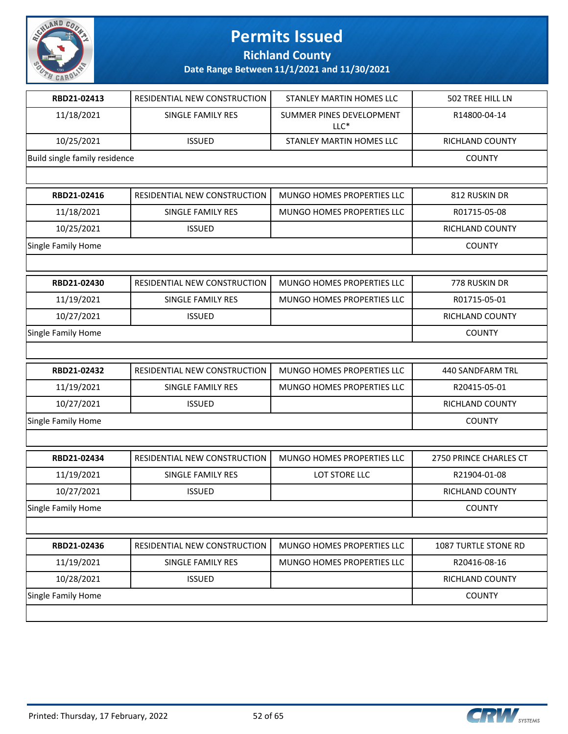# Permits Issued

## Richland County

### Date Range Between 11/1/2021 and 11/30/2021

| | | | |
|---|---|---|---|
| **RBD21-02413** | RESIDENTIAL NEW CONSTRUCTION | STANLEY MARTIN HOMES LLC | 502 TREE HILL LN |
| 11/18/2021 | SINGLE FAMILY RES | SUMMER PINES DEVELOPMENT LLC* | R14800-04-14 |
| 10/25/2021 | ISSUED | STANLEY MARTIN HOMES LLC | RICHLAND COUNTY |
| Build single family residence | | | COUNTY |

| | | | |
|---|---|---|---|
| **RBD21-02416** | RESIDENTIAL NEW CONSTRUCTION | MUNGO HOMES PROPERTIES LLC | 812 RUSKIN DR |
| 11/18/2021 | SINGLE FAMILY RES | MUNGO HOMES PROPERTIES LLC | R01715-05-08 |
| 10/25/2021 | ISSUED | | RICHLAND COUNTY |
| Single Family Home | | | COUNTY |

| | | | |
|---|---|---|---|
| **RBD21-02430** | RESIDENTIAL NEW CONSTRUCTION | MUNGO HOMES PROPERTIES LLC | 778 RUSKIN DR |
| 11/19/2021 | SINGLE FAMILY RES | MUNGO HOMES PROPERTIES LLC | R01715-05-01 |
| 10/27/2021 | ISSUED | | RICHLAND COUNTY |
| Single Family Home | | | COUNTY |

| | | | |
|---|---|---|---|
| **RBD21-02432** | RESIDENTIAL NEW CONSTRUCTION | MUNGO HOMES PROPERTIES LLC | 440 SANDFARM TRL |
| 11/19/2021 | SINGLE FAMILY RES | MUNGO HOMES PROPERTIES LLC | R20415-05-01 |
| 10/27/2021 | ISSUED | | RICHLAND COUNTY |
| Single Family Home | | | COUNTY |

| | | | |
|---|---|---|---|
| **RBD21-02434** | RESIDENTIAL NEW CONSTRUCTION | MUNGO HOMES PROPERTIES LLC | 2750 PRINCE CHARLES CT |
| 11/19/2021 | SINGLE FAMILY RES | LOT STORE LLC | R21904-01-08 |
| 10/27/2021 | ISSUED | | RICHLAND COUNTY |
| Single Family Home | | | COUNTY |

| | | | |
|---|---|---|---|
| **RBD21-02436** | RESIDENTIAL NEW CONSTRUCTION | MUNGO HOMES PROPERTIES LLC | 1087 TURTLE STONE RD |
| 11/19/2021 | SINGLE FAMILY RES | MUNGO HOMES PROPERTIES LLC | R20416-08-16 |
| 10/28/2021 | ISSUED | | RICHLAND COUNTY |
| Single Family Home | | | COUNTY |

Printed: Thursday, 17 February, 2022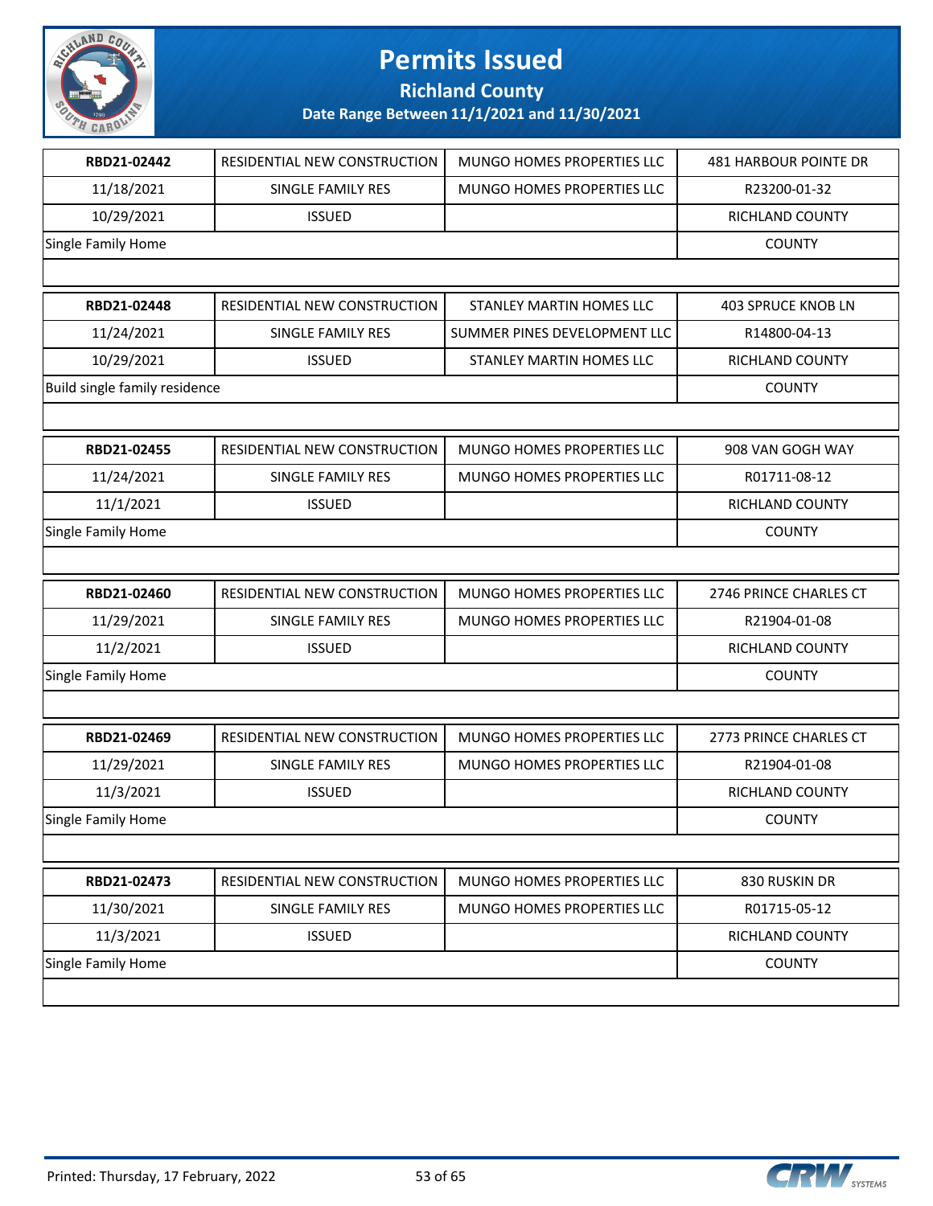# Permits Issued

## Richland County

### Date Range Between 11/1/2021 and 11/30/2021

| | | | |
|---|---|---|---|
| **RBD21-02442** | RESIDENTIAL NEW CONSTRUCTION | MUNGO HOMES PROPERTIES LLC | 481 HARBOUR POINTE DR |
| 11/18/2021 | SINGLE FAMILY RES | MUNGO HOMES PROPERTIES LLC | R23200-01-32 |
| 10/29/2021 | ISSUED | | RICHLAND COUNTY |
| Single Family Home | | | COUNTY |

| | | | |
|---|---|---|---|
| **RBD21-02448** | RESIDENTIAL NEW CONSTRUCTION | STANLEY MARTIN HOMES LLC | 403 SPRUCE KNOB LN |
| 11/24/2021 | SINGLE FAMILY RES | SUMMER PINES DEVELOPMENT LLC | R14800-04-13 |
| 10/29/2021 | ISSUED | STANLEY MARTIN HOMES LLC | RICHLAND COUNTY |
| Build single family residence | | | COUNTY |

| | | | |
|---|---|---|---|
| **RBD21-02455** | RESIDENTIAL NEW CONSTRUCTION | MUNGO HOMES PROPERTIES LLC | 908 VAN GOGH WAY |
| 11/24/2021 | SINGLE FAMILY RES | MUNGO HOMES PROPERTIES LLC | R01711-08-12 |
| 11/1/2021 | ISSUED | | RICHLAND COUNTY |
| Single Family Home | | | COUNTY |

| | | | |
|---|---|---|---|
| **RBD21-02460** | RESIDENTIAL NEW CONSTRUCTION | MUNGO HOMES PROPERTIES LLC | 2746 PRINCE CHARLES CT |
| 11/29/2021 | SINGLE FAMILY RES | MUNGO HOMES PROPERTIES LLC | R21904-01-08 |
| 11/2/2021 | ISSUED | | RICHLAND COUNTY |
| Single Family Home | | | COUNTY |

| | | | |
|---|---|---|---|
| **RBD21-02469** | RESIDENTIAL NEW CONSTRUCTION | MUNGO HOMES PROPERTIES LLC | 2773 PRINCE CHARLES CT |
| 11/29/2021 | SINGLE FAMILY RES | MUNGO HOMES PROPERTIES LLC | R21904-01-08 |
| 11/3/2021 | ISSUED | | RICHLAND COUNTY |
| Single Family Home | | | COUNTY |

| | | | |
|---|---|---|---|
| **RBD21-02473** | RESIDENTIAL NEW CONSTRUCTION | MUNGO HOMES PROPERTIES LLC | 830 RUSKIN DR |
| 11/30/2021 | SINGLE FAMILY RES | MUNGO HOMES PROPERTIES LLC | R01715-05-12 |
| 11/3/2021 | ISSUED | | RICHLAND COUNTY |
| Single Family Home | | | COUNTY |

Printed: Thursday, 17 February, 2022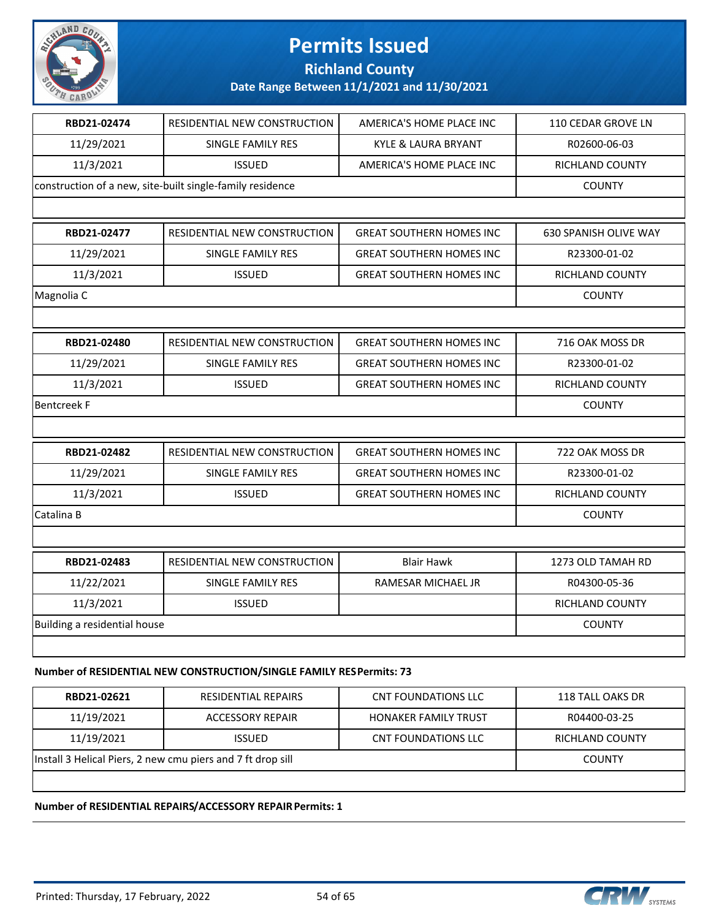# Permits Issued

**Richland County**

**Date Range Between 11/1/2021 and 11/30/2021**

| RBD21-02474 | RESIDENTIAL NEW CONSTRUCTION | AMERICA'S HOME PLACE INC | 110 CEDAR GROVE LN |
|---|---|---|---|
| 11/29/2021 | SINGLE FAMILY RES | KYLE & LAURA BRYANT | R02600-06-03 |
| 11/3/2021 | ISSUED | AMERICA'S HOME PLACE INC | RICHLAND COUNTY |
| construction of a new, site-built single-family residence | | | COUNTY |

| RBD21-02477 | RESIDENTIAL NEW CONSTRUCTION | GREAT SOUTHERN HOMES INC | 630 SPANISH OLIVE WAY |
|---|---|---|---|
| 11/29/2021 | SINGLE FAMILY RES | GREAT SOUTHERN HOMES INC | R23300-01-02 |
| 11/3/2021 | ISSUED | GREAT SOUTHERN HOMES INC | RICHLAND COUNTY |
| Magnolia C | | | COUNTY |

| RBD21-02480 | RESIDENTIAL NEW CONSTRUCTION | GREAT SOUTHERN HOMES INC | 716 OAK MOSS DR |
|---|---|---|---|
| 11/29/2021 | SINGLE FAMILY RES | GREAT SOUTHERN HOMES INC | R23300-01-02 |
| 11/3/2021 | ISSUED | GREAT SOUTHERN HOMES INC | RICHLAND COUNTY |
| Bentcreek F | | | COUNTY |

| RBD21-02482 | RESIDENTIAL NEW CONSTRUCTION | GREAT SOUTHERN HOMES INC | 722 OAK MOSS DR |
|---|---|---|---|
| 11/29/2021 | SINGLE FAMILY RES | GREAT SOUTHERN HOMES INC | R23300-01-02 |
| 11/3/2021 | ISSUED | GREAT SOUTHERN HOMES INC | RICHLAND COUNTY |
| Catalina B | | | COUNTY |

| RBD21-02483 | RESIDENTIAL NEW CONSTRUCTION | Blair Hawk | 1273 OLD TAMAH RD |
|---|---|---|---|
| 11/22/2021 | SINGLE FAMILY RES | RAMESAR MICHAEL JR | R04300-05-36 |
| 11/3/2021 | ISSUED | | RICHLAND COUNTY |
| Building a residential house | | | COUNTY |

**Number of RESIDENTIAL NEW CONSTRUCTION/SINGLE FAMILY RES Permits: 73**

| RBD21-02621 | RESIDENTIAL REPAIRS | CNT FOUNDATIONS LLC | 118 TALL OAKS DR |
|---|---|---|---|
| 11/19/2021 | ACCESSORY REPAIR | HONAKER FAMILY TRUST | R04400-03-25 |
| 11/19/2021 | ISSUED | CNT FOUNDATIONS LLC | RICHLAND COUNTY |
| Install 3 Helical Piers, 2 new cmu piers and 7 ft drop sill | | | COUNTY |

**Number of RESIDENTIAL REPAIRS/ACCESSORY REPAIR Permits: 1**

Printed: Thursday, 17 February, 2022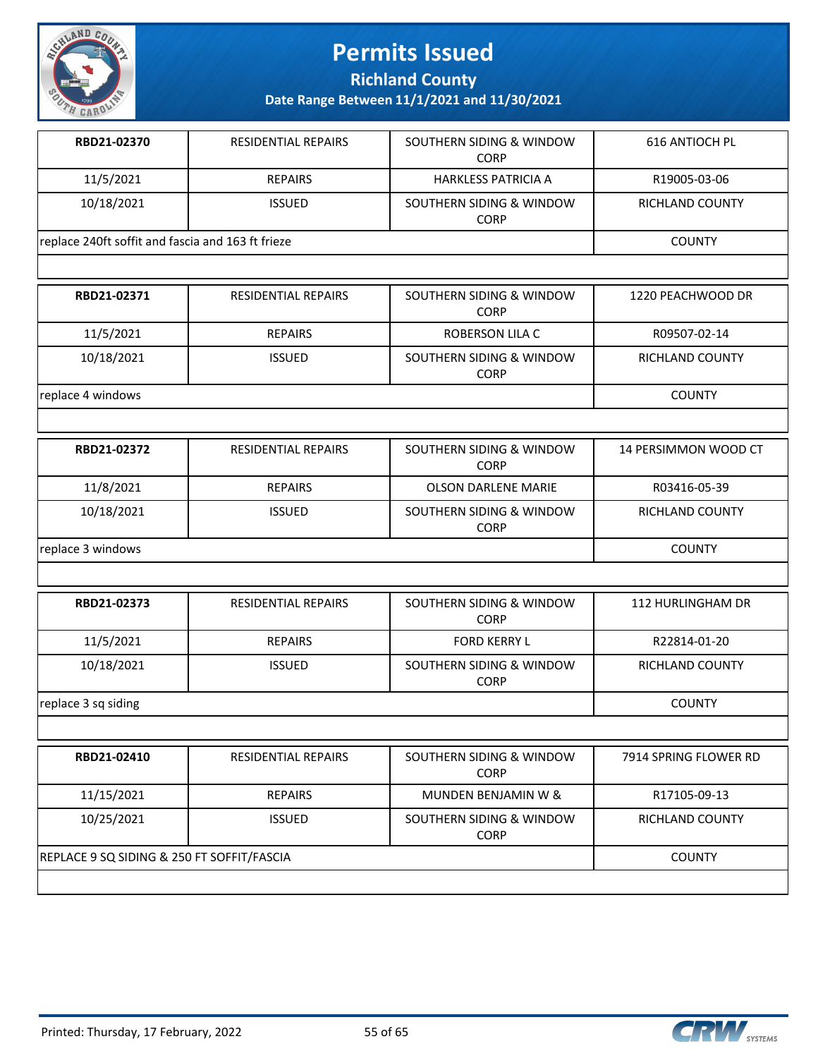# Permits Issued

## Richland County

### Date Range Between 11/1/2021 and 11/30/2021

| RBD21-02370 | RESIDENTIAL REPAIRS | SOUTHERN SIDING & WINDOW CORP | 616 ANTIOCH PL |
|---|---|---|---|
| 11/5/2021 | REPAIRS | HARKLESS PATRICIA A | R19005-03-06 |
| 10/18/2021 | ISSUED | SOUTHERN SIDING & WINDOW CORP | RICHLAND COUNTY |
| replace 240ft soffit and fascia and 163 ft frieze | | | COUNTY |

| RBD21-02371 | RESIDENTIAL REPAIRS | SOUTHERN SIDING & WINDOW CORP | 1220 PEACHWOOD DR |
|---|---|---|---|
| 11/5/2021 | REPAIRS | ROBERSON LILA C | R09507-02-14 |
| 10/18/2021 | ISSUED | SOUTHERN SIDING & WINDOW CORP | RICHLAND COUNTY |
| replace 4 windows | | | COUNTY |

| RBD21-02372 | RESIDENTIAL REPAIRS | SOUTHERN SIDING & WINDOW CORP | 14 PERSIMMON WOOD CT |
|---|---|---|---|
| 11/8/2021 | REPAIRS | OLSON DARLENE MARIE | R03416-05-39 |
| 10/18/2021 | ISSUED | SOUTHERN SIDING & WINDOW CORP | RICHLAND COUNTY |
| replace 3 windows | | | COUNTY |

| RBD21-02373 | RESIDENTIAL REPAIRS | SOUTHERN SIDING & WINDOW CORP | 112 HURLINGHAM DR |
|---|---|---|---|
| 11/5/2021 | REPAIRS | FORD KERRY L | R22814-01-20 |
| 10/18/2021 | ISSUED | SOUTHERN SIDING & WINDOW CORP | RICHLAND COUNTY |
| replace 3 sq siding | | | COUNTY |

| RBD21-02410 | RESIDENTIAL REPAIRS | SOUTHERN SIDING & WINDOW CORP | 7914 SPRING FLOWER RD |
|---|---|---|---|
| 11/15/2021 | REPAIRS | MUNDEN BENJAMIN W & | R17105-09-13 |
| 10/25/2021 | ISSUED | SOUTHERN SIDING & WINDOW CORP | RICHLAND COUNTY |
| REPLACE 9 SQ SIDING & 250 FT SOFFIT/FASCIA | | | COUNTY |

Printed: Thursday, 17 February, 2022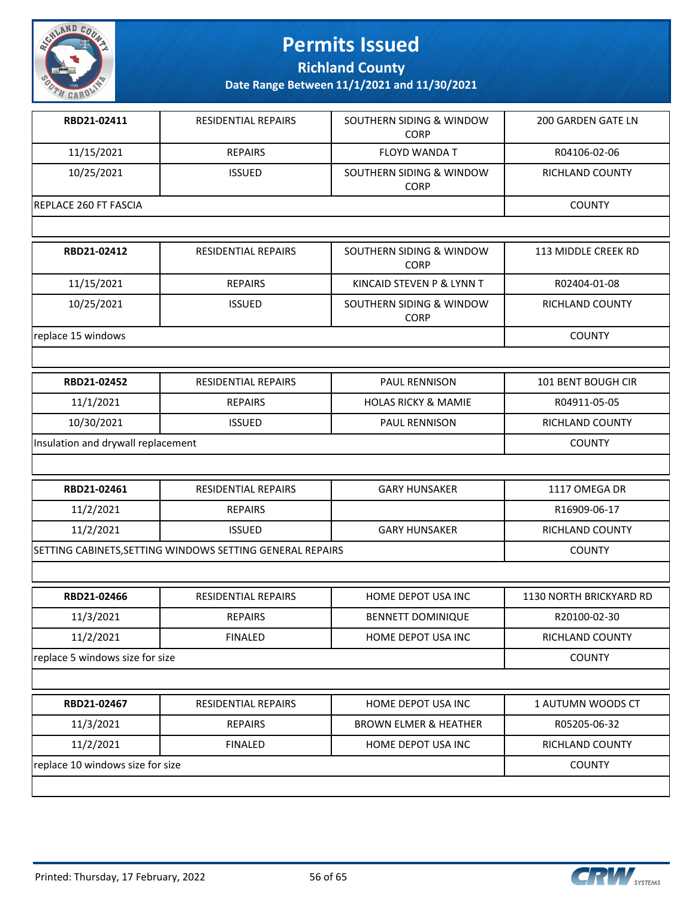# Permits Issued

## Richland County

### Date Range Between 11/1/2021 and 11/30/2021

| | | | |
|---|---|---|---|
| **RBD21-02411** | RESIDENTIAL REPAIRS | SOUTHERN SIDING & WINDOW CORP | 200 GARDEN GATE LN |
| 11/15/2021 | REPAIRS | FLOYD WANDA T | R04106-02-06 |
| 10/25/2021 | ISSUED | SOUTHERN SIDING & WINDOW CORP | RICHLAND COUNTY |
| REPLACE 260 FT FASCIA | | | COUNTY |

| | | | |
|---|---|---|---|
| **RBD21-02412** | RESIDENTIAL REPAIRS | SOUTHERN SIDING & WINDOW CORP | 113 MIDDLE CREEK RD |
| 11/15/2021 | REPAIRS | KINCAID STEVEN P & LYNN T | R02404-01-08 |
| 10/25/2021 | ISSUED | SOUTHERN SIDING & WINDOW CORP | RICHLAND COUNTY |
| replace 15 windows | | | COUNTY |

| | | | |
|---|---|---|---|
| **RBD21-02452** | RESIDENTIAL REPAIRS | PAUL RENNISON | 101 BENT BOUGH CIR |
| 11/1/2021 | REPAIRS | HOLAS RICKY & MAMIE | R04911-05-05 |
| 10/30/2021 | ISSUED | PAUL RENNISON | RICHLAND COUNTY |
| Insulation and drywall replacement | | | COUNTY |

| | | | |
|---|---|---|---|
| **RBD21-02461** | RESIDENTIAL REPAIRS | GARY HUNSAKER | 1117 OMEGA DR |
| 11/2/2021 | REPAIRS | | R16909-06-17 |
| 11/2/2021 | ISSUED | GARY HUNSAKER | RICHLAND COUNTY |
| SETTING CABINETS,SETTING WINDOWS SETTING GENERAL REPAIRS | | | COUNTY |

| | | | |
|---|---|---|---|
| **RBD21-02466** | RESIDENTIAL REPAIRS | HOME DEPOT USA INC | 1130 NORTH BRICKYARD RD |
| 11/3/2021 | REPAIRS | BENNETT DOMINIQUE | R20100-02-30 |
| 11/2/2021 | FINALED | HOME DEPOT USA INC | RICHLAND COUNTY |
| replace 5 windows size for size | | | COUNTY |

| | | | |
|---|---|---|---|
| **RBD21-02467** | RESIDENTIAL REPAIRS | HOME DEPOT USA INC | 1 AUTUMN WOODS CT |
| 11/3/2021 | REPAIRS | BROWN ELMER & HEATHER | R05205-06-32 |
| 11/2/2021 | FINALED | HOME DEPOT USA INC | RICHLAND COUNTY |
| replace 10 windows size for size | | | COUNTY |

Printed: Thursday, 17 February, 2022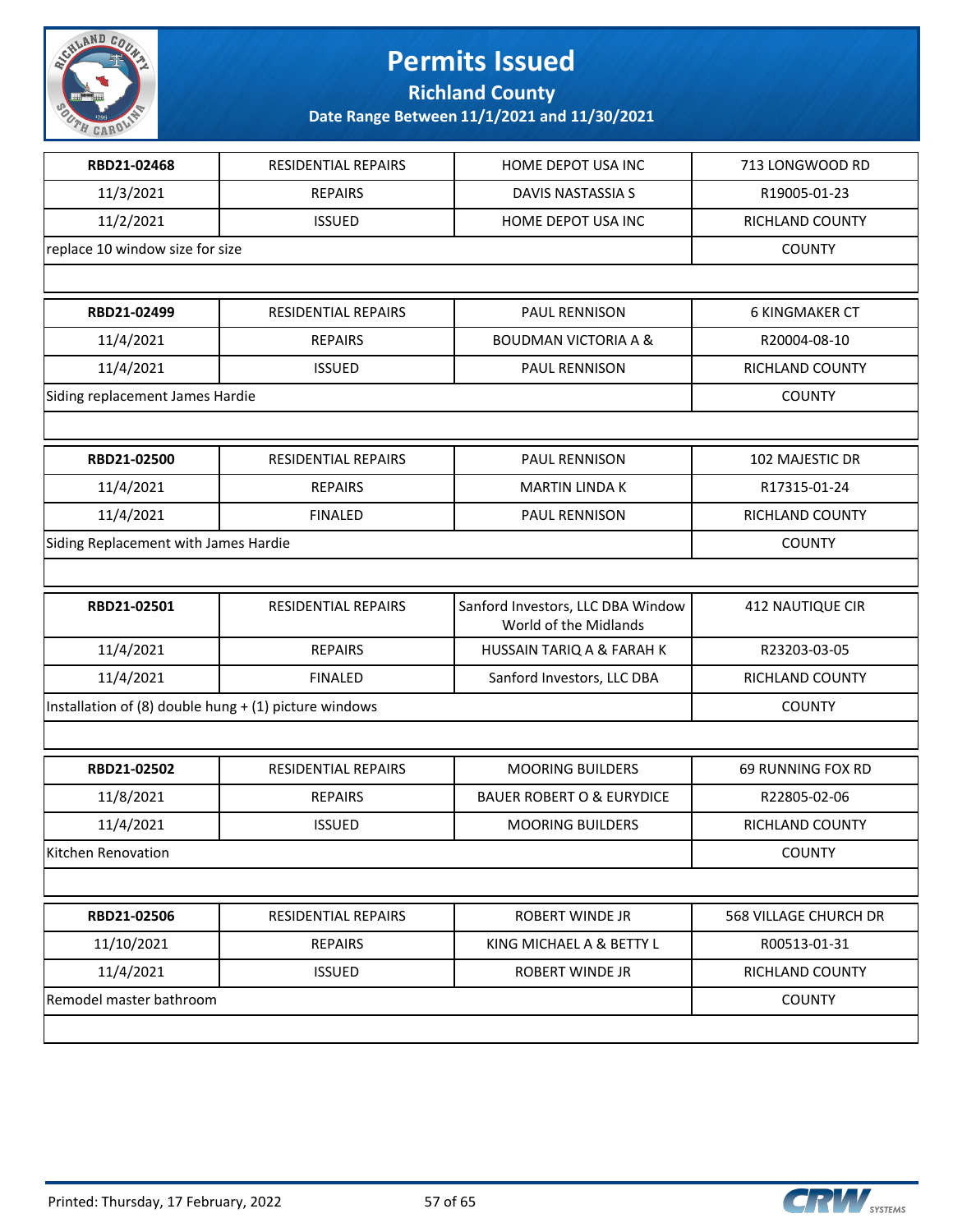# Permits Issued

## Richland County

### Date Range Between 11/1/2021 and 11/30/2021

| | | | |
|---|---|---|---|
| **RBD21-02468** | RESIDENTIAL REPAIRS | HOME DEPOT USA INC | 713 LONGWOOD RD |
| 11/3/2021 | REPAIRS | DAVIS NASTASSIA S | R19005-01-23 |
| 11/2/2021 | ISSUED | HOME DEPOT USA INC | RICHLAND COUNTY |
| replace 10 window size for size | | | COUNTY |

| | | | |
|---|---|---|---|
| **RBD21-02499** | RESIDENTIAL REPAIRS | PAUL RENNISON | 6 KINGMAKER CT |
| 11/4/2021 | REPAIRS | BOUDMAN VICTORIA A & | R20004-08-10 |
| 11/4/2021 | ISSUED | PAUL RENNISON | RICHLAND COUNTY |
| Siding replacement James Hardie | | | COUNTY |

| | | | |
|---|---|---|---|
| **RBD21-02500** | RESIDENTIAL REPAIRS | PAUL RENNISON | 102 MAJESTIC DR |
| 11/4/2021 | REPAIRS | MARTIN LINDA K | R17315-01-24 |
| 11/4/2021 | FINALED | PAUL RENNISON | RICHLAND COUNTY |
| Siding Replacement with James Hardie | | | COUNTY |

| | | | |
|---|---|---|---|
| **RBD21-02501** | RESIDENTIAL REPAIRS | Sanford Investors, LLC DBA Window World of the Midlands | 412 NAUTIQUE CIR |
| 11/4/2021 | REPAIRS | HUSSAIN TARIQ A & FARAH K | R23203-03-05 |
| 11/4/2021 | FINALED | Sanford Investors, LLC DBA | RICHLAND COUNTY |
| Installation of (8) double hung + (1) picture windows | | | COUNTY |

| | | | |
|---|---|---|---|
| **RBD21-02502** | RESIDENTIAL REPAIRS | MOORING BUILDERS | 69 RUNNING FOX RD |
| 11/8/2021 | REPAIRS | BAUER ROBERT O & EURYDICE | R22805-02-06 |
| 11/4/2021 | ISSUED | MOORING BUILDERS | RICHLAND COUNTY |
| Kitchen Renovation | | | COUNTY |

| | | | |
|---|---|---|---|
| **RBD21-02506** | RESIDENTIAL REPAIRS | ROBERT WINDE JR | 568 VILLAGE CHURCH DR |
| 11/10/2021 | REPAIRS | KING MICHAEL A & BETTY L | R00513-01-31 |
| 11/4/2021 | ISSUED | ROBERT WINDE JR | RICHLAND COUNTY |
| Remodel master bathroom | | | COUNTY |

Printed: Thursday, 17 February, 2022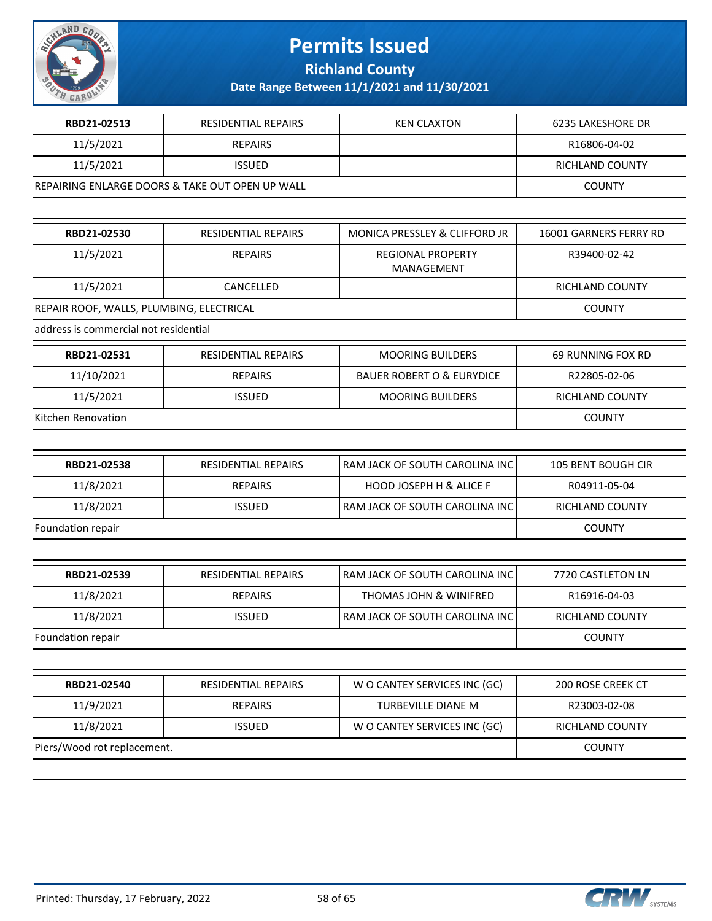# Permits Issued

## Richland County

### Date Range Between 11/1/2021 and 11/30/2021

| | | | |
|---|---|---|---|
| **RBD21-02513** | RESIDENTIAL REPAIRS | KEN CLAXTON | 6235 LAKESHORE DR |
| 11/5/2021 | REPAIRS | | R16806-04-02 |
| 11/5/2021 | ISSUED | | RICHLAND COUNTY |
| REPAIRING ENLARGE DOORS & TAKE OUT OPEN UP WALL | | | COUNTY |
| | | | |

| | | | |
|---|---|---|---|
| **RBD21-02530** | RESIDENTIAL REPAIRS | MONICA PRESSLEY & CLIFFORD JR | 16001 GARNERS FERRY RD |
| 11/5/2021 | REPAIRS | REGIONAL PROPERTY MANAGEMENT | R39400-02-42 |
| 11/5/2021 | CANCELLED | | RICHLAND COUNTY |
| REPAIR ROOF, WALLS, PLUMBING, ELECTRICAL | | | COUNTY |
| address is commercial not residential | | | |

| | | | |
|---|---|---|---|
| **RBD21-02531** | RESIDENTIAL REPAIRS | MOORING BUILDERS | 69 RUNNING FOX RD |
| 11/10/2021 | REPAIRS | BAUER ROBERT O & EURYDICE | R22805-02-06 |
| 11/5/2021 | ISSUED | MOORING BUILDERS | RICHLAND COUNTY |
| Kitchen Renovation | | | COUNTY |
| | | | |

| | | | |
|---|---|---|---|
| **RBD21-02538** | RESIDENTIAL REPAIRS | RAM JACK OF SOUTH CAROLINA INC | 105 BENT BOUGH CIR |
| 11/8/2021 | REPAIRS | HOOD JOSEPH H & ALICE F | R04911-05-04 |
| 11/8/2021 | ISSUED | RAM JACK OF SOUTH CAROLINA INC | RICHLAND COUNTY |
| Foundation repair | | | COUNTY |
| | | | |

| | | | |
|---|---|---|---|
| **RBD21-02539** | RESIDENTIAL REPAIRS | RAM JACK OF SOUTH CAROLINA INC | 7720 CASTLETON LN |
| 11/8/2021 | REPAIRS | THOMAS JOHN & WINIFRED | R16916-04-03 |
| 11/8/2021 | ISSUED | RAM JACK OF SOUTH CAROLINA INC | RICHLAND COUNTY |
| Foundation repair | | | COUNTY |
| | | | |

| | | | |
|---|---|---|---|
| **RBD21-02540** | RESIDENTIAL REPAIRS | W O CANTEY SERVICES INC (GC) | 200 ROSE CREEK CT |
| 11/9/2021 | REPAIRS | TURBEVILLE DIANE M | R23003-02-08 |
| 11/8/2021 | ISSUED | W O CANTEY SERVICES INC (GC) | RICHLAND COUNTY |
| Piers/Wood rot replacement. | | | COUNTY |
| | | | |

Printed: Thursday, 17 February, 2022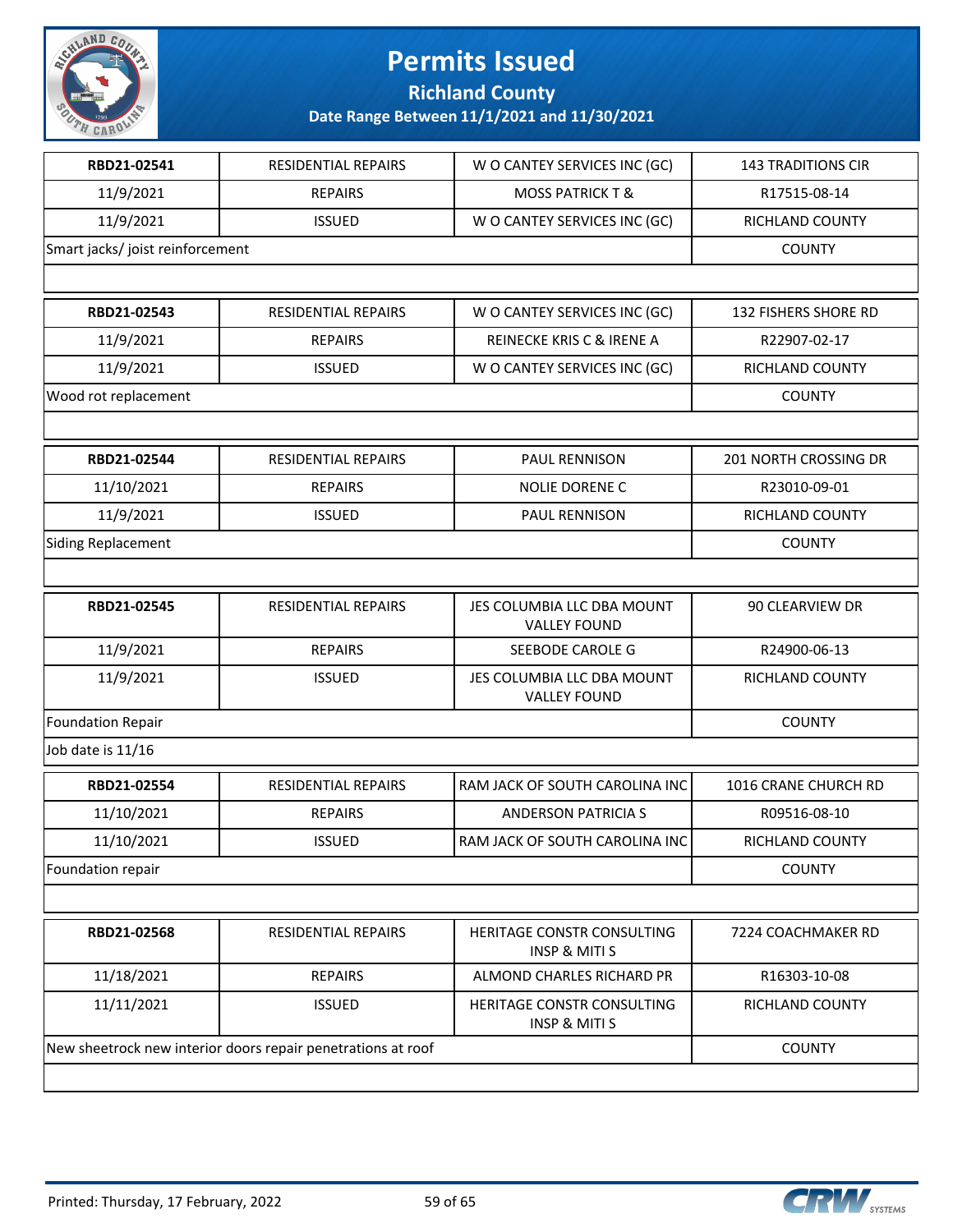# Permits Issued

## Richland County

### Date Range Between 11/1/2021 and 11/30/2021

| RBD21-02541 | RESIDENTIAL REPAIRS | W O CANTEY SERVICES INC (GC) | 143 TRADITIONS CIR |
|---|---|---|---|
| 11/9/2021 | REPAIRS | MOSS PATRICK T & | R17515-08-14 |
| 11/9/2021 | ISSUED | W O CANTEY SERVICES INC (GC) | RICHLAND COUNTY |
| Smart jacks/ joist reinforcement | | | COUNTY |
| | | | |

| RBD21-02543 | RESIDENTIAL REPAIRS | W O CANTEY SERVICES INC (GC) | 132 FISHERS SHORE RD |
|---|---|---|---|
| 11/9/2021 | REPAIRS | REINECKE KRIS C & IRENE A | R22907-02-17 |
| 11/9/2021 | ISSUED | W O CANTEY SERVICES INC (GC) | RICHLAND COUNTY |
| Wood rot replacement | | | COUNTY |
| | | | |

| RBD21-02544 | RESIDENTIAL REPAIRS | PAUL RENNISON | 201 NORTH CROSSING DR |
|---|---|---|---|
| 11/10/2021 | REPAIRS | NOLIE DORENE C | R23010-09-01 |
| 11/9/2021 | ISSUED | PAUL RENNISON | RICHLAND COUNTY |
| Siding Replacement | | | COUNTY |
| | | | |

| RBD21-02545 | RESIDENTIAL REPAIRS | JES COLUMBIA LLC DBA MOUNT VALLEY FOUND | 90 CLEARVIEW DR |
|---|---|---|---|
| 11/9/2021 | REPAIRS | SEEBODE CAROLE G | R24900-06-13 |
| 11/9/2021 | ISSUED | JES COLUMBIA LLC DBA MOUNT VALLEY FOUND | RICHLAND COUNTY |
| Foundation Repair | | | COUNTY |
| Job date is 11/16 | | | |

| RBD21-02554 | RESIDENTIAL REPAIRS | RAM JACK OF SOUTH CAROLINA INC | 1016 CRANE CHURCH RD |
|---|---|---|---|
| 11/10/2021 | REPAIRS | ANDERSON PATRICIA S | R09516-08-10 |
| 11/10/2021 | ISSUED | RAM JACK OF SOUTH CAROLINA INC | RICHLAND COUNTY |
| Foundation repair | | | COUNTY |
| | | | |

| RBD21-02568 | RESIDENTIAL REPAIRS | HERITAGE CONSTR CONSULTING INSP & MITI S | 7224 COACHMAKER RD |
|---|---|---|---|
| 11/18/2021 | REPAIRS | ALMOND CHARLES RICHARD PR | R16303-10-08 |
| 11/11/2021 | ISSUED | HERITAGE CONSTR CONSULTING INSP & MITI S | RICHLAND COUNTY |
| New sheetrock new interior doors repair penetrations at roof | | | COUNTY |
| | | | |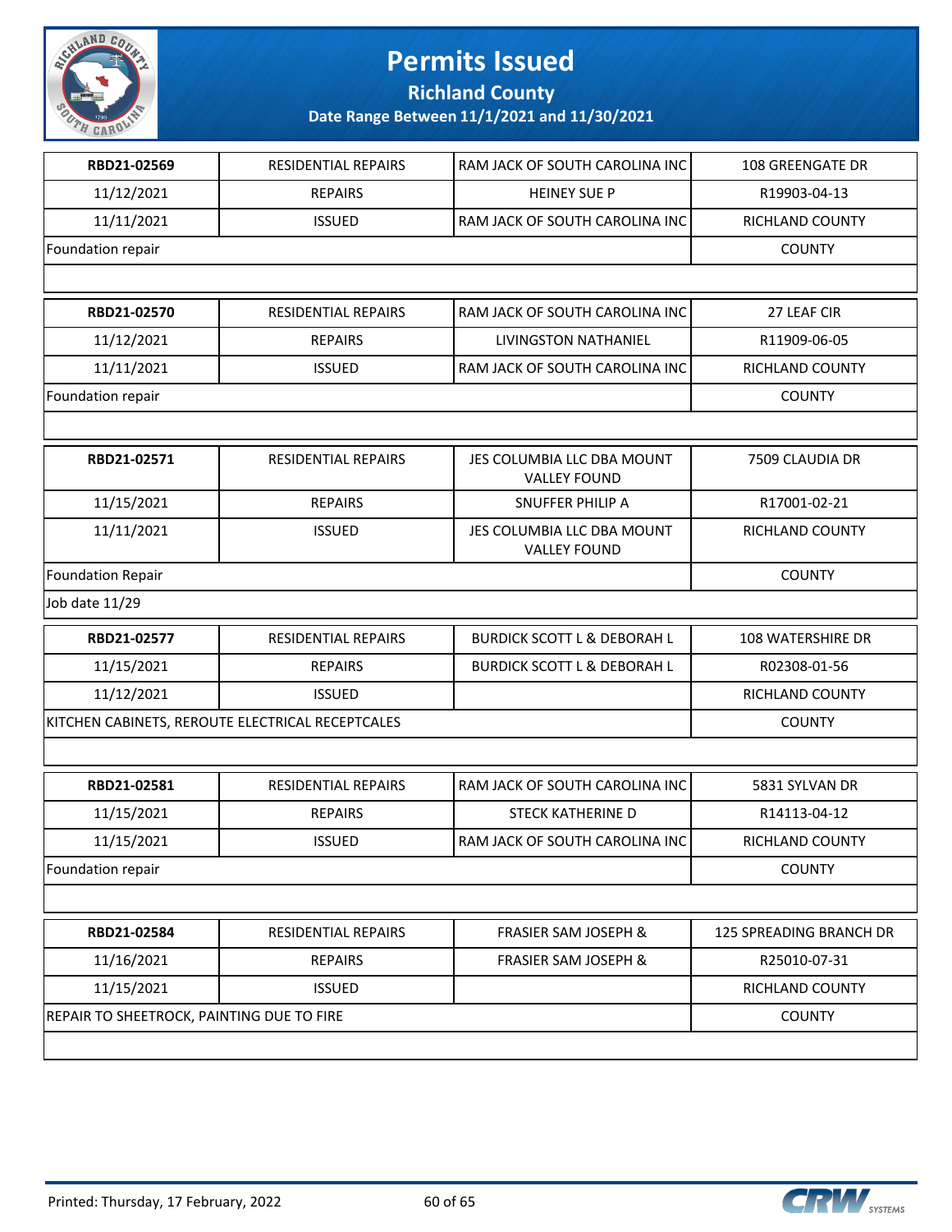# Permits Issued

## Richland County

### Date Range Between 11/1/2021 and 11/30/2021

| | | | |
|---|---|---|---|
| **RBD21-02569** | RESIDENTIAL REPAIRS | RAM JACK OF SOUTH CAROLINA INC | 108 GREENGATE DR |
| 11/12/2021 | REPAIRS | HEINEY SUE P | R19903-04-13 |
| 11/11/2021 | ISSUED | RAM JACK OF SOUTH CAROLINA INC | RICHLAND COUNTY |
| Foundation repair | | | COUNTY |
| | | | |

| | | | |
|---|---|---|---|
| **RBD21-02570** | RESIDENTIAL REPAIRS | RAM JACK OF SOUTH CAROLINA INC | 27 LEAF CIR |
| 11/12/2021 | REPAIRS | LIVINGSTON NATHANIEL | R11909-06-05 |
| 11/11/2021 | ISSUED | RAM JACK OF SOUTH CAROLINA INC | RICHLAND COUNTY |
| Foundation repair | | | COUNTY |
| | | | |

| | | | |
|---|---|---|---|
| **RBD21-02571** | RESIDENTIAL REPAIRS | JES COLUMBIA LLC DBA MOUNT VALLEY FOUND | 7509 CLAUDIA DR |
| 11/15/2021 | REPAIRS | SNUFFER PHILIP A | R17001-02-21 |
| 11/11/2021 | ISSUED | JES COLUMBIA LLC DBA MOUNT VALLEY FOUND | RICHLAND COUNTY |
| Foundation Repair | | | COUNTY |
| Job date 11/29 | | | |

| | | | |
|---|---|---|---|
| **RBD21-02577** | RESIDENTIAL REPAIRS | BURDICK SCOTT L & DEBORAH L | 108 WATERSHIRE DR |
| 11/15/2021 | REPAIRS | BURDICK SCOTT L & DEBORAH L | R02308-01-56 |
| 11/12/2021 | ISSUED | | RICHLAND COUNTY |
| KITCHEN CABINETS, REROUTE ELECTRICAL RECEPTCALES | | | COUNTY |
| | | | |

| | | | |
|---|---|---|---|
| **RBD21-02581** | RESIDENTIAL REPAIRS | RAM JACK OF SOUTH CAROLINA INC | 5831 SYLVAN DR |
| 11/15/2021 | REPAIRS | STECK KATHERINE D | R14113-04-12 |
| 11/15/2021 | ISSUED | RAM JACK OF SOUTH CAROLINA INC | RICHLAND COUNTY |
| Foundation repair | | | COUNTY |
| | | | |

| | | | |
|---|---|---|---|
| **RBD21-02584** | RESIDENTIAL REPAIRS | FRASIER SAM JOSEPH & | 125 SPREADING BRANCH DR |
| 11/16/2021 | REPAIRS | FRASIER SAM JOSEPH & | R25010-07-31 |
| 11/15/2021 | ISSUED | | RICHLAND COUNTY |
| REPAIR TO SHEETROCK, PAINTING DUE TO FIRE | | | COUNTY |
| | | | |

Printed: Thursday, 17 February, 2022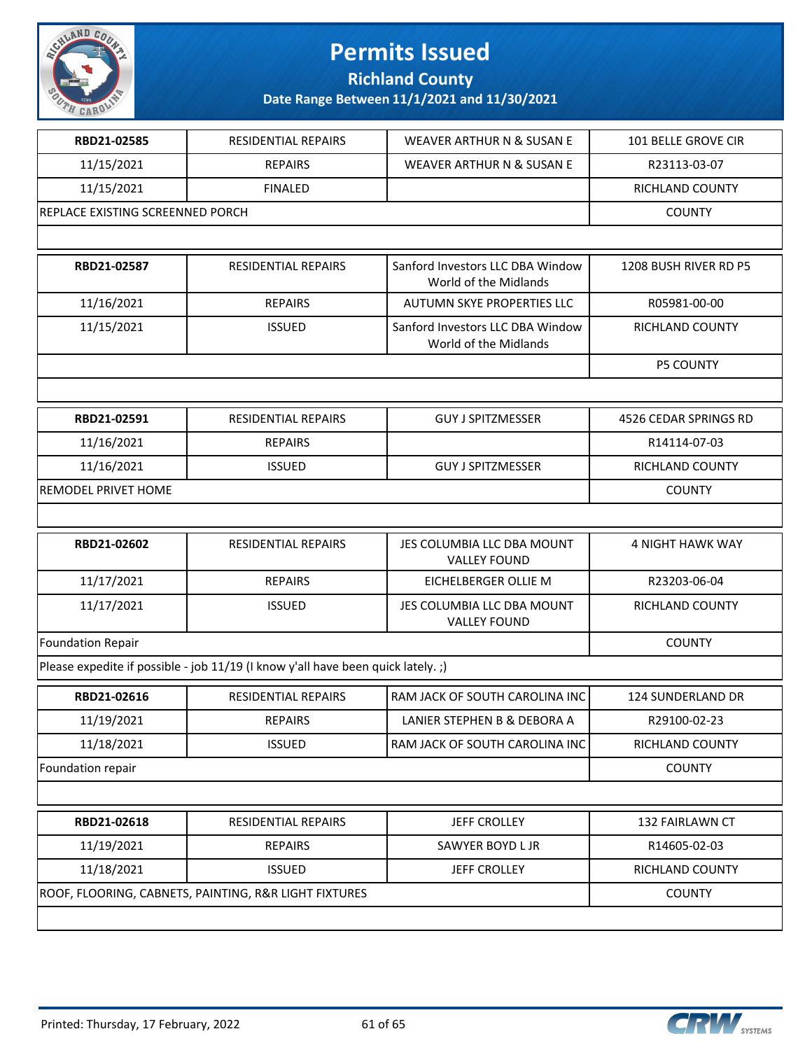# Permits Issued

## Richland County

### Date Range Between 11/1/2021 and 11/30/2021

| | | | |
|---|---|---|---|
| **RBD21-02585** | RESIDENTIAL REPAIRS | WEAVER ARTHUR N & SUSAN E | 101 BELLE GROVE CIR |
| 11/15/2021 | REPAIRS | WEAVER ARTHUR N & SUSAN E | R23113-03-07 |
| 11/15/2021 | FINALED | | RICHLAND COUNTY |
| REPLACE EXISTING SCREENNED PORCH | | | COUNTY |

| | | | |
|---|---|---|---|
| **RBD21-02587** | RESIDENTIAL REPAIRS | Sanford Investors LLC DBA Window World of the Midlands | 1208 BUSH RIVER RD P5 |
| 11/16/2021 | REPAIRS | AUTUMN SKYE PROPERTIES LLC | R05981-00-00 |
| 11/15/2021 | ISSUED | Sanford Investors LLC DBA Window World of the Midlands | RICHLAND COUNTY |
| | | | P5 COUNTY |

| | | | |
|---|---|---|---|
| **RBD21-02591** | RESIDENTIAL REPAIRS | GUY J SPITZMESSER | 4526 CEDAR SPRINGS RD |
| 11/16/2021 | REPAIRS | | R14114-07-03 |
| 11/16/2021 | ISSUED | GUY J SPITZMESSER | RICHLAND COUNTY |
| REMODEL PRIVET HOME | | | COUNTY |

| | | | |
|---|---|---|---|
| **RBD21-02602** | RESIDENTIAL REPAIRS | JES COLUMBIA LLC DBA MOUNT VALLEY FOUND | 4 NIGHT HAWK WAY |
| 11/17/2021 | REPAIRS | EICHELBERGER OLLIE M | R23203-06-04 |
| 11/17/2021 | ISSUED | JES COLUMBIA LLC DBA MOUNT VALLEY FOUND | RICHLAND COUNTY |
| Foundation Repair | | | COUNTY |
| Please expedite if possible - job 11/19 (I know y'all have been quick lately. ;) | | | |

| | | | |
|---|---|---|---|
| **RBD21-02616** | RESIDENTIAL REPAIRS | RAM JACK OF SOUTH CAROLINA INC | 124 SUNDERLAND DR |
| 11/19/2021 | REPAIRS | LANIER STEPHEN B & DEBORA A | R29100-02-23 |
| 11/18/2021 | ISSUED | RAM JACK OF SOUTH CAROLINA INC | RICHLAND COUNTY |
| Foundation repair | | | COUNTY |

| | | | |
|---|---|---|---|
| **RBD21-02618** | RESIDENTIAL REPAIRS | JEFF CROLLEY | 132 FAIRLAWN CT |
| 11/19/2021 | REPAIRS | SAWYER BOYD L JR | R14605-02-03 |
| 11/18/2021 | ISSUED | JEFF CROLLEY | RICHLAND COUNTY |
| ROOF, FLOORING, CABNETS, PAINTING, R&R LIGHT FIXTURES | | | COUNTY |

Printed: Thursday, 17 February, 2022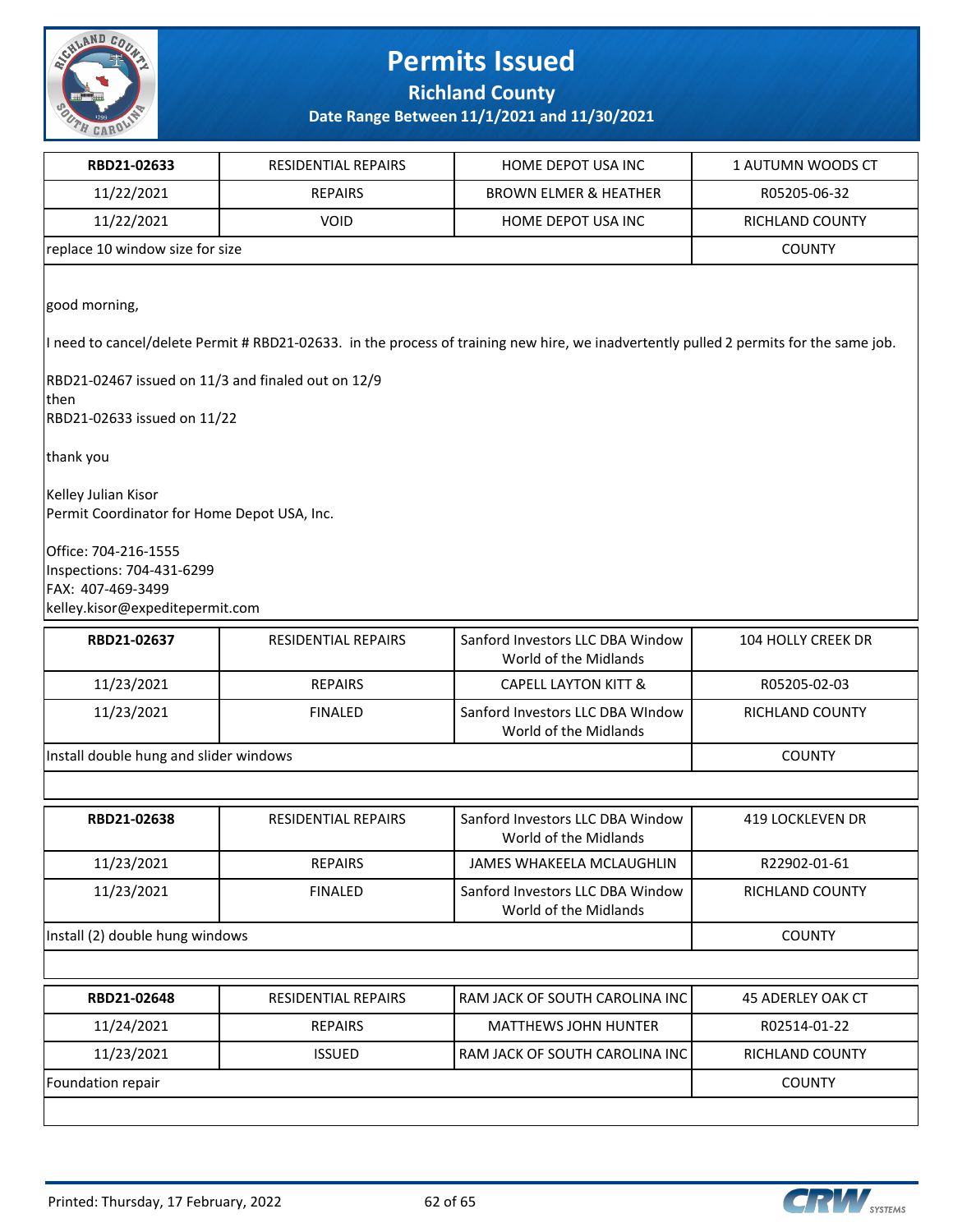# Permits Issued

**Richland County**

**Date Range Between 11/1/2021 and 11/30/2021**

| RBD21-02633 | RESIDENTIAL REPAIRS | HOME DEPOT USA INC | 1 AUTUMN WOODS CT |
|---|---|---|---|
| 11/22/2021 | REPAIRS | BROWN ELMER & HEATHER | R05205-06-32 |
| 11/22/2021 | VOID | HOME DEPOT USA INC | RICHLAND COUNTY |
| replace 10 window size for size | | | COUNTY |

good morning,

I need to cancel/delete Permit # RBD21-02633. in the process of training new hire, we inadvertently pulled 2 permits for the same job.

RBD21-02467 issued on 11/3 and finaled out on 12/9
then
RBD21-02633 issued on 11/22

thank you

Kelley Julian Kisor
Permit Coordinator for Home Depot USA, Inc.

Office: 704-216-1555
Inspections: 704-431-6299
FAX: 407-469-3499
kelley.kisor@expeditepermit.com

| RBD21-02637 | RESIDENTIAL REPAIRS | Sanford Investors LLC DBA Window World of the Midlands | 104 HOLLY CREEK DR |
|---|---|---|---|
| 11/23/2021 | REPAIRS | CAPELL LAYTON KITT & | R05205-02-03 |
| 11/23/2021 | FINALED | Sanford Investors LLC DBA WIndow World of the Midlands | RICHLAND COUNTY |
| Install double hung and slider windows | | | COUNTY |

| RBD21-02638 | RESIDENTIAL REPAIRS | Sanford Investors LLC DBA Window World of the Midlands | 419 LOCKLEVEN DR |
|---|---|---|---|
| 11/23/2021 | REPAIRS | JAMES WHAKEELA MCLAUGHLIN | R22902-01-61 |
| 11/23/2021 | FINALED | Sanford Investors LLC DBA Window World of the Midlands | RICHLAND COUNTY |
| Install (2) double hung windows | | | COUNTY |

| RBD21-02648 | RESIDENTIAL REPAIRS | RAM JACK OF SOUTH CAROLINA INC | 45 ADERLEY OAK CT |
|---|---|---|---|
| 11/24/2021 | REPAIRS | MATTHEWS JOHN HUNTER | R02514-01-22 |
| 11/23/2021 | ISSUED | RAM JACK OF SOUTH CAROLINA INC | RICHLAND COUNTY |
| Foundation repair | | | COUNTY |

Printed: Thursday, 17 February, 2022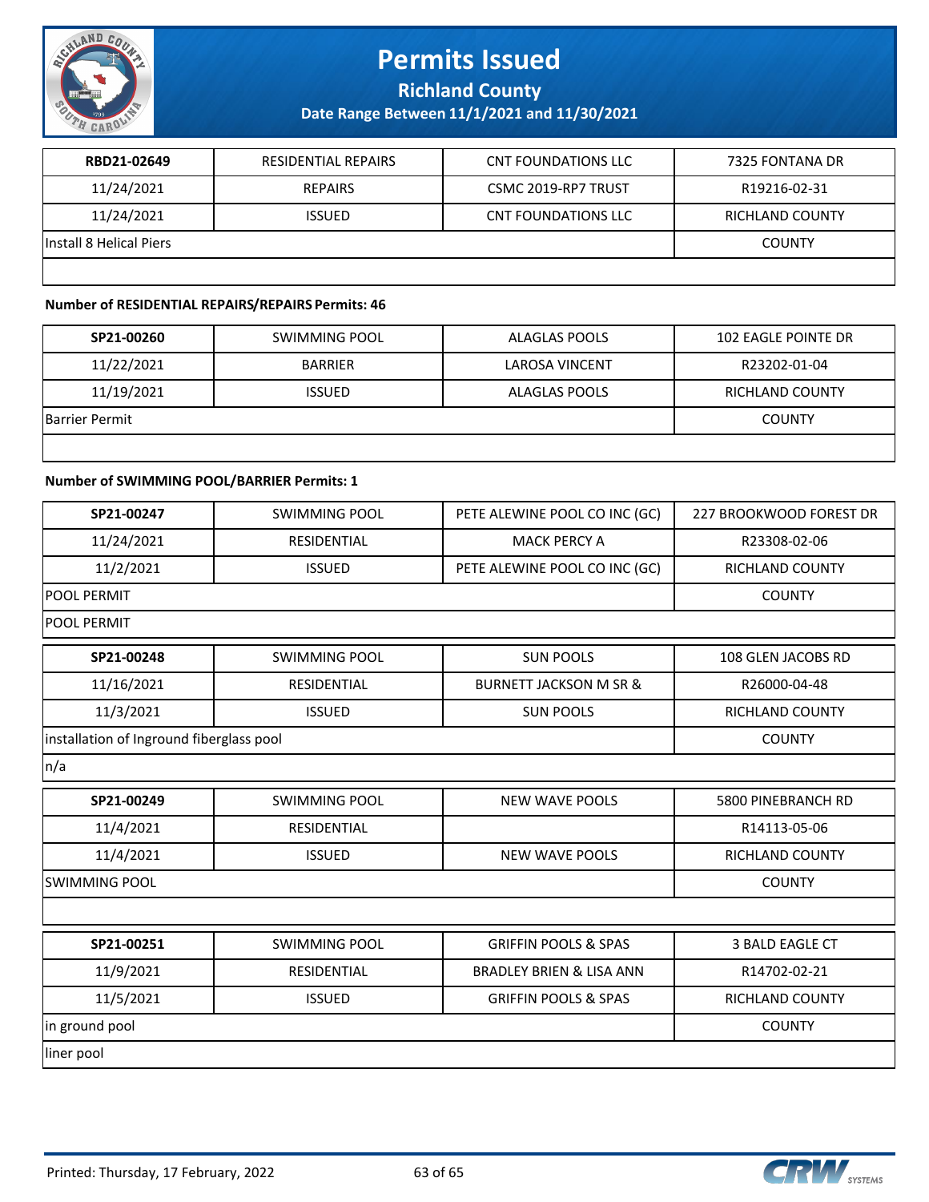| RBD21-02649 | RESIDENTIAL REPAIRS | CNT FOUNDATIONS LLC | 7325 FONTANA DR |
|---|---|---|---|
| 11/24/2021 | REPAIRS | CSMC 2019-RP7 TRUST | R19216-02-31 |
| 11/24/2021 | ISSUED | CNT FOUNDATIONS LLC | RICHLAND COUNTY |
| Install 8 Helical Piers | | | COUNTY |
| | | | |

**Number of RESIDENTIAL REPAIRS/REPAIRS Permits: 46**

| SP21-00260 | SWIMMING POOL | ALAGLAS POOLS | 102 EAGLE POINTE DR |
|---|---|---|---|
| 11/22/2021 | BARRIER | LAROSA VINCENT | R23202-01-04 |
| 11/19/2021 | ISSUED | ALAGLAS POOLS | RICHLAND COUNTY |
| Barrier Permit | | | COUNTY |
| | | | |

**Number of SWIMMING POOL/BARRIER Permits: 1**

| SP21-00247 | SWIMMING POOL | PETE ALEWINE POOL CO INC (GC) | 227 BROOKWOOD FOREST DR |
|---|---|---|---|
| 11/24/2021 | RESIDENTIAL | MACK PERCY A | R23308-02-06 |
| 11/2/2021 | ISSUED | PETE ALEWINE POOL CO INC (GC) | RICHLAND COUNTY |
| POOL PERMIT | | | COUNTY |
| POOL PERMIT | | | |
| SP21-00248 | SWIMMING POOL | SUN POOLS | 108 GLEN JACOBS RD |
| 11/16/2021 | RESIDENTIAL | BURNETT JACKSON M SR & | R26000-04-48 |
| 11/3/2021 | ISSUED | SUN POOLS | RICHLAND COUNTY |
| installation of Inground fiberglass pool | | | COUNTY |
| n/a | | | |
| SP21-00249 | SWIMMING POOL | NEW WAVE POOLS | 5800 PINEBRANCH RD |
| 11/4/2021 | RESIDENTIAL | | R14113-05-06 |
| 11/4/2021 | ISSUED | NEW WAVE POOLS | RICHLAND COUNTY |
| SWIMMING POOL | | | COUNTY |
| | | | |
| SP21-00251 | SWIMMING POOL | GRIFFIN POOLS & SPAS | 3 BALD EAGLE CT |
| 11/9/2021 | RESIDENTIAL | BRADLEY BRIEN & LISA ANN | R14702-02-21 |
| 11/5/2021 | ISSUED | GRIFFIN POOLS & SPAS | RICHLAND COUNTY |
| in ground pool | | | COUNTY |
| liner pool | | | |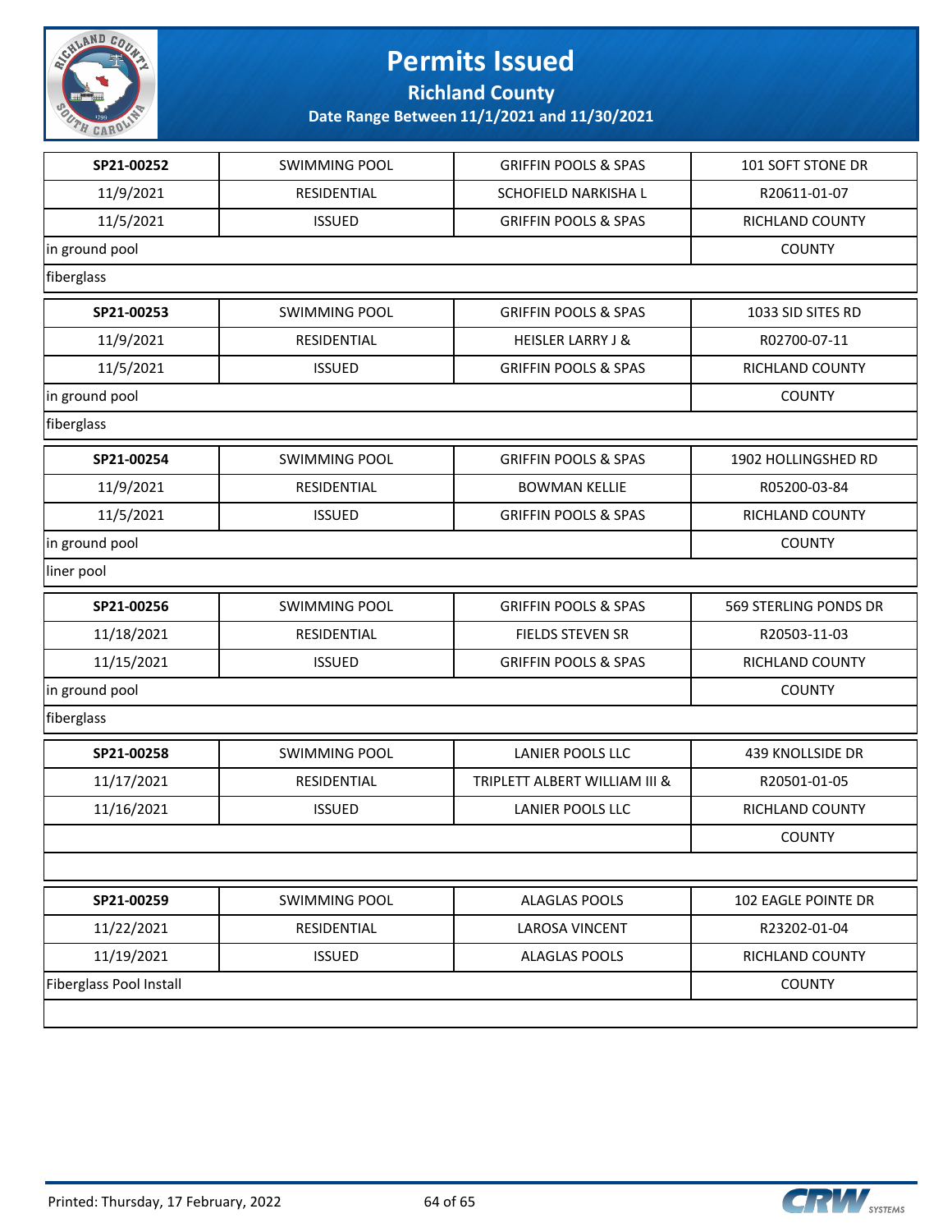# Permits Issued

## Richland County

### Date Range Between 11/1/2021 and 11/30/2021

| | | | |
|---|---|---|---|
| **SP21-00252** | SWIMMING POOL | GRIFFIN POOLS & SPAS | 101 SOFT STONE DR |
| 11/9/2021 | RESIDENTIAL | SCHOFIELD NARKISHA L | R20611-01-07 |
| 11/5/2021 | ISSUED | GRIFFIN POOLS & SPAS | RICHLAND COUNTY |
| in ground pool | | | COUNTY |
| fiberglass | | | |

| | | | |
|---|---|---|---|
| **SP21-00253** | SWIMMING POOL | GRIFFIN POOLS & SPAS | 1033 SID SITES RD |
| 11/9/2021 | RESIDENTIAL | HEISLER LARRY J & | R02700-07-11 |
| 11/5/2021 | ISSUED | GRIFFIN POOLS & SPAS | RICHLAND COUNTY |
| in ground pool | | | COUNTY |
| fiberglass | | | |

| | | | |
|---|---|---|---|
| **SP21-00254** | SWIMMING POOL | GRIFFIN POOLS & SPAS | 1902 HOLLINGSHED RD |
| 11/9/2021 | RESIDENTIAL | BOWMAN KELLIE | R05200-03-84 |
| 11/5/2021 | ISSUED | GRIFFIN POOLS & SPAS | RICHLAND COUNTY |
| in ground pool | | | COUNTY |
| liner pool | | | |

| | | | |
|---|---|---|---|
| **SP21-00256** | SWIMMING POOL | GRIFFIN POOLS & SPAS | 569 STERLING PONDS DR |
| 11/18/2021 | RESIDENTIAL | FIELDS STEVEN SR | R20503-11-03 |
| 11/15/2021 | ISSUED | GRIFFIN POOLS & SPAS | RICHLAND COUNTY |
| in ground pool | | | COUNTY |
| fiberglass | | | |

| | | | |
|---|---|---|---|
| **SP21-00258** | SWIMMING POOL | LANIER POOLS LLC | 439 KNOLLSIDE DR |
| 11/17/2021 | RESIDENTIAL | TRIPLETT ALBERT WILLIAM III & | R20501-01-05 |
| 11/16/2021 | ISSUED | LANIER POOLS LLC | RICHLAND COUNTY |
| | | | COUNTY |
| | | | |

| | | | |
|---|---|---|---|
| **SP21-00259** | SWIMMING POOL | ALAGLAS POOLS | 102 EAGLE POINTE DR |
| 11/22/2021 | RESIDENTIAL | LAROSA VINCENT | R23202-01-04 |
| 11/19/2021 | ISSUED | ALAGLAS POOLS | RICHLAND COUNTY |
| Fiberglass Pool Install | | | COUNTY |
| | | | |

Printed: Thursday, 17 February, 2022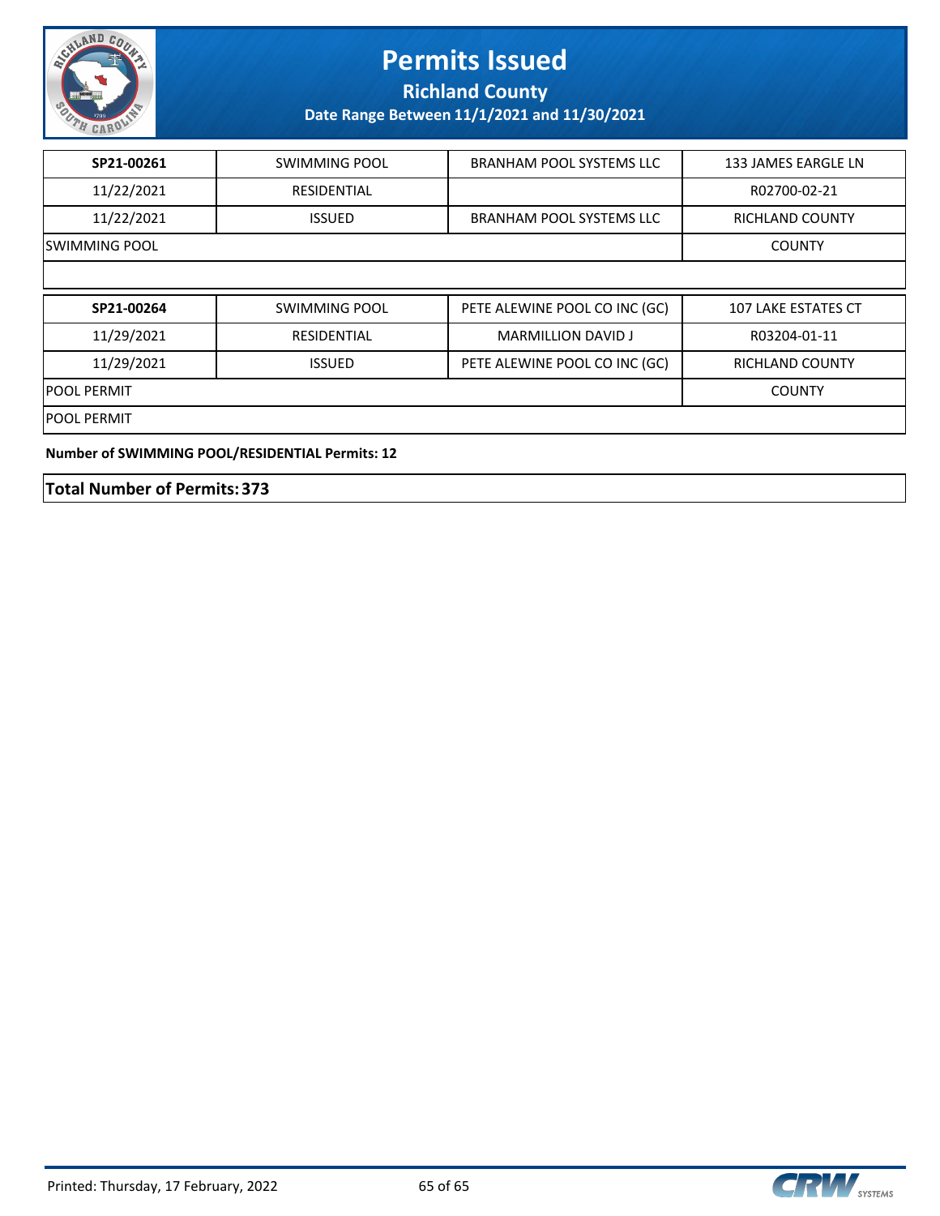| | | | |
|---|---|---|---|
| **SP21-00261** | SWIMMING POOL | BRANHAM POOL SYSTEMS LLC | 133 JAMES EARGLE LN |
| 11/22/2021 | RESIDENTIAL | | R02700-02-21 |
| 11/22/2021 | ISSUED | BRANHAM POOL SYSTEMS LLC | RICHLAND COUNTY |
| SWIMMING POOL | | | COUNTY |
| | | | |

| | | | |
|---|---|---|---|
| **SP21-00264** | SWIMMING POOL | PETE ALEWINE POOL CO INC (GC) | 107 LAKE ESTATES CT |
| 11/29/2021 | RESIDENTIAL | MARMILLION DAVID J | R03204-01-11 |
| 11/29/2021 | ISSUED | PETE ALEWINE POOL CO INC (GC) | RICHLAND COUNTY |
| POOL PERMIT | | | COUNTY |
| POOL PERMIT | | | |

**Number of SWIMMING POOL/RESIDENTIAL Permits: 12**

**Total Number of Permits: 373**